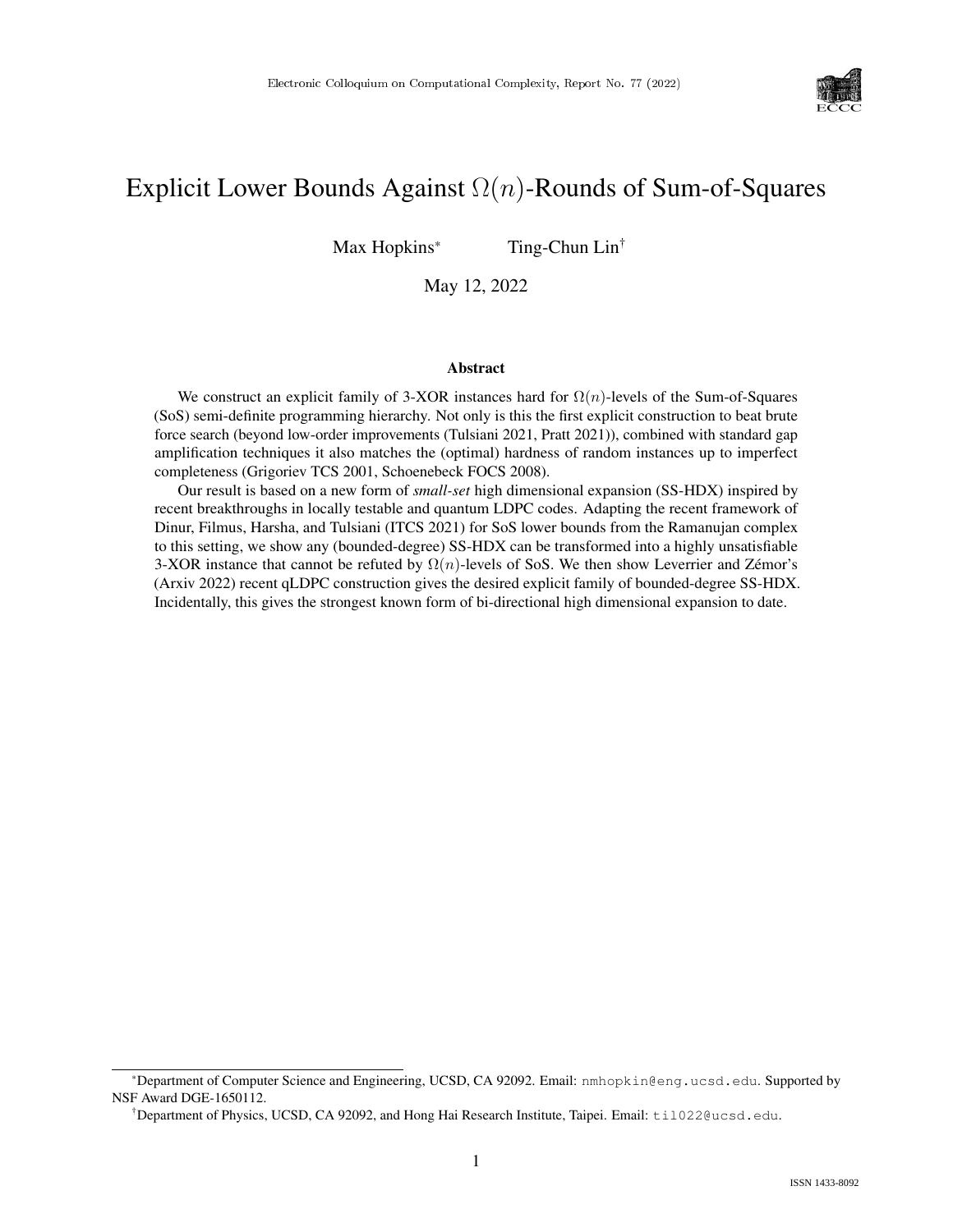# Explicit Lower Bounds Against $\Omega(n)$-Rounds of Sum-of-Squares

Max Hopkins[*] Ting-Chun Lin[†]

May 12, 2022

### Abstract

We construct an explicit family of 3-XOR instances hard for $\Omega(n)$-levels of the Sum-of-Squares (SoS) semi-definite programming hierarchy. Not only is this the first explicit construction to beat brute force search (beyond low-order improvements (Tulsiani 2021, Pratt 2021)), combined with standard gap amplification techniques it also matches the (optimal) hardness of random instances up to imperfect completeness (Grigoriev TCS 2001, Schoenebeck FOCS 2008).

Our result is based on a new form of *small-set* high dimensional expansion (SS-HDX) inspired by recent breakthroughs in locally testable and quantum LDPC codes. Adapting the recent framework of Dinur, Filmus, Harsha, and Tulsiani (ITCS 2021) for SoS lower bounds from the Ramanujan complex to this setting, we show any (bounded-degree) SS-HDX can be transformed into a highly unsatisfiable 3-XOR instance that cannot be refuted by $\Omega(n)$-levels of SoS. We then show Leverrier and Zémor's (Arxiv 2022) recent qLDPC construction gives the desired explicit family of bounded-degree SS-HDX. Incidentally, this gives the strongest known form of bi-directional high dimensional expansion to date.

---

[*] Department of Computer Science and Engineering, UCSD, CA 92092. Email: nmhopkin@eng.ucsd.edu. Supported by NSF Award DGE-1650112.

[†] Department of Physics, UCSD, CA 92092, and Hong Hai Research Institute, Taipei. Email: til022@ucsd.edu.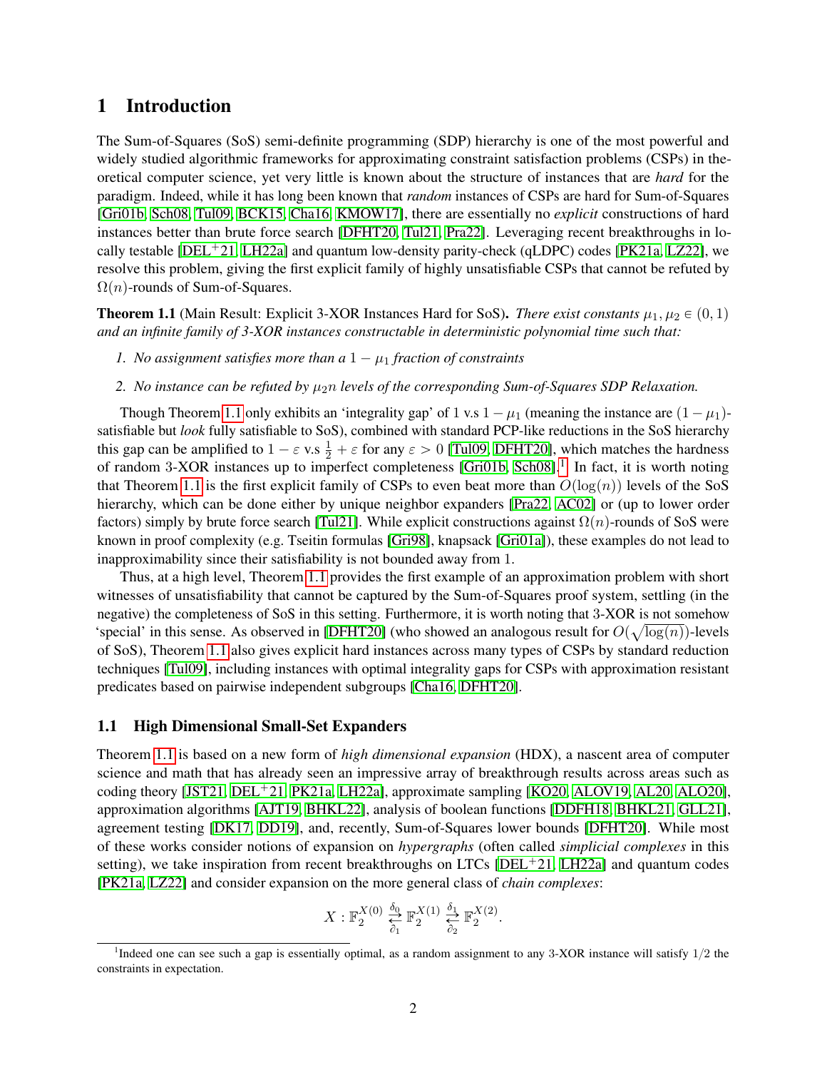## 1 Introduction

The Sum-of-Squares (SoS) semi-definite programming (SDP) hierarchy is one of the most powerful and widely studied algorithmic frameworks for approximating constraint satisfaction problems (CSPs) in theoretical computer science, yet very little is known about the structure of instances that are *hard* for the paradigm. Indeed, while it has long been known that *random* instances of CSPs are hard for Sum-of-Squares [Gri01b, Sch08, Tul09, BCK15, Cha16, KMOW17], there are essentially no *explicit* constructions of hard instances better than brute force search [DFHT20, Tul21, Pra22]. Leveraging recent breakthroughs in locally testable [DEL+21, LH22a] and quantum low-density parity-check (qLDPC) codes [PK21a, LZ22], we resolve this problem, giving the first explicit family of highly unsatisfiable CSPs that cannot be refuted by $\Omega(n)$-rounds of Sum-of-Squares.

**Theorem 1.1** (Main Result: Explicit 3-XOR Instances Hard for SoS)**.** *There exist constants $\mu_1, \mu_2 \in (0, 1)$ and an infinite family of 3-XOR instances constructable in deterministic polynomial time such that:*

1. *No assignment satisfies more than a $1 - \mu_1$ fraction of constraints*
2. *No instance can be refuted by $\mu_2 n$ levels of the corresponding Sum-of-Squares SDP Relaxation.*

Though Theorem 1.1 only exhibits an 'integrality gap' of 1 v.s $1 - \mu_1$ (meaning the instance are $(1 - \mu_1)$-satisfiable but *look* fully satisfiable to SoS), combined with standard PCP-like reductions in the SoS hierarchy this gap can be amplified to $1 - \varepsilon$ v.s $\frac{1}{2} + \varepsilon$ for any $\varepsilon > 0$ [Tul09, DFHT20], which matches the hardness of random 3-XOR instances up to imperfect completeness [Gri01b, Sch08].[1] In fact, it is worth noting that Theorem 1.1 is the first explicit family of CSPs to even beat more than $O(\log(n))$ levels of the SoS hierarchy, which can be done either by unique neighbor expanders [Pra22, AC02] or (up to lower order factors) simply by brute force search [Tul21]. While explicit constructions against $\Omega(n)$-rounds of SoS were known in proof complexity (e.g. Tseitin formulas [Gri98], knapsack [Gri01a]), these examples do not lead to inapproximability since their satisfiability is not bounded away from 1.

Thus, at a high level, Theorem 1.1 provides the first example of an approximation problem with short witnesses of unsatisfiability that cannot be captured by the Sum-of-Squares proof system, settling (in the negative) the completeness of SoS in this setting. Furthermore, it is worth noting that 3-XOR is not somehow 'special' in this sense. As observed in [DFHT20] (who showed an analogous result for $O(\sqrt{\log(n)})$-levels of SoS), Theorem 1.1 also gives explicit hard instances across many types of CSPs by standard reduction techniques [Tul09], including instances with optimal integrality gaps for CSPs with approximation resistant predicates based on pairwise independent subgroups [Cha16, DFHT20].

### 1.1 High Dimensional Small-Set Expanders

Theorem 1.1 is based on a new form of *high dimensional expansion* (HDX), a nascent area of computer science and math that has already seen an impressive array of breakthrough results across areas such as coding theory [JST21, DEL+21, PK21a, LH22a], approximate sampling [KO20, ALOV19, AL20, ALO20], approximation algorithms [AJT19, BHKL22], analysis of boolean functions [DDFH18, BHKL21, GLL21], agreement testing [DK17, DD19], and, recently, Sum-of-Squares lower bounds [DFHT20]. While most of these works consider notions of expansion on *hypergraphs* (often called *simplicial complexes* in this setting), we take inspiration from recent breakthroughs on LTCs [DEL+21, LH22a] and quantum codes [PK21a, LZ22] and consider expansion on the more general class of *chain complexes*:

$$X : \mathbb{F}_2^{X(0)} \underset{\partial_1}{\overset{\delta_0}{\rightleftarrows}} \mathbb{F}_2^{X(1)} \underset{\partial_2}{\overset{\delta_1}{\rightleftarrows}} \mathbb{F}_2^{X(2)}.$$

[1] Indeed one can see such a gap is essentially optimal, as a random assignment to any 3-XOR instance will satisfy 1/2 the constraints in expectation.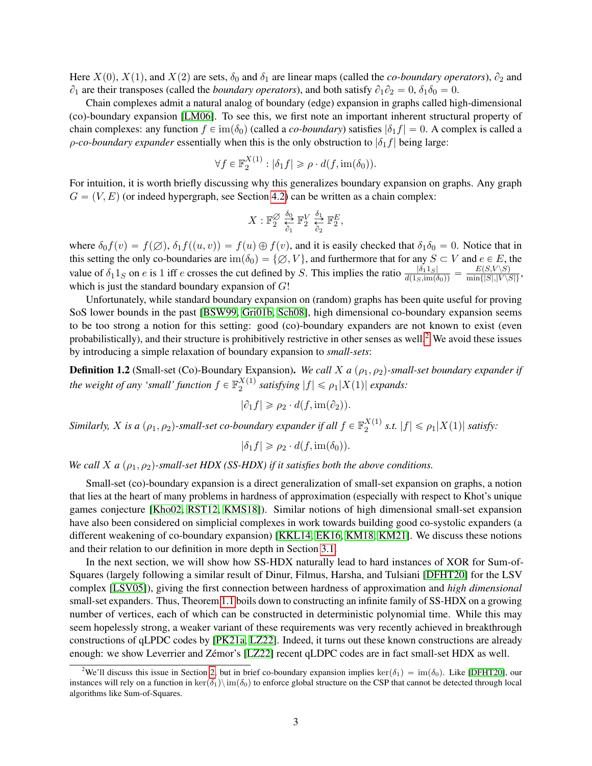Here $X(0)$, $X(1)$, and $X(2)$ are sets, $\delta_0$ and $\delta_1$ are linear maps (called the *co-boundary operators*), $\partial_2$ and $\partial_1$ are their transposes (called the *boundary operators*), and both satisfy $\partial_1\partial_2 = 0$, $\delta_1\delta_0 = 0$.

Chain complexes admit a natural analog of boundary (edge) expansion in graphs called high-dimensional (co)-boundary expansion [LM06]. To see this, we first note an important inherent structural property of chain complexes: any function $f \in \text{im}(\delta_0)$ (called a *co-boundary*) satisfies $|\delta_1 f| = 0$. A complex is called a $\rho$*-co-boundary expander* essentially when this is the only obstruction to $|\delta_1 f|$ being large:

$$\forall f \in \mathbb{F}_2^{X(1)} : |\delta_1 f| \geqslant \rho \cdot d(f, \text{im}(\delta_0)).$$

For intuition, it is worth briefly discussing why this generalizes boundary expansion on graphs. Any graph $G = (V, E)$ (or indeed hypergraph, see Section 4.2) can be written as a chain complex:

$$X : \mathbb{F}_2^{\varnothing} \underset{\partial_1}{\overset{\delta_0}{\rightleftarrows}} \mathbb{F}_2^{V} \underset{\partial_2}{\overset{\delta_1}{\rightleftarrows}} \mathbb{F}_2^{E},$$

where $\delta_0 f(v) = f(\varnothing)$, $\delta_1 f((u, v)) = f(u) \oplus f(v)$, and it is easily checked that $\delta_1\delta_0 = 0$. Notice that in this setting the only co-boundaries are $\text{im}(\delta_0) = \{\varnothing, V\}$, and furthermore that for any $S \subset V$ and $e \in E$, the value of $\delta_1 1_S$ on $e$ is $1$ iff $e$ crosses the cut defined by $S$. This implies the ratio $\frac{|\delta_1 1_S|}{d(1_S, \text{im}(\delta_0))} = \frac{E(S, V\setminus S)}{\min\{|S|, |V\setminus S|\}}$, which is just the standard boundary expansion of $G$!

Unfortunately, while standard boundary expansion on (random) graphs has been quite useful for proving SoS lower bounds in the past [BSW99, Gri01b, Sch08], high dimensional co-boundary expansion seems to be too strong a notion for this setting: good (co)-boundary expanders are not known to exist (even probabilistically), and their structure is prohibitively restrictive in other senses as well.[2] We avoid these issues by introducing a simple relaxation of boundary expansion to *small-sets*:

**Definition 1.2** (Small-set (Co)-Boundary Expansion)**.** *We call $X$ a $(\rho_1, \rho_2)$-small-set boundary expander if the weight of any 'small' function $f \in \mathbb{F}_2^{X(1)}$ satisfying $|f| \leqslant \rho_1 |X(1)|$ expands:*

$$|\partial_1 f| \geqslant \rho_2 \cdot d(f, \text{im}(\partial_2)).$$

*Similarly, $X$ is a $(\rho_1, \rho_2)$-small-set co-boundary expander if all $f \in \mathbb{F}_2^{X(1)}$ s.t. $|f| \leqslant \rho_1 |X(1)|$ satisfy:*

$$|\delta_1 f| \geqslant \rho_2 \cdot d(f, \text{im}(\delta_0)).$$

*We call $X$ a $(\rho_1, \rho_2)$-small-set HDX (SS-HDX) if it satisfies both the above conditions.*

Small-set (co)-boundary expansion is a direct generalization of small-set expansion on graphs, a notion that lies at the heart of many problems in hardness of approximation (especially with respect to Khot's unique games conjecture [Kho02, RST12, KMS18]). Similar notions of high dimensional small-set expansion have also been considered on simplicial complexes in work towards building good co-systolic expanders (a different weakening of co-boundary expansion) [KKL14, EK16, KM18, KM21]. We discuss these notions and their relation to our definition in more depth in Section 3.1.

In the next section, we will show how SS-HDX naturally lead to hard instances of XOR for Sum-of-Squares (largely following a similar result of Dinur, Filmus, Harsha, and Tulsiani [DFHT20] for the LSV complex [LSV05]), giving the first connection between hardness of approximation and *high dimensional* small-set expanders. Thus, Theorem 1.1 boils down to constructing an infinite family of SS-HDX on a growing number of vertices, each of which can be constructed in deterministic polynomial time. While this may seem hopelessly strong, a weaker variant of these requirements was very recently achieved in breakthrough constructions of qLPDC codes by [PK21a, LZ22]. Indeed, it turns out these known constructions are already enough: we show Leverrier and Zémor's [LZ22] recent qLDPC codes are in fact small-set HDX as well.

[2] We'll discuss this issue in Section 2, but in brief co-boundary expansion implies $\ker(\delta_1) = \text{im}(\delta_0)$. Like [DFHT20], our instances will rely on a function in $\ker(\delta_1) \setminus \text{im}(\delta_0)$ to enforce global structure on the CSP that cannot be detected through local algorithms like Sum-of-Squares.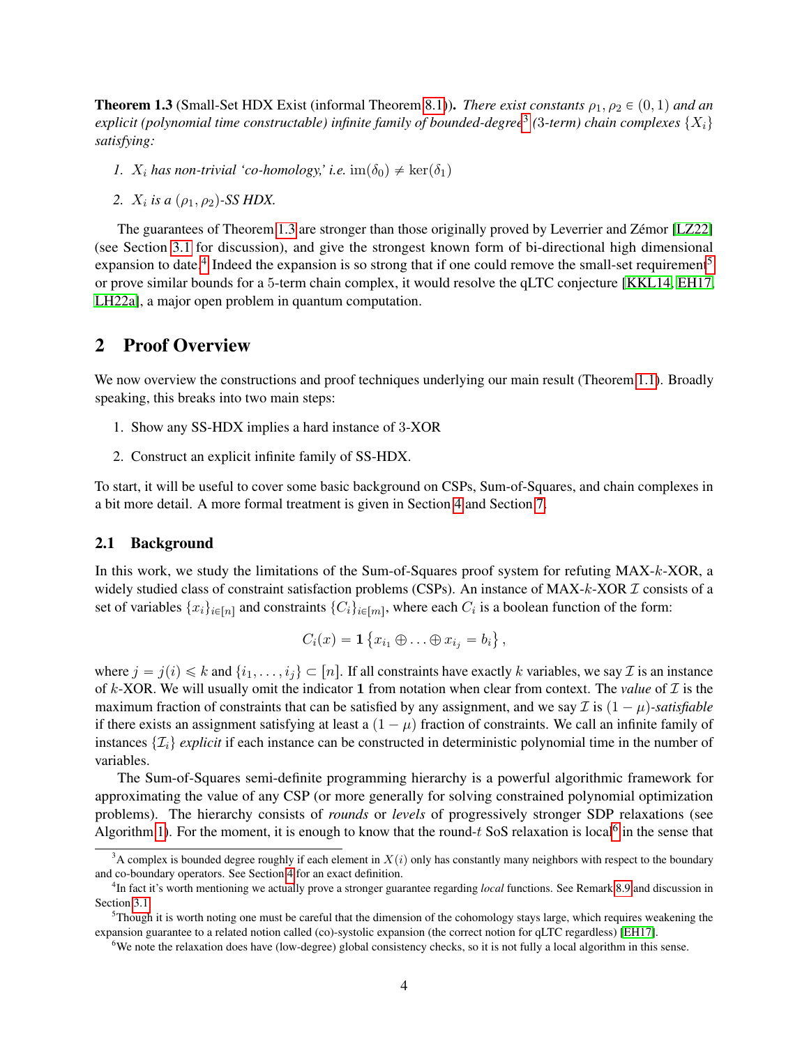**Theorem 1.3** (Small-Set HDX Exist (informal Theorem 8.1)). *There exist constants $\rho_1, \rho_2 \in (0,1)$ and an explicit (polynomial time constructable) infinite family of bounded-degree*[3] *(3-term) chain complexes $\{X_i\}$ satisfying:*

1. *$X_i$ has non-trivial 'co-homology,' i.e.* $\mathrm{im}(\delta_0) \neq \ker(\delta_1)$
2. *$X_i$ is a $(\rho_1, \rho_2)$-SS HDX.*

The guarantees of Theorem 1.3 are stronger than those originally proved by Leverrier and Zémor [LZ22] (see Section 3.1 for discussion), and give the strongest known form of bi-directional high dimensional expansion to date.[4] Indeed the expansion is so strong that if one could remove the small-set requirement[5] or prove similar bounds for a 5-term chain complex, it would resolve the qLTC conjecture [KKL14, EH17, LH22a], a major open problem in quantum computation.

## 2 Proof Overview

We now overview the constructions and proof techniques underlying our main result (Theorem 1.1). Broadly speaking, this breaks into two main steps:

1. Show any SS-HDX implies a hard instance of 3-XOR
2. Construct an explicit infinite family of SS-HDX.

To start, it will be useful to cover some basic background on CSPs, Sum-of-Squares, and chain complexes in a bit more detail. A more formal treatment is given in Section 4 and Section 7.

### 2.1 Background

In this work, we study the limitations of the Sum-of-Squares proof system for refuting MAX-$k$-XOR, a widely studied class of constraint satisfaction problems (CSPs). An instance of MAX-$k$-XOR $\mathcal{I}$ consists of a set of variables $\{x_i\}_{i\in[n]}$ and constraints $\{C_i\}_{i\in[m]}$, where each $C_i$ is a boolean function of the form:

$$C_i(x) = \mathbf{1}\left\{x_{i_1} \oplus \ldots \oplus x_{i_j} = b_i\right\},$$

where $j = j(i) \leqslant k$ and $\{i_1, \ldots, i_j\} \subset [n]$. If all constraints have exactly $k$ variables, we say $\mathcal{I}$ is an instance of $k$-XOR. We will usually omit the indicator $\mathbf{1}$ from notation when clear from context. The *value* of $\mathcal{I}$ is the maximum fraction of constraints that can be satisfied by any assignment, and we say $\mathcal{I}$ is $(1-\mu)$*-satisfiable* if there exists an assignment satisfying at least a $(1-\mu)$ fraction of constraints. We call an infinite family of instances $\{\mathcal{I}_i\}$ *explicit* if each instance can be constructed in deterministic polynomial time in the number of variables.

The Sum-of-Squares semi-definite programming hierarchy is a powerful algorithmic framework for approximating the value of any CSP (or more generally for solving constrained polynomial optimization problems). The hierarchy consists of *rounds* or *levels* of progressively stronger SDP relaxations (see Algorithm 1). For the moment, it is enough to know that the round-$t$ SoS relaxation is local[6] in the sense that

[3] A complex is bounded degree roughly if each element in $X(i)$ only has constantly many neighbors with respect to the boundary and co-boundary operators. See Section 4 for an exact definition.

[4] In fact it's worth mentioning we actually prove a stronger guarantee regarding *local* functions. See Remark 8.9 and discussion in Section 3.1.

[5] Though it is worth noting one must be careful that the dimension of the cohomology stays large, which requires weakening the expansion guarantee to a related notion called (co)-systolic expansion (the correct notion for qLTC regardless) [EH17].

[6] We note the relaxation does have (low-degree) global consistency checks, so it is not fully a local algorithm in this sense.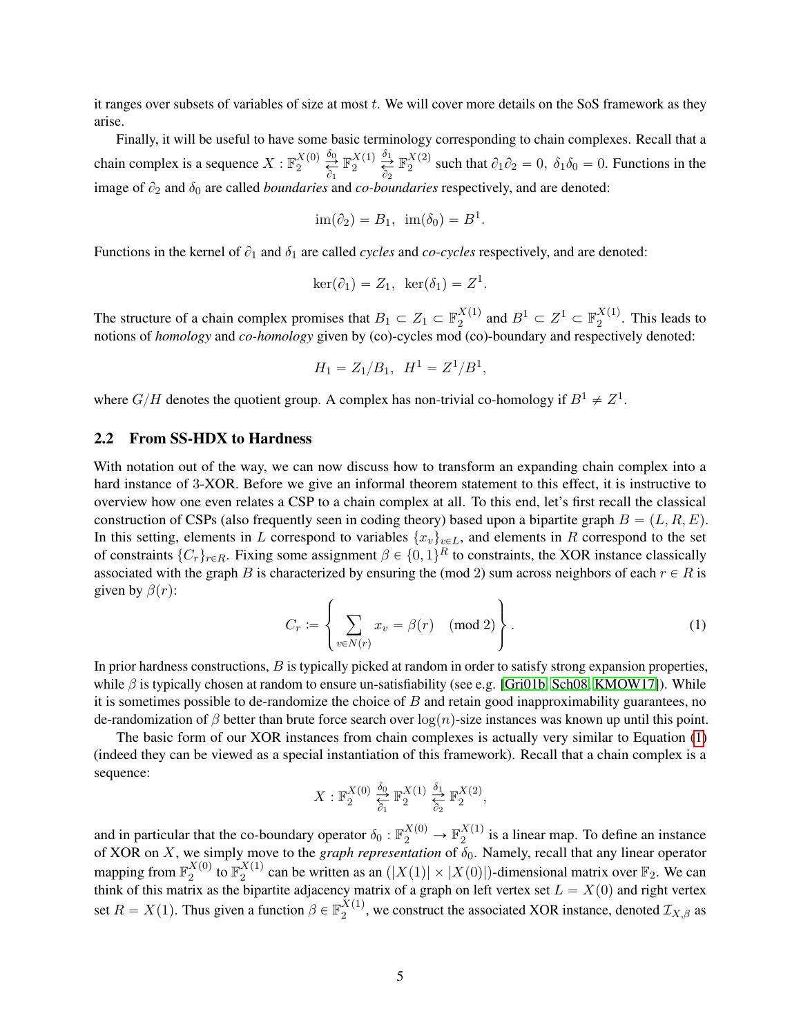it ranges over subsets of variables of size at most $t$. We will cover more details on the SoS framework as they arise.

Finally, it will be useful to have some basic terminology corresponding to chain complexes. Recall that a chain complex is a sequence $X : \mathbb{F}_2^{X(0)} \underset{\partial_1}{\overset{\delta_0}{\rightleftarrows}} \mathbb{F}_2^{X(1)} \underset{\partial_2}{\overset{\delta_1}{\rightleftarrows}} \mathbb{F}_2^{X(2)}$ such that $\partial_1 \partial_2 = 0,\ \delta_1 \delta_0 = 0$. Functions in the image of $\partial_2$ and $\delta_0$ are called *boundaries* and *co-boundaries* respectively, and are denoted:

$$\operatorname{im}(\partial_2) = B_1, \ \operatorname{im}(\delta_0) = B^1.$$

Functions in the kernel of $\partial_1$ and $\delta_1$ are called *cycles* and *co-cycles* respectively, and are denoted:

$$\ker(\partial_1) = Z_1, \ \ker(\delta_1) = Z^1.$$

The structure of a chain complex promises that $B_1 \subset Z_1 \subset \mathbb{F}_2^{X(1)}$ and $B^1 \subset Z^1 \subset \mathbb{F}_2^{X(1)}$. This leads to notions of *homology* and *co-homology* given by (co)-cycles mod (co)-boundary and respectively denoted:

$$H_1 = Z_1 / B_1, \ \ H^1 = Z^1 / B^1,$$

where $G/H$ denotes the quotient group. A complex has non-trivial co-homology if $B^1 \neq Z^1$.

## 2.2 From SS-HDX to Hardness

With notation out of the way, we can now discuss how to transform an expanding chain complex into a hard instance of 3-XOR. Before we give an informal theorem statement to this effect, it is instructive to overview how one even relates a CSP to a chain complex at all. To this end, let's first recall the classical construction of CSPs (also frequently seen in coding theory) based upon a bipartite graph $B = (L, R, E)$. In this setting, elements in $L$ correspond to variables $\{x_v\}_{v \in L}$, and elements in $R$ correspond to the set of constraints $\{C_r\}_{r \in R}$. Fixing some assignment $\beta \in \{0,1\}^R$ to constraints, the XOR instance classically associated with the graph $B$ is characterized by ensuring the (mod 2) sum across neighbors of each $r \in R$ is given by $\beta(r)$:

$$C_r := \left\{ \sum_{v \in N(r)} x_v = \beta(r) \pmod 2 \right\}. \tag{1}$$

In prior hardness constructions, $B$ is typically picked at random in order to satisfy strong expansion properties, while $\beta$ is typically chosen at random to ensure un-satisfiability (see e.g. [Gri01b, Sch08, KMOW17]). While it is sometimes possible to de-randomize the choice of $B$ and retain good inapproximability guarantees, no de-randomization of $\beta$ better than brute force search over $\log(n)$-size instances was known up until this point.

The basic form of our XOR instances from chain complexes is actually very similar to Equation (1) (indeed they can be viewed as a special instantiation of this framework). Recall that a chain complex is a sequence:

$$X : \mathbb{F}_2^{X(0)} \underset{\partial_1}{\overset{\delta_0}{\rightleftarrows}} \mathbb{F}_2^{X(1)} \underset{\partial_2}{\overset{\delta_1}{\rightleftarrows}} \mathbb{F}_2^{X(2)},$$

and in particular that the co-boundary operator $\delta_0 : \mathbb{F}_2^{X(0)} \to \mathbb{F}_2^{X(1)}$ is a linear map. To define an instance of XOR on $X$, we simply move to the *graph representation* of $\delta_0$. Namely, recall that any linear operator mapping from $\mathbb{F}_2^{X(0)}$ to $\mathbb{F}_2^{X(1)}$ can be written as an $(|X(1)| \times |X(0)|)$-dimensional matrix over $\mathbb{F}_2$. We can think of this matrix as the bipartite adjacency matrix of a graph on left vertex set $L = X(0)$ and right vertex set $R = X(1)$. Thus given a function $\beta \in \mathbb{F}_2^{X(1)}$, we construct the associated XOR instance, denoted $\mathcal{I}_{X,\beta}$ as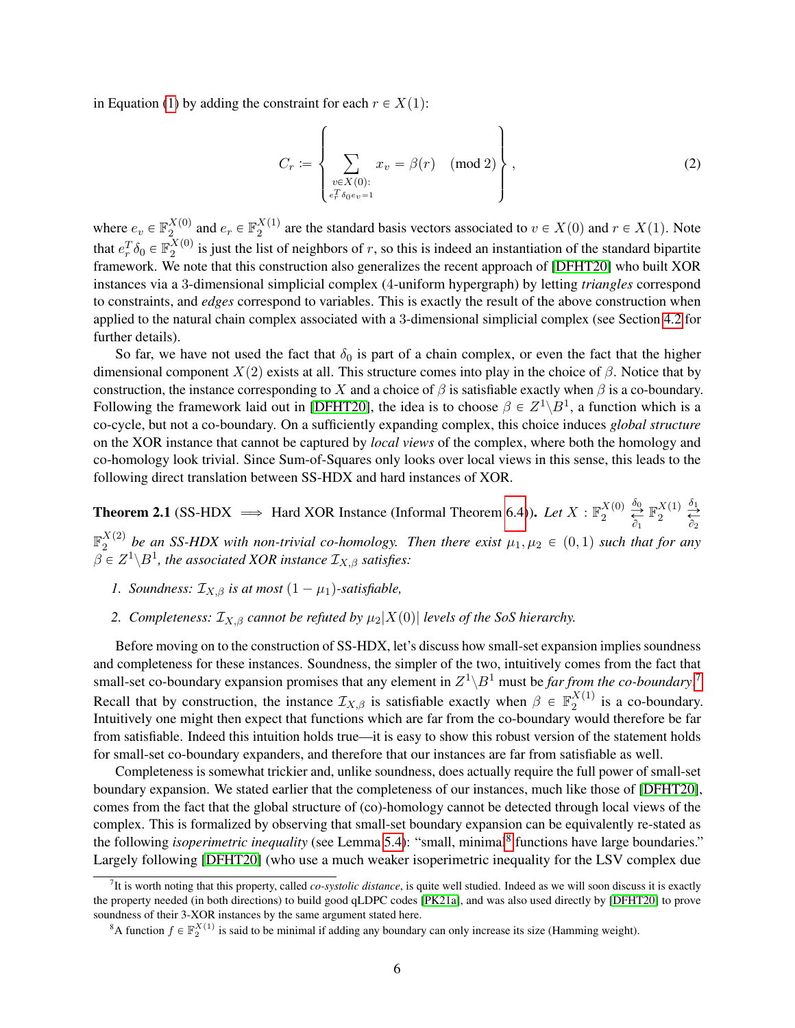in Equation (1) by adding the constraint for each $r \in X(1)$:

$$C_r := \left\{ \sum_{\substack{v \in X(0): \\ e_r^T \delta_0 e_v = 1}} x_v = \beta(r) \pmod 2 \right\}, \tag{2}$$

where $e_v \in \mathbb{F}_2^{X(0)}$ and $e_r \in \mathbb{F}_2^{X(1)}$ are the standard basis vectors associated to $v \in X(0)$ and $r \in X(1)$. Note that $e_r^T \delta_0 \in \mathbb{F}_2^{X(0)}$ is just the list of neighbors of $r$, so this is indeed an instantiation of the standard bipartite framework. We note that this construction also generalizes the recent approach of [DFHT20] who built XOR instances via a 3-dimensional simplicial complex (4-uniform hypergraph) by letting *triangles* correspond to constraints, and *edges* correspond to variables. This is exactly the result of the above construction when applied to the natural chain complex associated with a 3-dimensional simplicial complex (see Section 4.2 for further details).

So far, we have not used the fact that $\delta_0$ is part of a chain complex, or even the fact that the higher dimensional component $X(2)$ exists at all. This structure comes into play in the choice of $\beta$. Notice that by construction, the instance corresponding to $X$ and a choice of $\beta$ is satisfiable exactly when $\beta$ is a co-boundary. Following the framework laid out in [DFHT20], the idea is to choose $\beta \in Z^1 \backslash B^1$, a function which is a co-cycle, but not a co-boundary. On a sufficiently expanding complex, this choice induces *global structure* on the XOR instance that cannot be captured by *local views* of the complex, where both the homology and co-homology look trivial. Since Sum-of-Squares only looks over local views in this sense, this leads to the following direct translation between SS-HDX and hard instances of XOR.

**Theorem 2.1** (SS-HDX $\implies$ Hard XOR Instance (Informal Theorem 6.4))**.** *Let $X : \mathbb{F}_2^{X(0)} \underset{\partial_1}{\overset{\delta_0}{\rightleftarrows}} \mathbb{F}_2^{X(1)} \underset{\partial_2}{\overset{\delta_1}{\rightleftarrows}} \mathbb{F}_2^{X(2)}$ be an SS-HDX with non-trivial co-homology. Then there exist $\mu_1, \mu_2 \in (0,1)$ such that for any $\beta \in Z^1 \backslash B^1$, the associated XOR instance $\mathcal{I}_{X,\beta}$ satisfies:*

1. *Soundness: $\mathcal{I}_{X,\beta}$ is at most $(1-\mu_1)$-satisfiable,*
2. *Completeness: $\mathcal{I}_{X,\beta}$ cannot be refuted by $\mu_2|X(0)|$ levels of the SoS hierarchy.*

Before moving on to the construction of SS-HDX, let's discuss how small-set expansion implies soundness and completeness for these instances. Soundness, the simpler of the two, intuitively comes from the fact that small-set co-boundary expansion promises that any element in $Z^1 \backslash B^1$ must be *far from the co-boundary*.[7] Recall that by construction, the instance $\mathcal{I}_{X,\beta}$ is satisfiable exactly when $\beta \in \mathbb{F}_2^{X(1)}$ is a co-boundary. Intuitively one might then expect that functions which are far from the co-boundary would therefore be far from satisfiable. Indeed this intuition holds true—it is easy to show this robust version of the statement holds for small-set co-boundary expanders, and therefore that our instances are far from satisfiable as well.

Completeness is somewhat trickier and, unlike soundness, does actually require the full power of small-set boundary expansion. We stated earlier that the completeness of our instances, much like those of [DFHT20], comes from the fact that the global structure of (co)-homology cannot be detected through local views of the complex. This is formalized by observing that small-set boundary expansion can be equivalently re-stated as the following *isoperimetric inequality* (see Lemma 5.4): "small, minimal[8] functions have large boundaries." Largely following [DFHT20] (who use a much weaker isoperimetric inequality for the LSV complex due

[7] It is worth noting that this property, called *co-systolic distance*, is quite well studied. Indeed as we will soon discuss it is exactly the property needed (in both directions) to build good qLDPC codes [PK21a], and was also used directly by [DFHT20] to prove soundness of their 3-XOR instances by the same argument stated here.

[8] A function $f \in \mathbb{F}_2^{X(1)}$ is said to be minimal if adding any boundary can only increase its size (Hamming weight).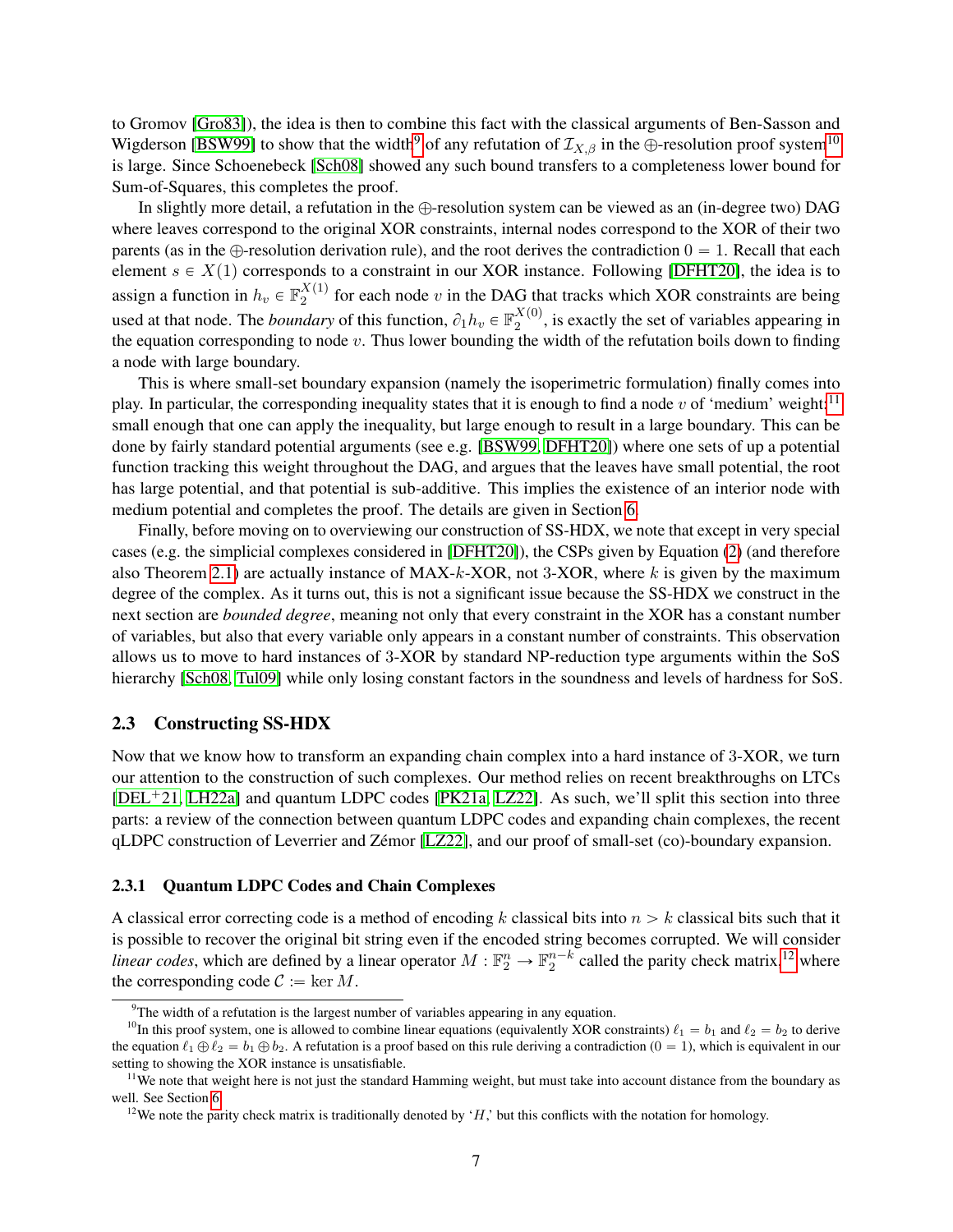to Gromov [Gro83]), the idea is then to combine this fact with the classical arguments of Ben-Sasson and Wigderson [BSW99] to show that the width[9] of any refutation of $\mathcal{I}_{X,\beta}$ in the $\oplus$-resolution proof system[10] is large. Since Schoenebeck [Sch08] showed any such bound transfers to a completeness lower bound for Sum-of-Squares, this completes the proof.

In slightly more detail, a refutation in the $\oplus$-resolution system can be viewed as an (in-degree two) DAG where leaves correspond to the original XOR constraints, internal nodes correspond to the XOR of their two parents (as in the $\oplus$-resolution derivation rule), and the root derives the contradiction $0 = 1$. Recall that each element $s \in X(1)$ corresponds to a constraint in our XOR instance. Following [DFHT20], the idea is to assign a function in $h_v \in \mathbb{F}_2^{X(1)}$ for each node $v$ in the DAG that tracks which XOR constraints are being used at that node. The *boundary* of this function, $\partial_1 h_v \in \mathbb{F}_2^{X(0)}$, is exactly the set of variables appearing in the equation corresponding to node $v$. Thus lower bounding the width of the refutation boils down to finding a node with large boundary.

This is where small-set boundary expansion (namely the isoperimetric formulation) finally comes into play. In particular, the corresponding inequality states that it is enough to find a node $v$ of 'medium' weight:[11] small enough that one can apply the inequality, but large enough to result in a large boundary. This can be done by fairly standard potential arguments (see e.g. [BSW99, DFHT20]) where one sets of up a potential function tracking this weight throughout the DAG, and argues that the leaves have small potential, the root has large potential, and that potential is sub-additive. This implies the existence of an interior node with medium potential and completes the proof. The details are given in Section 6.

Finally, before moving on to overviewing our construction of SS-HDX, we note that except in very special cases (e.g. the simplicial complexes considered in [DFHT20]), the CSPs given by Equation (2) (and therefore also Theorem 2.1) are actually instance of MAX-$k$-XOR, not 3-XOR, where $k$ is given by the maximum degree of the complex. As it turns out, this is not a significant issue because the SS-HDX we construct in the next section are *bounded degree*, meaning not only that every constraint in the XOR has a constant number of variables, but also that every variable only appears in a constant number of constraints. This observation allows us to move to hard instances of 3-XOR by standard NP-reduction type arguments within the SoS hierarchy [Sch08, Tul09] while only losing constant factors in the soundness and levels of hardness for SoS.

## 2.3 Constructing SS-HDX

Now that we know how to transform an expanding chain complex into a hard instance of 3-XOR, we turn our attention to the construction of such complexes. Our method relies on recent breakthroughs on LTCs [DEL+21, LH22a] and quantum LDPC codes [PK21a, LZ22]. As such, we'll split this section into three parts: a review of the connection between quantum LDPC codes and expanding chain complexes, the recent qLDPC construction of Leverrier and Zémor [LZ22], and our proof of small-set (co)-boundary expansion.

### 2.3.1 Quantum LDPC Codes and Chain Complexes

A classical error correcting code is a method of encoding $k$ classical bits into $n > k$ classical bits such that it is possible to recover the original bit string even if the encoded string becomes corrupted. We will consider *linear codes*, which are defined by a linear operator $M : \mathbb{F}_2^n \to \mathbb{F}_2^{n-k}$ called the parity check matrix,[12] where the corresponding code $\mathcal{C} := \ker M$.

---

[9] The width of a refutation is the largest number of variables appearing in any equation.

[10] In this proof system, one is allowed to combine linear equations (equivalently XOR constraints) $\ell_1 = b_1$ and $\ell_2 = b_2$ to derive the equation $\ell_1 \oplus \ell_2 = b_1 \oplus b_2$. A refutation is a proof based on this rule deriving a contradiction ($0 = 1$), which is equivalent in our setting to showing the XOR instance is unsatisfiable.

[11] We note that weight here is not just the standard Hamming weight, but must take into account distance from the boundary as well. See Section 6.

[12] We note the parity check matrix is traditionally denoted by '$H$,' but this conflicts with the notation for homology.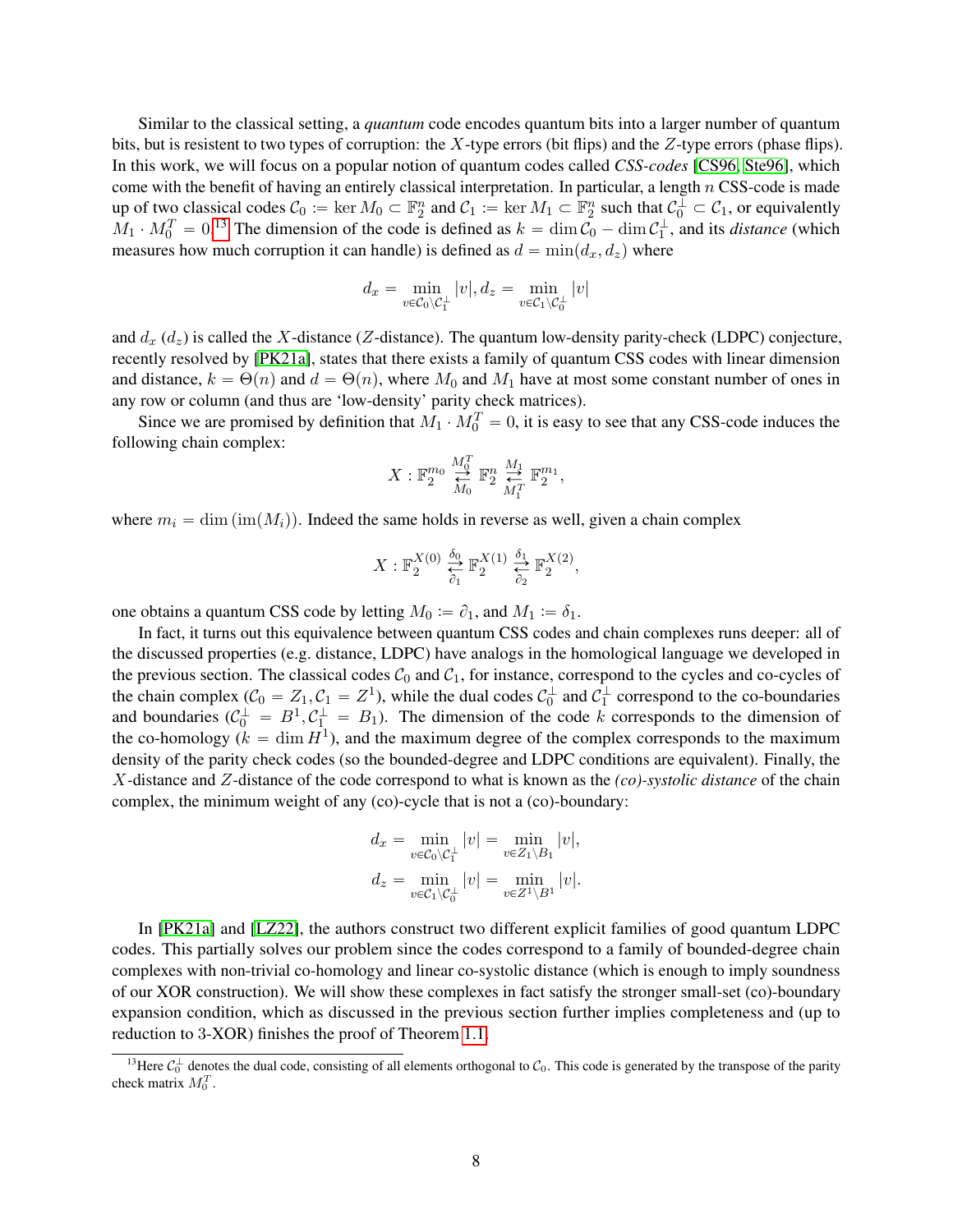Similar to the classical setting, a *quantum* code encodes quantum bits into a larger number of quantum bits, but is resistent to two types of corruption: the $X$-type errors (bit flips) and the $Z$-type errors (phase flips). In this work, we will focus on a popular notion of quantum codes called *CSS-codes* [CS96, Ste96], which come with the benefit of having an entirely classical interpretation. In particular, a length $n$ CSS-code is made up of two classical codes $\mathcal{C}_0 := \ker M_0 \subset \mathbb{F}_2^n$ and $\mathcal{C}_1 := \ker M_1 \subset \mathbb{F}_2^n$ such that $\mathcal{C}_0^\perp \subset \mathcal{C}_1$, or equivalently $M_1 \cdot M_0^T = 0$.[13] The dimension of the code is defined as $k = \dim \mathcal{C}_0 - \dim \mathcal{C}_1^\perp$, and its *distance* (which measures how much corruption it can handle) is defined as $d = \min(d_x, d_z)$ where

$$d_x = \min_{v \in \mathcal{C}_0 \setminus \mathcal{C}_1^\perp} |v|, d_z = \min_{v \in \mathcal{C}_1 \setminus \mathcal{C}_0^\perp} |v|$$

and $d_x$ ($d_z$) is called the $X$-distance ($Z$-distance). The quantum low-density parity-check (LDPC) conjecture, recently resolved by [PK21a], states that there exists a family of quantum CSS codes with linear dimension and distance, $k = \Theta(n)$ and $d = \Theta(n)$, where $M_0$ and $M_1$ have at most some constant number of ones in any row or column (and thus are 'low-density' parity check matrices).

Since we are promised by definition that $M_1 \cdot M_0^T = 0$, it is easy to see that any CSS-code induces the following chain complex:

$$X : \mathbb{F}_2^{m_0} \underset{M_0}{\overset{M_0^T}{\rightleftarrows}} \mathbb{F}_2^n \underset{M_1^T}{\overset{M_1}{\rightleftarrows}} \mathbb{F}_2^{m_1},$$

where $m_i = \dim(\text{im}(M_i))$. Indeed the same holds in reverse as well, given a chain complex

$$X : \mathbb{F}_2^{X(0)} \underset{\partial_1}{\overset{\delta_0}{\rightleftarrows}} \mathbb{F}_2^{X(1)} \underset{\partial_2}{\overset{\delta_1}{\rightleftarrows}} \mathbb{F}_2^{X(2)},$$

one obtains a quantum CSS code by letting $M_0 := \partial_1$, and $M_1 := \delta_1$.

In fact, it turns out this equivalence between quantum CSS codes and chain complexes runs deeper: all of the discussed properties (e.g. distance, LDPC) have analogs in the homological language we developed in the previous section. The classical codes $\mathcal{C}_0$ and $\mathcal{C}_1$, for instance, correspond to the cycles and co-cycles of the chain complex ($\mathcal{C}_0 = Z_1, \mathcal{C}_1 = Z^1$), while the dual codes $\mathcal{C}_0^\perp$ and $\mathcal{C}_1^\perp$ correspond to the co-boundaries and boundaries ($\mathcal{C}_0^\perp = B^1, \mathcal{C}_1^\perp = B_1$). The dimension of the code $k$ corresponds to the dimension of the co-homology ($k = \dim H^1$), and the maximum degree of the complex corresponds to the maximum density of the parity check codes (so the bounded-degree and LDPC conditions are equivalent). Finally, the $X$-distance and $Z$-distance of the code correspond to what is known as the *(co)-systolic distance* of the chain complex, the minimum weight of any (co)-cycle that is not a (co)-boundary:

$$d_x = \min_{v \in \mathcal{C}_0 \setminus \mathcal{C}_1^\perp} |v| = \min_{v \in Z_1 \setminus B_1} |v|,$$
$$d_z = \min_{v \in \mathcal{C}_1 \setminus \mathcal{C}_0^\perp} |v| = \min_{v \in Z^1 \setminus B^1} |v|.$$

In [PK21a] and [LZ22], the authors construct two different explicit families of good quantum LDPC codes. This partially solves our problem since the codes correspond to a family of bounded-degree chain complexes with non-trivial co-homology and linear co-systolic distance (which is enough to imply soundness of our XOR construction). We will show these complexes in fact satisfy the stronger small-set (co)-boundary expansion condition, which as discussed in the previous section further implies completeness and (up to reduction to 3-XOR) finishes the proof of Theorem 1.1.

[13] Here $\mathcal{C}_0^\perp$ denotes the dual code, consisting of all elements orthogonal to $\mathcal{C}_0$. This code is generated by the transpose of the parity check matrix $M_0^T$.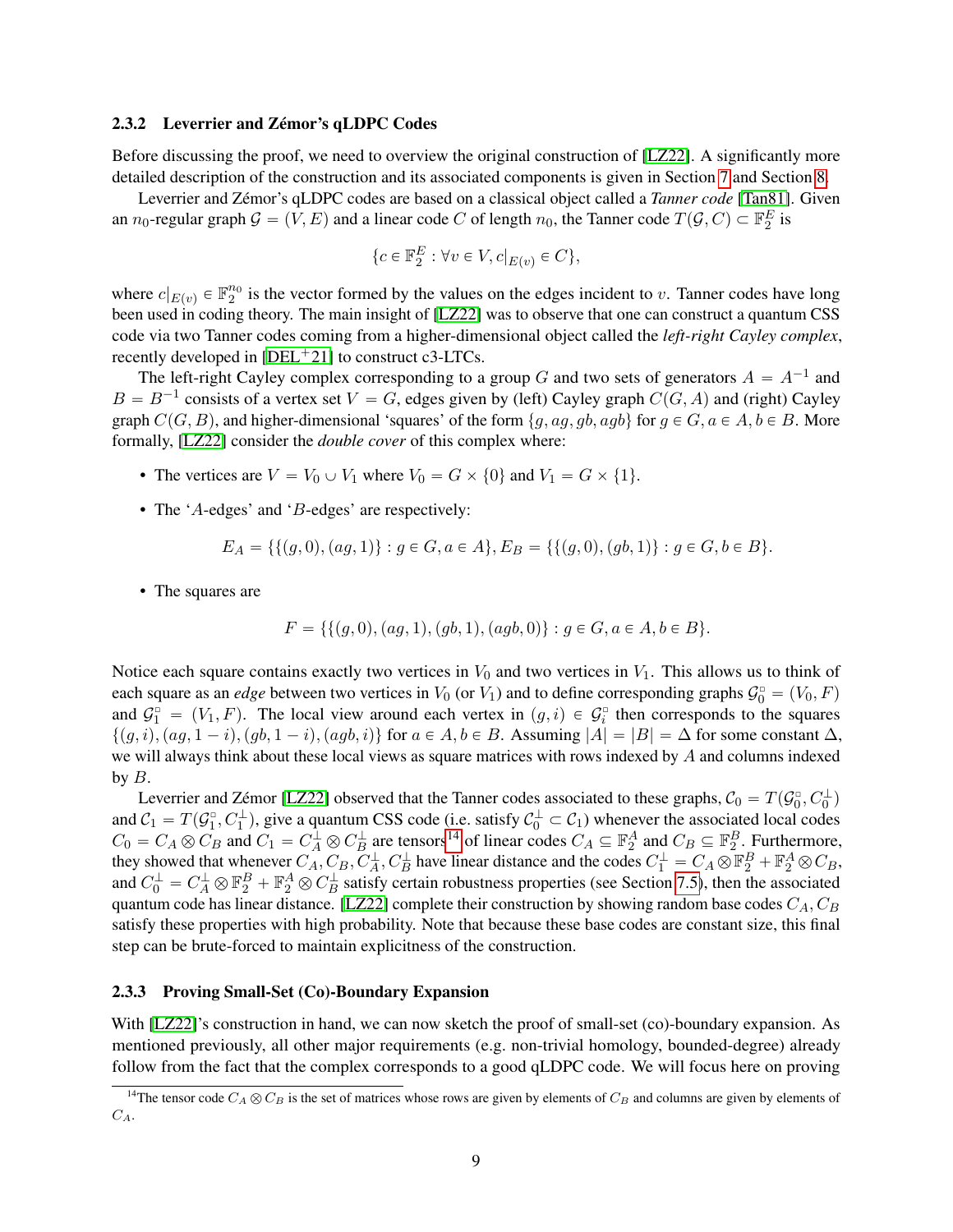### 2.3.2 Leverrier and Zémor's qLDPC Codes

Before discussing the proof, we need to overview the original construction of [LZ22]. A significantly more detailed description of the construction and its associated components is given in Section 7 and Section 8.

Leverrier and Zémor's qLDPC codes are based on a classical object called a *Tanner code* [Tan81]. Given an $n_0$-regular graph $\mathcal{G} = (V, E)$ and a linear code $C$ of length $n_0$, the Tanner code $T(\mathcal{G}, C) \subset \mathbb{F}_2^E$ is

$$\{c \in \mathbb{F}_2^E : \forall v \in V, c|_{E(v)} \in C\},$$

where $c|_{E(v)} \in \mathbb{F}_2^{n_0}$ is the vector formed by the values on the edges incident to $v$. Tanner codes have long been used in coding theory. The main insight of [LZ22] was to observe that one can construct a quantum CSS code via two Tanner codes coming from a higher-dimensional object called the *left-right Cayley complex*, recently developed in [DEL+21] to construct c3-LTCs.

The left-right Cayley complex corresponding to a group $G$ and two sets of generators $A = A^{-1}$ and $B = B^{-1}$ consists of a vertex set $V = G$, edges given by (left) Cayley graph $C(G, A)$ and (right) Cayley graph $C(G, B)$, and higher-dimensional 'squares' of the form $\{g, ag, gb, agb\}$ for $g \in G, a \in A, b \in B$. More formally, [LZ22] consider the *double cover* of this complex where:

- The vertices are $V = V_0 \cup V_1$ where $V_0 = G \times \{0\}$ and $V_1 = G \times \{1\}$.
- The '$A$-edges' and '$B$-edges' are respectively:

$$E_A = \{\{(g, 0), (ag, 1)\} : g \in G, a \in A\}, E_B = \{\{(g, 0), (gb, 1)\} : g \in G, b \in B\}.$$

- The squares are

$$F = \{\{(g, 0), (ag, 1), (gb, 1), (agb, 0)\} : g \in G, a \in A, b \in B\}.$$

Notice each square contains exactly two vertices in $V_0$ and two vertices in $V_1$. This allows us to think of each square as an *edge* between two vertices in $V_0$ (or $V_1$) and to define corresponding graphs $\mathcal{G}_0^\square = (V_0, F)$ and $\mathcal{G}_1^\square = (V_1, F)$. The local view around each vertex in $(g, i) \in \mathcal{G}_i^\square$ then corresponds to the squares $\{(g, i), (ag, 1-i), (gb, 1-i), (agb, i)\}$ for $a \in A, b \in B$. Assuming $|A| = |B| = \Delta$ for some constant $\Delta$, we will always think about these local views as square matrices with rows indexed by $A$ and columns indexed by $B$.

Leverrier and Zémor [LZ22] observed that the Tanner codes associated to these graphs, $\mathcal{C}_0 = T(\mathcal{G}_0^\square, C_0^\perp)$ and $\mathcal{C}_1 = T(\mathcal{G}_1^\square, C_1^\perp)$, give a quantum CSS code (i.e. satisfy $\mathcal{C}_0^\perp \subset \mathcal{C}_1$) whenever the associated local codes $C_0 = C_A \otimes C_B$ and $C_1 = C_A^\perp \otimes C_B^\perp$ are tensors[14] of linear codes $C_A \subseteq \mathbb{F}_2^A$ and $C_B \subseteq \mathbb{F}_2^B$. Furthermore, they showed that whenever $C_A, C_B, C_A^\perp, C_B^\perp$ have linear distance and the codes $C_1^\perp = C_A \otimes \mathbb{F}_2^B + \mathbb{F}_2^A \otimes C_B$, and $C_0^\perp = C_A^\perp \otimes \mathbb{F}_2^B + \mathbb{F}_2^A \otimes C_B^\perp$ satisfy certain robustness properties (see Section 7.5), then the associated quantum code has linear distance. [LZ22] complete their construction by showing random base codes $C_A, C_B$ satisfy these properties with high probability. Note that because these base codes are constant size, this final step can be brute-forced to maintain explicitness of the construction.

### 2.3.3 Proving Small-Set (Co)-Boundary Expansion

With [LZ22]'s construction in hand, we can now sketch the proof of small-set (co)-boundary expansion. As mentioned previously, all other major requirements (e.g. non-trivial homology, bounded-degree) already follow from the fact that the complex corresponds to a good qLDPC code. We will focus here on proving

[14] The tensor code $C_A \otimes C_B$ is the set of matrices whose rows are given by elements of $C_B$ and columns are given by elements of $C_A$.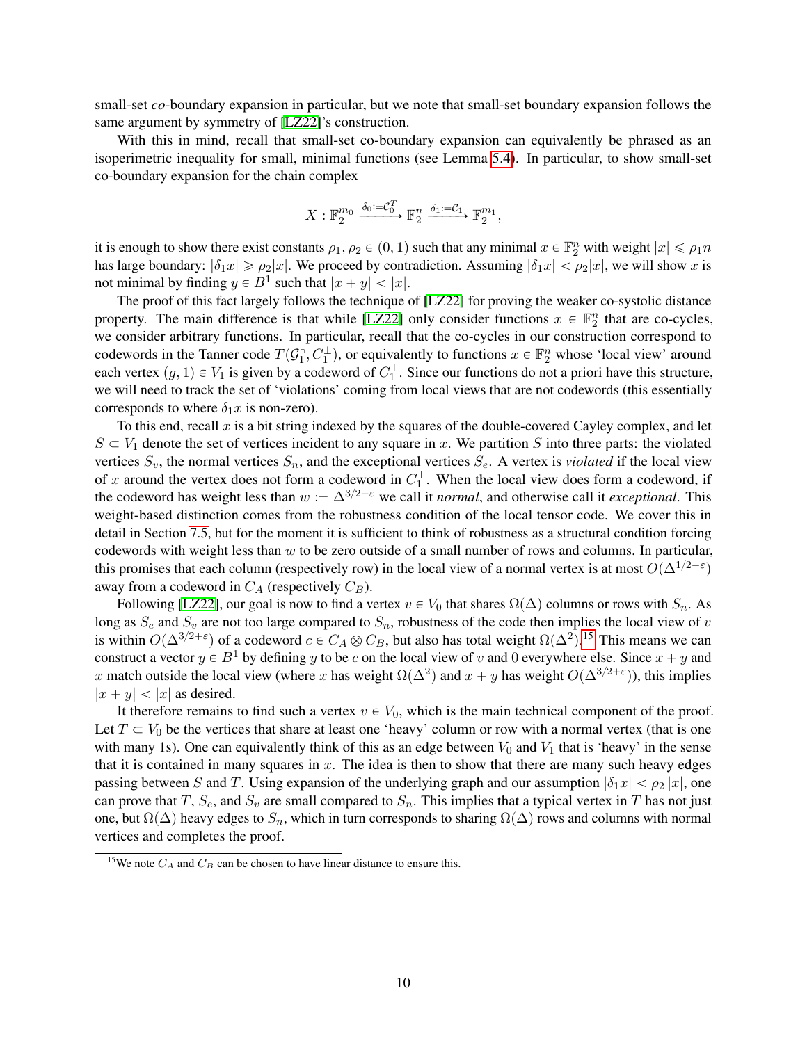small-set *co*-boundary expansion in particular, but we note that small-set boundary expansion follows the same argument by symmetry of [LZ22]'s construction.

With this in mind, recall that small-set co-boundary expansion can equivalently be phrased as an isoperimetric inequality for small, minimal functions (see Lemma 5.4). In particular, to show small-set co-boundary expansion for the chain complex

$$X : \mathbb{F}_2^{m_0} \xrightarrow{\delta_0 := \mathcal{C}_0^T} \mathbb{F}_2^n \xrightarrow{\delta_1 := \mathcal{C}_1} \mathbb{F}_2^{m_1},$$

it is enough to show there exist constants $\rho_1, \rho_2 \in (0,1)$ such that any minimal $x \in \mathbb{F}_2^n$ with weight $|x| \leqslant \rho_1 n$ has large boundary: $|\delta_1 x| \geqslant \rho_2 |x|$. We proceed by contradiction. Assuming $|\delta_1 x| < \rho_2 |x|$, we will show $x$ is not minimal by finding $y \in B^1$ such that $|x + y| < |x|$.

The proof of this fact largely follows the technique of [LZ22] for proving the weaker co-systolic distance property. The main difference is that while [LZ22] only consider functions $x \in \mathbb{F}_2^n$ that are co-cycles, we consider arbitrary functions. In particular, recall that the co-cycles in our construction correspond to codewords in the Tanner code $T(\mathcal{G}_1^\square, C_1^\perp)$, or equivalently to functions $x \in \mathbb{F}_2^n$ whose 'local view' around each vertex $(g, 1) \in V_1$ is given by a codeword of $C_1^\perp$. Since our functions do not a priori have this structure, we will need to track the set of 'violations' coming from local views that are not codewords (this essentially corresponds to where $\delta_1 x$ is non-zero).

To this end, recall $x$ is a bit string indexed by the squares of the double-covered Cayley complex, and let $S \subset V_1$ denote the set of vertices incident to any square in $x$. We partition $S$ into three parts: the violated vertices $S_v$, the normal vertices $S_n$, and the exceptional vertices $S_e$. A vertex is *violated* if the local view of $x$ around the vertex does not form a codeword in $C_1^\perp$. When the local view does form a codeword, if the codeword has weight less than $w := \Delta^{3/2-\varepsilon}$ we call it *normal*, and otherwise call it *exceptional*. This weight-based distinction comes from the robustness condition of the local tensor code. We cover this in detail in Section 7.5, but for the moment it is sufficient to think of robustness as a structural condition forcing codewords with weight less than $w$ to be zero outside of a small number of rows and columns. In particular, this promises that each column (respectively row) in the local view of a normal vertex is at most $O(\Delta^{1/2-\varepsilon})$ away from a codeword in $C_A$ (respectively $C_B$).

Following [LZ22], our goal is now to find a vertex $v \in V_0$ that shares $\Omega(\Delta)$ columns or rows with $S_n$. As long as $S_e$ and $S_v$ are not too large compared to $S_n$, robustness of the code then implies the local view of $v$ is within $O(\Delta^{3/2+\varepsilon})$ of a codeword $c \in C_A \otimes C_B$, but also has total weight $\Omega(\Delta^2)$.[15] This means we can construct a vector $y \in B^1$ by defining $y$ to be $c$ on the local view of $v$ and 0 everywhere else. Since $x + y$ and $x$ match outside the local view (where $x$ has weight $\Omega(\Delta^2)$ and $x + y$ has weight $O(\Delta^{3/2+\varepsilon})$), this implies $|x + y| < |x|$ as desired.

It therefore remains to find such a vertex $v \in V_0$, which is the main technical component of the proof. Let $T \subset V_0$ be the vertices that share at least one 'heavy' column or row with a normal vertex (that is one with many 1s). One can equivalently think of this as an edge between $V_0$ and $V_1$ that is 'heavy' in the sense that it is contained in many squares in $x$. The idea is then to show that there are many such heavy edges passing between $S$ and $T$. Using expansion of the underlying graph and our assumption $|\delta_1 x| < \rho_2 |x|$, one can prove that $T$, $S_e$, and $S_v$ are small compared to $S_n$. This implies that a typical vertex in $T$ has not just one, but $\Omega(\Delta)$ heavy edges to $S_n$, which in turn corresponds to sharing $\Omega(\Delta)$ rows and columns with normal vertices and completes the proof.

[15] We note $C_A$ and $C_B$ can be chosen to have linear distance to ensure this.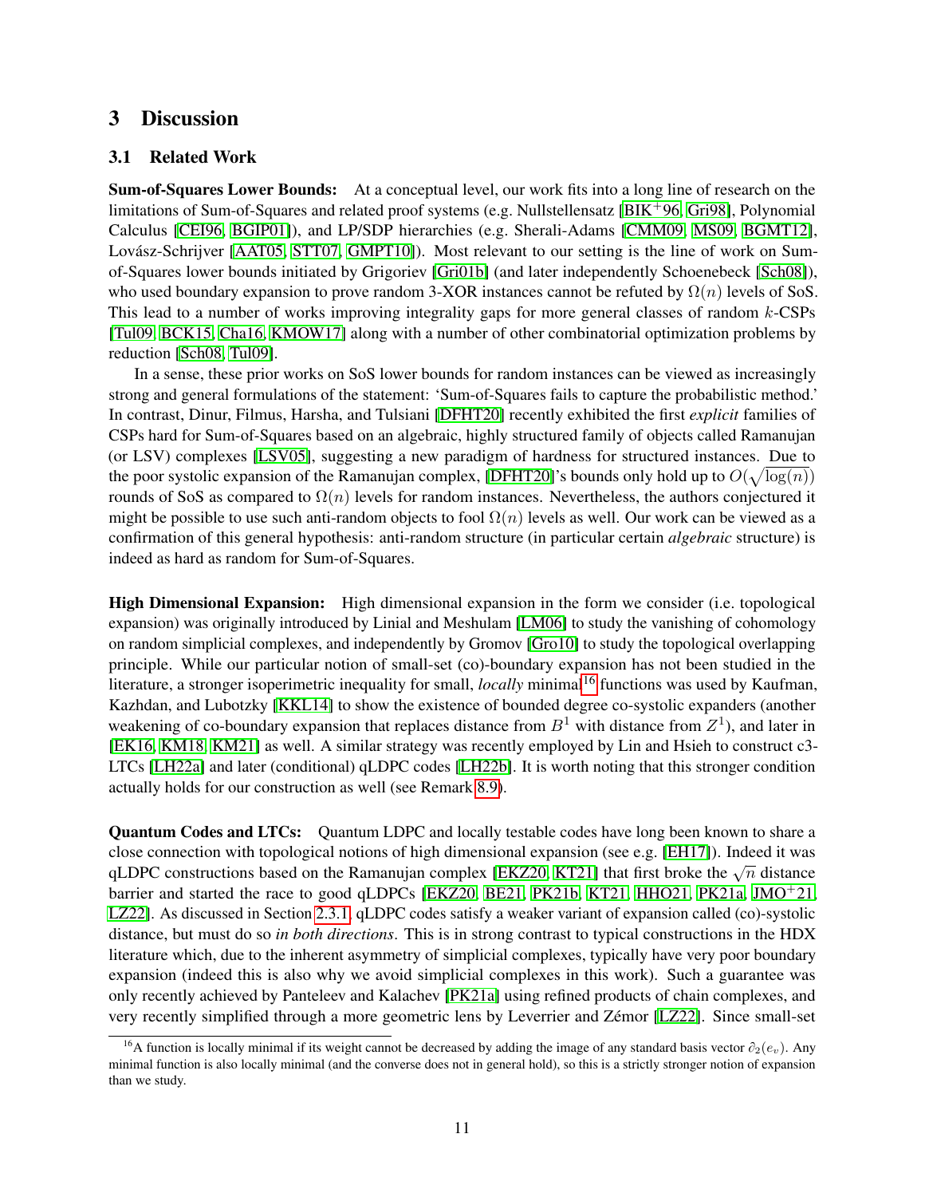# 3 Discussion

## 3.1 Related Work

**Sum-of-Squares Lower Bounds:** At a conceptual level, our work fits into a long line of research on the limitations of Sum-of-Squares and related proof systems (e.g. Nullstellensatz [BIK+96, Gri98], Polynomial Calculus [CEI96, BGIP01]), and LP/SDP hierarchies (e.g. Sherali-Adams [CMM09, MS09, BGMT12], Lovász-Schrijver [AAT05, STT07, GMPT10]). Most relevant to our setting is the line of work on Sum-of-Squares lower bounds initiated by Grigoriev [Gri01b] (and later independently Schoenebeck [Sch08]), who used boundary expansion to prove random 3-XOR instances cannot be refuted by $\Omega(n)$ levels of SoS. This lead to a number of works improving integrality gaps for more general classes of random $k$-CSPs [Tul09, BCK15, Cha16, KMOW17] along with a number of other combinatorial optimization problems by reduction [Sch08, Tul09].

In a sense, these prior works on SoS lower bounds for random instances can be viewed as increasingly strong and general formulations of the statement: 'Sum-of-Squares fails to capture the probabilistic method.' In contrast, Dinur, Filmus, Harsha, and Tulsiani [DFHT20] recently exhibited the first *explicit* families of CSPs hard for Sum-of-Squares based on an algebraic, highly structured family of objects called Ramanujan (or LSV) complexes [LSV05], suggesting a new paradigm of hardness for structured instances. Due to the poor systolic expansion of the Ramanujan complex, [DFHT20]'s bounds only hold up to $O(\sqrt{\log(n)})$ rounds of SoS as compared to $\Omega(n)$ levels for random instances. Nevertheless, the authors conjectured it might be possible to use such anti-random objects to fool $\Omega(n)$ levels as well. Our work can be viewed as a confirmation of this general hypothesis: anti-random structure (in particular certain *algebraic* structure) is indeed as hard as random for Sum-of-Squares.

**High Dimensional Expansion:** High dimensional expansion in the form we consider (i.e. topological expansion) was originally introduced by Linial and Meshulam [LM06] to study the vanishing of cohomology on random simplicial complexes, and independently by Gromov [Gro10] to study the topological overlapping principle. While our particular notion of small-set (co)-boundary expansion has not been studied in the literature, a stronger isoperimetric inequality for small, *locally* minimal[16] functions was used by Kaufman, Kazhdan, and Lubotzky [KKL14] to show the existence of bounded degree co-systolic expanders (another weakening of co-boundary expansion that replaces distance from $B^1$ with distance from $Z^1$), and later in [EK16, KM18, KM21] as well. A similar strategy was recently employed by Lin and Hsieh to construct c3-LTCs [LH22a] and later (conditional) qLDPC codes [LH22b]. It is worth noting that this stronger condition actually holds for our construction as well (see Remark 8.9).

**Quantum Codes and LTCs:** Quantum LDPC and locally testable codes have long been known to share a close connection with topological notions of high dimensional expansion (see e.g. [EH17]). Indeed it was qLDPC constructions based on the Ramanujan complex [EKZ20, KT21] that first broke the $\sqrt{n}$ distance barrier and started the race to good qLDPCs [EKZ20, BE21, PK21b, KT21, HHO21, PK21a, JMO+21, LZ22]. As discussed in Section 2.3.1, qLDPC codes satisfy a weaker variant of expansion called (co)-systolic distance, but must do so *in both directions*. This is in strong contrast to typical constructions in the HDX literature which, due to the inherent asymmetry of simplicial complexes, typically have very poor boundary expansion (indeed this is also why we avoid simplicial complexes in this work). Such a guarantee was only recently achieved by Panteleev and Kalachev [PK21a] using refined products of chain complexes, and very recently simplified through a more geometric lens by Leverrier and Zémor [LZ22]. Since small-set

[16] A function is locally minimal if its weight cannot be decreased by adding the image of any standard basis vector $\partial_2(e_v)$. Any minimal function is also locally minimal (and the converse does not in general hold), so this is a strictly stronger notion of expansion than we study.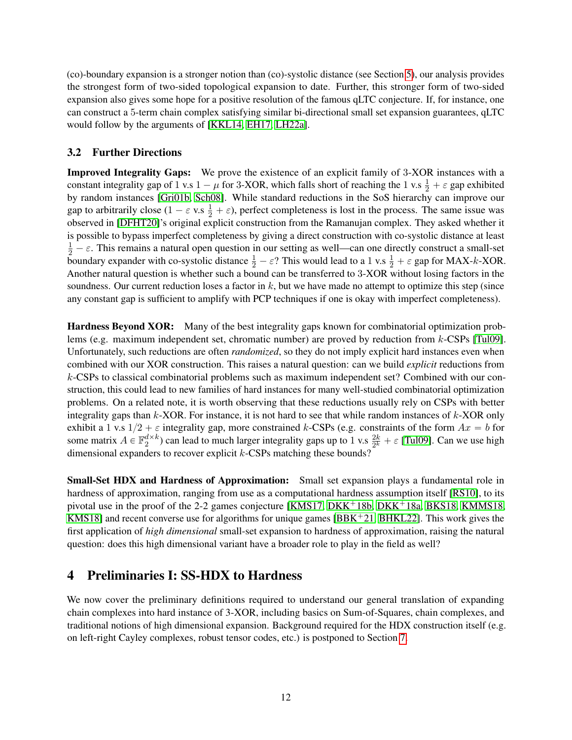(co)-boundary expansion is a stronger notion than (co)-systolic distance (see Section 5), our analysis provides the strongest form of two-sided topological expansion to date. Further, this stronger form of two-sided expansion also gives some hope for a positive resolution of the famous qLTC conjecture. If, for instance, one can construct a 5-term chain complex satisfying similar bi-directional small set expansion guarantees, qLTC would follow by the arguments of [KKL14, EH17, LH22a].

### 3.2 Further Directions

**Improved Integrality Gaps:** We prove the existence of an explicit family of 3-XOR instances with a constant integrality gap of 1 v.s $1 - \mu$ for 3-XOR, which falls short of reaching the 1 v.s $\frac{1}{2} + \varepsilon$ gap exhibited by random instances [Gri01b, Sch08]. While standard reductions in the SoS hierarchy can improve our gap to arbitrarily close ($1 - \varepsilon$ v.s $\frac{1}{2} + \varepsilon$), perfect completeness is lost in the process. The same issue was observed in [DFHT20]'s original explicit construction from the Ramanujan complex. They asked whether it is possible to bypass imperfect completeness by giving a direct construction with co-systolic distance at least $\frac{1}{2} - \varepsilon$. This remains a natural open question in our setting as well—can one directly construct a small-set boundary expander with co-systolic distance $\frac{1}{2} - \varepsilon$? This would lead to a 1 v.s $\frac{1}{2} + \varepsilon$ gap for MAX-$k$-XOR. Another natural question is whether such a bound can be transferred to 3-XOR without losing factors in the soundness. Our current reduction loses a factor in $k$, but we have made no attempt to optimize this step (since any constant gap is sufficient to amplify with PCP techniques if one is okay with imperfect completeness).

**Hardness Beyond XOR:** Many of the best integrality gaps known for combinatorial optimization problems (e.g. maximum independent set, chromatic number) are proved by reduction from $k$-CSPs [Tul09]. Unfortunately, such reductions are often *randomized*, so they do not imply explicit hard instances even when combined with our XOR construction. This raises a natural question: can we build *explicit* reductions from $k$-CSPs to classical combinatorial problems such as maximum independent set? Combined with our construction, this could lead to new families of hard instances for many well-studied combinatorial optimization problems. On a related note, it is worth observing that these reductions usually rely on CSPs with better integrality gaps than $k$-XOR. For instance, it is not hard to see that while random instances of $k$-XOR only exhibit a 1 v.s $1/2 + \varepsilon$ integrality gap, more constrained $k$-CSPs (e.g. constraints of the form $Ax = b$ for some matrix $A \in \mathbb{F}_2^{d \times k}$) can lead to much larger integrality gaps up to 1 v.s $\frac{2k}{2^k} + \varepsilon$ [Tul09]. Can we use high dimensional expanders to recover explicit $k$-CSPs matching these bounds?

**Small-Set HDX and Hardness of Approximation:** Small set expansion plays a fundamental role in hardness of approximation, ranging from use as a computational hardness assumption itself [RS10], to its pivotal use in the proof of the 2-2 games conjecture [KMS17, DKK+18b, DKK+18a, BKS18, KMMS18, KMS18] and recent converse use for algorithms for unique games [BBK+21, BHKL22]. This work gives the first application of *high dimensional* small-set expansion to hardness of approximation, raising the natural question: does this high dimensional variant have a broader role to play in the field as well?

## 4 Preliminaries I: SS-HDX to Hardness

We now cover the preliminary definitions required to understand our general translation of expanding chain complexes into hard instance of 3-XOR, including basics on Sum-of-Squares, chain complexes, and traditional notions of high dimensional expansion. Background required for the HDX construction itself (e.g. on left-right Cayley complexes, robust tensor codes, etc.) is postponed to Section 7.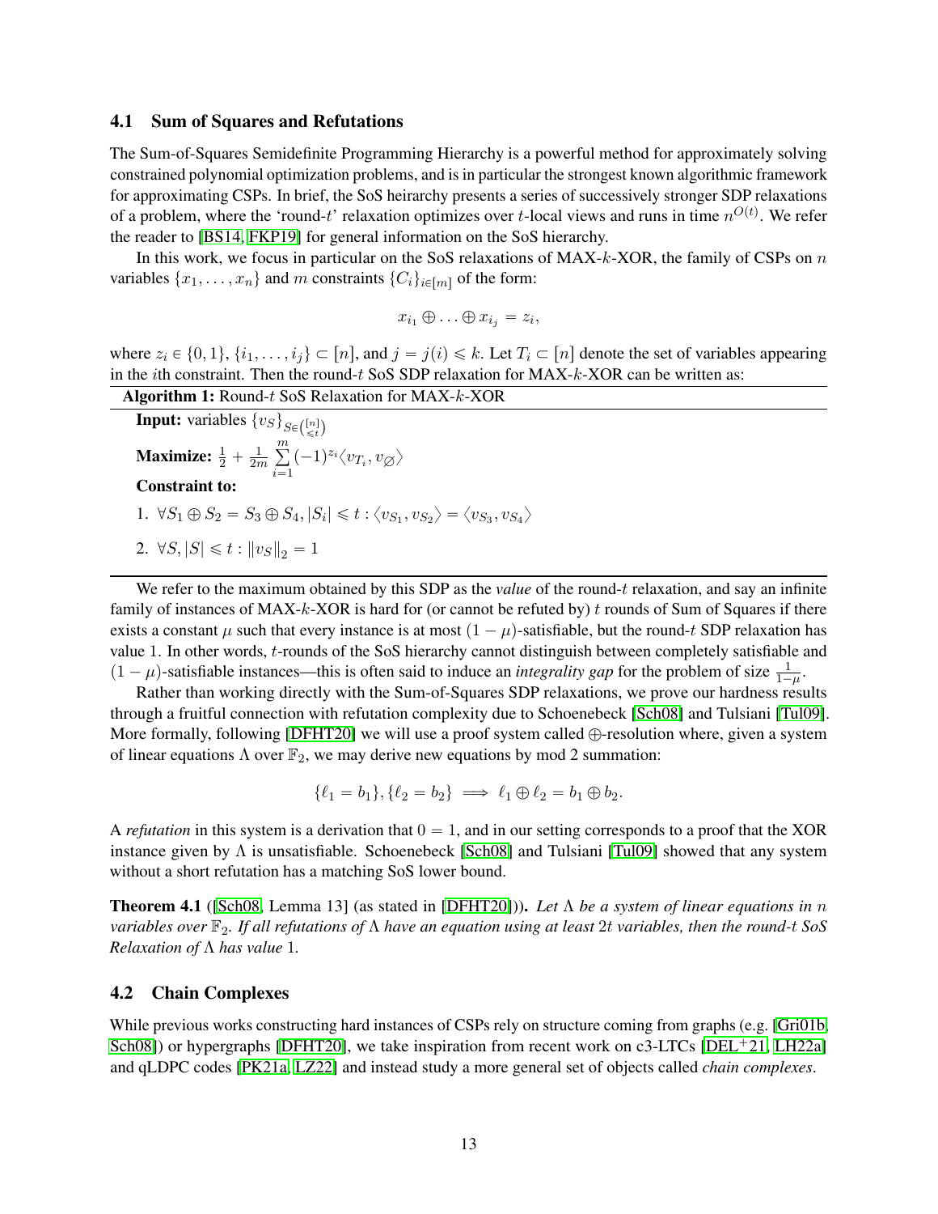### 4.1 Sum of Squares and Refutations

The Sum-of-Squares Semidefinite Programming Hierarchy is a powerful method for approximately solving constrained polynomial optimization problems, and is in particular the strongest known algorithmic framework for approximating CSPs. In brief, the SoS heirarchy presents a series of successively stronger SDP relaxations of a problem, where the 'round-$t$' relaxation optimizes over $t$-local views and runs in time $n^{O(t)}$. We refer the reader to [BS14, FKP19] for general information on the SoS hierarchy.

In this work, we focus in particular on the SoS relaxations of MAX-$k$-XOR, the family of CSPs on $n$ variables $\{x_1, \ldots, x_n\}$ and $m$ constraints $\{C_i\}_{i \in [m]}$ of the form:

$$x_{i_1} \oplus \ldots \oplus x_{i_j} = z_i,$$

where $z_i \in \{0,1\}$, $\{i_1, \ldots, i_j\} \subset [n]$, and $j = j(i) \leqslant k$. Let $T_i \subset [n]$ denote the set of variables appearing in the $i$th constraint. Then the round-$t$ SoS SDP relaxation for MAX-$k$-XOR can be written as:

**Algorithm 1:** Round-$t$ SoS Relaxation for MAX-$k$-XOR

**Input:** variables $\{v_S\}_{S \in \binom{[n]}{\leqslant t}}$

**Maximize:** $\frac{1}{2} + \frac{1}{2m} \sum_{i=1}^{m} (-1)^{z_i} \langle v_{T_i}, v_\varnothing \rangle$

**Constraint to:**

1. $\forall S_1 \oplus S_2 = S_3 \oplus S_4, |S_i| \leqslant t : \langle v_{S_1}, v_{S_2} \rangle = \langle v_{S_3}, v_{S_4} \rangle$
2. $\forall S, |S| \leqslant t : \|v_S\|_2 = 1$

We refer to the maximum obtained by this SDP as the *value* of the round-$t$ relaxation, and say an infinite family of instances of MAX-$k$-XOR is hard for (or cannot be refuted by) $t$ rounds of Sum of Squares if there exists a constant $\mu$ such that every instance is at most $(1-\mu)$-satisfiable, but the round-$t$ SDP relaxation has value 1. In other words, $t$-rounds of the SoS hierarchy cannot distinguish between completely satisfiable and $(1-\mu)$-satisfiable instances—this is often said to induce an *integrality gap* for the problem of size $\frac{1}{1-\mu}$.

Rather than working directly with the Sum-of-Squares SDP relaxations, we prove our hardness results through a fruitful connection with refutation complexity due to Schoenebeck [Sch08] and Tulsiani [Tul09]. More formally, following [DFHT20] we will use a proof system called $\oplus$-resolution where, given a system of linear equations $\Lambda$ over $\mathbb{F}_2$, we may derive new equations by mod 2 summation:

$$\{\ell_1 = b_1\}, \{\ell_2 = b_2\} \implies \ell_1 \oplus \ell_2 = b_1 \oplus b_2.$$

A *refutation* in this system is a derivation that $0 = 1$, and in our setting corresponds to a proof that the XOR instance given by $\Lambda$ is unsatisfiable. Schoenebeck [Sch08] and Tulsiani [Tul09] showed that any system without a short refutation has a matching SoS lower bound.

**Theorem 4.1** ([Sch08, Lemma 13] (as stated in [DFHT20]))**.** *Let $\Lambda$ be a system of linear equations in $n$ variables over $\mathbb{F}_2$. If all refutations of $\Lambda$ have an equation using at least $2t$ variables, then the round-$t$ SoS Relaxation of $\Lambda$ has value 1.*

### 4.2 Chain Complexes

While previous works constructing hard instances of CSPs rely on structure coming from graphs (e.g. [Gri01b, Sch08]) or hypergraphs [DFHT20], we take inspiration from recent work on c3-LTCs [DEL+21, LH22a] and qLDPC codes [PK21a, LZ22] and instead study a more general set of objects called *chain complexes*.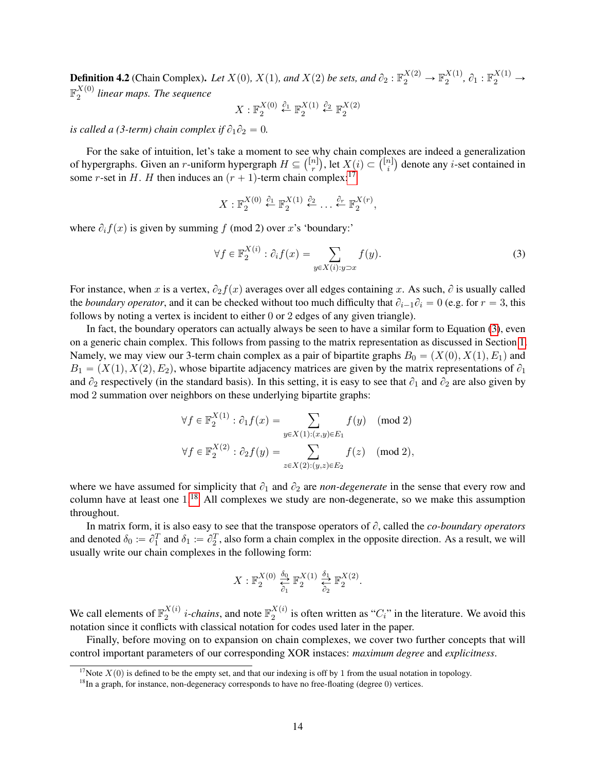**Definition 4.2** (Chain Complex)**.** *Let $X(0)$, $X(1)$, and $X(2)$ be sets, and $\partial_2 : \mathbb{F}_2^{X(2)} \to \mathbb{F}_2^{X(1)}$, $\partial_1 : \mathbb{F}_2^{X(1)} \to \mathbb{F}_2^{X(0)}$ linear maps. The sequence*

$$X : \mathbb{F}_2^{X(0)} \xleftarrow{\partial_1} \mathbb{F}_2^{X(1)} \xleftarrow{\partial_2} \mathbb{F}_2^{X(2)}$$

*is called a (3-term) chain complex if $\partial_1\partial_2 = 0$.*

For the sake of intuition, let's take a moment to see why chain complexes are indeed a generalization of hypergraphs. Given an $r$-uniform hypergraph $H \subseteq \binom{[n]}{r}$, let $X(i) \subset \binom{[n]}{i}$ denote any $i$-set contained in some $r$-set in $H$. $H$ then induces an $(r+1)$-term chain complex:[17]

$$X : \mathbb{F}_2^{X(0)} \xleftarrow{\partial_1} \mathbb{F}_2^{X(1)} \xleftarrow{\partial_2} \ldots \xleftarrow{\partial_r} \mathbb{F}_2^{X(r)},$$

where $\partial_i f(x)$ is given by summing $f$ (mod 2) over $x$'s 'boundary:'

$$\forall f \in \mathbb{F}_2^{X(i)} : \partial_i f(x) = \sum_{y \in X(i): y \supset x} f(y). \tag{3}$$

For instance, when $x$ is a vertex, $\partial_2 f(x)$ averages over all edges containing $x$. As such, $\partial$ is usually called the *boundary operator*, and it can be checked without too much difficulty that $\partial_{i-1}\partial_i = 0$ (e.g. for $r = 3$, this follows by noting a vertex is incident to either 0 or 2 edges of any given triangle).

In fact, the boundary operators can actually always be seen to have a similar form to Equation (3), even on a generic chain complex. This follows from passing to the matrix representation as discussed in Section 1. Namely, we may view our 3-term chain complex as a pair of bipartite graphs $B_0 = (X(0), X(1), E_1)$ and $B_1 = (X(1), X(2), E_2)$, whose bipartite adjacency matrices are given by the matrix representations of $\partial_1$ and $\partial_2$ respectively (in the standard basis). In this setting, it is easy to see that $\partial_1$ and $\partial_2$ are also given by mod 2 summation over neighbors on these underlying bipartite graphs:

$$\forall f \in \mathbb{F}_2^{X(1)} : \partial_1 f(x) = \sum_{y \in X(1): (x,y) \in E_1} f(y) \pmod 2$$

$$\forall f \in \mathbb{F}_2^{X(2)} : \partial_2 f(y) = \sum_{z \in X(2): (y,z) \in E_2} f(z) \pmod 2,$$

where we have assumed for simplicity that $\partial_1$ and $\partial_2$ are *non-degenerate* in the sense that every row and column have at least one 1.[18] All complexes we study are non-degenerate, so we make this assumption throughout.

In matrix form, it is also easy to see that the transpose operators of $\partial$, called the *co-boundary operators* and denoted $\delta_0 := \partial_1^T$ and $\delta_1 := \partial_2^T$, also form a chain complex in the opposite direction. As a result, we will usually write our chain complexes in the following form:

$$X : \mathbb{F}_2^{X(0)} \underset{\partial_1}{\overset{\delta_0}{\rightleftarrows}} \mathbb{F}_2^{X(1)} \underset{\partial_2}{\overset{\delta_1}{\rightleftarrows}} \mathbb{F}_2^{X(2)}.$$

We call elements of $\mathbb{F}_2^{X(i)}$ *i-chains*, and note $\mathbb{F}_2^{X(i)}$ is often written as "$C_i$" in the literature. We avoid this notation since it conflicts with classical notation for codes used later in the paper.

Finally, before moving on to expansion on chain complexes, we cover two further concepts that will control important parameters of our corresponding XOR instaces: *maximum degree* and *explicitness*.

---

[17] Note $X(0)$ is defined to be the empty set, and that our indexing is off by 1 from the usual notation in topology.

[18] In a graph, for instance, non-degeneracy corresponds to have no free-floating (degree 0) vertices.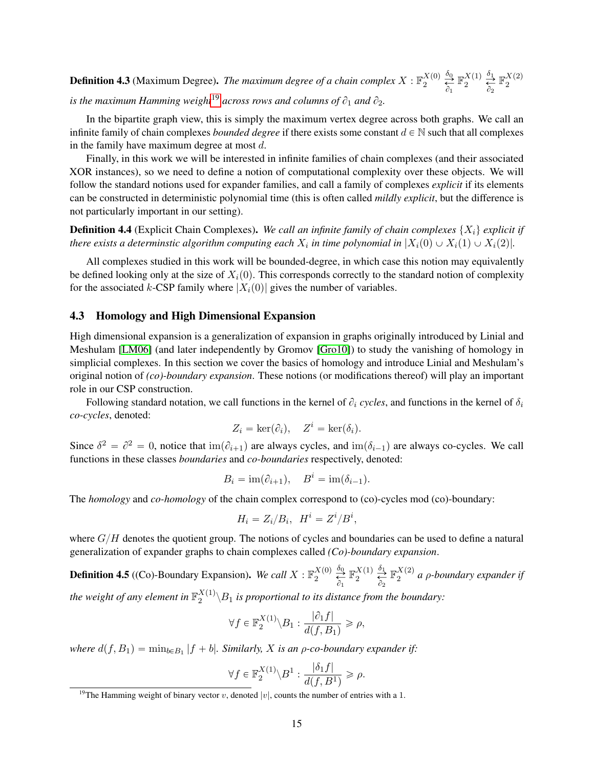**Definition 4.3** (Maximum Degree)**.** *The maximum degree of a chain complex $X : \mathbb{F}_2^{X(0)} \underset{\partial_1}{\overset{\delta_0}{\rightleftarrows}} \mathbb{F}_2^{X(1)} \underset{\partial_2}{\overset{\delta_1}{\rightleftarrows}} \mathbb{F}_2^{X(2)}$ is the maximum Hamming weight*[19] *across rows and columns of $\partial_1$ and $\partial_2$.*

In the bipartite graph view, this is simply the maximum vertex degree across both graphs. We call an infinite family of chain complexes *bounded degree* if there exists some constant $d \in \mathbb{N}$ such that all complexes in the family have maximum degree at most $d$.

Finally, in this work we will be interested in infinite families of chain complexes (and their associated XOR instances), so we need to define a notion of computational complexity over these objects. We will follow the standard notions used for expander families, and call a family of complexes *explicit* if its elements can be constructed in deterministic polynomial time (this is often called *mildly explicit*, but the difference is not particularly important in our setting).

**Definition 4.4** (Explicit Chain Complexes)**.** *We call an infinite family of chain complexes $\{X_i\}$ explicit if there exists a determinstic algorithm computing each $X_i$ in time polynomial in $|X_i(0) \cup X_i(1) \cup X_i(2)|$.*

All complexes studied in this work will be bounded-degree, in which case this notion may equivalently be defined looking only at the size of $X_i(0)$. This corresponds correctly to the standard notion of complexity for the associated $k$-CSP family where $|X_i(0)|$ gives the number of variables.

### 4.3 Homology and High Dimensional Expansion

High dimensional expansion is a generalization of expansion in graphs originally introduced by Linial and Meshulam [LM06] (and later independently by Gromov [Gro10]) to study the vanishing of homology in simplicial complexes. In this section we cover the basics of homology and introduce Linial and Meshulam's original notion of *(co)-boundary expansion*. These notions (or modifications thereof) will play an important role in our CSP construction.

Following standard notation, we call functions in the kernel of $\partial_i$ *cycles*, and functions in the kernel of $\delta_i$ *co-cycles*, denoted:

$$Z_i = \ker(\partial_i), \quad Z^i = \ker(\delta_i).$$

Since $\delta^2 = \partial^2 = 0$, notice that $\mathrm{im}(\partial_{i+1})$ are always cycles, and $\mathrm{im}(\delta_{i-1})$ are always co-cycles. We call functions in these classes *boundaries* and *co-boundaries* respectively, denoted:

$$B_i = \mathrm{im}(\partial_{i+1}), \quad B^i = \mathrm{im}(\delta_{i-1}).$$

The *homology* and *co-homology* of the chain complex correspond to (co)-cycles mod (co)-boundary:

$$H_i = Z_i/B_i, \;\; H^i = Z^i/B^i,$$

where $G/H$ denotes the quotient group. The notions of cycles and boundaries can be used to define a natural generalization of expander graphs to chain complexes called *(Co)-boundary expansion*.

**Definition 4.5** ((Co)-Boundary Expansion)**.** *We call $X : \mathbb{F}_2^{X(0)} \underset{\partial_1}{\overset{\delta_0}{\rightleftarrows}} \mathbb{F}_2^{X(1)} \underset{\partial_2}{\overset{\delta_1}{\rightleftarrows}} \mathbb{F}_2^{X(2)}$ a $\rho$-boundary expander if the weight of any element in $\mathbb{F}_2^{X(1)} \backslash B_1$ is proportional to its distance from the boundary:*

$$\forall f \in \mathbb{F}_2^{X(1)} \backslash B_1 : \frac{|\partial_1 f|}{d(f, B_1)} \geqslant \rho,$$

*where $d(f, B_1) = \min_{b \in B_1} |f + b|$. Similarly, $X$ is an $\rho$-co-boundary expander if:*

$$\forall f \in \mathbb{F}_2^{X(1)} \backslash B^1 : \frac{|\delta_1 f|}{d(f, B^1)} \geqslant \rho.$$

[19] The Hamming weight of binary vector $v$, denoted $|v|$, counts the number of entries with a 1.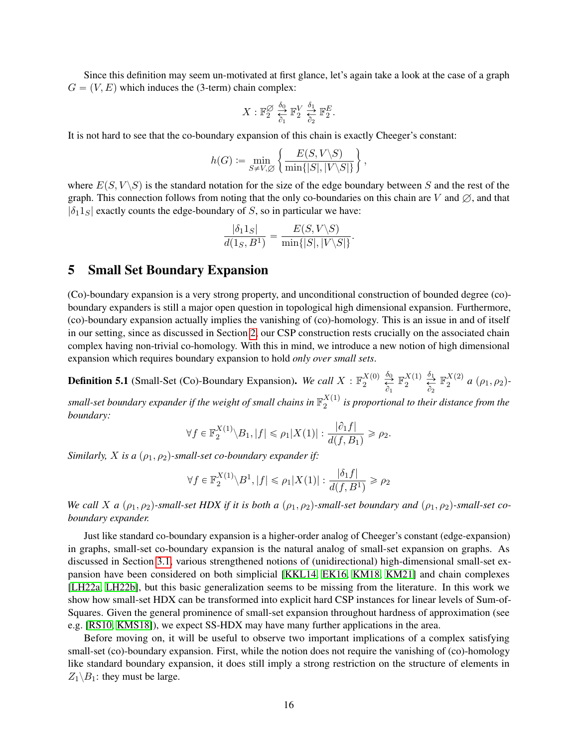Since this definition may seem un-motivated at first glance, let's again take a look at the case of a graph $G = (V, E)$ which induces the (3-term) chain complex:

$$X : \mathbb{F}_2^{\varnothing} \underset{\partial_1}{\overset{\delta_0}{\rightleftarrows}} \mathbb{F}_2^{V} \underset{\partial_2}{\overset{\delta_1}{\rightleftarrows}} \mathbb{F}_2^{E}.$$

It is not hard to see that the co-boundary expansion of this chain is exactly Cheeger's constant:

$$h(G) := \min_{S \neq V, \varnothing} \left\{ \frac{E(S, V \backslash S)}{\min\{|S|, |V \backslash S|\}} \right\},$$

where $E(S, V \backslash S)$ is the standard notation for the size of the edge boundary between $S$ and the rest of the graph. This connection follows from noting that the only co-boundaries on this chain are $V$ and $\varnothing$, and that $|\delta_1 1_S|$ exactly counts the edge-boundary of $S$, so in particular we have:

$$\frac{|\delta_1 1_S|}{d(1_S, B^1)} = \frac{E(S, V \backslash S)}{\min\{|S|, |V \backslash S|\}}.$$

# 5 Small Set Boundary Expansion

(Co)-boundary expansion is a very strong property, and unconditional construction of bounded degree (co)-boundary expanders is still a major open question in topological high dimensional expansion. Furthermore, (co)-boundary expansion actually implies the vanishing of (co)-homology. This is an issue in and of itself in our setting, since as discussed in Section 2, our CSP construction rests crucially on the associated chain complex having non-trivial co-homology. With this in mind, we introduce a new notion of high dimensional expansion which requires boundary expansion to hold *only over small sets*.

**Definition 5.1** (Small-Set (Co)-Boundary Expansion)**.** *We call $X : \mathbb{F}_2^{X(0)} \underset{\partial_1}{\overset{\delta_0}{\rightleftarrows}} \mathbb{F}_2^{X(1)} \underset{\partial_2}{\overset{\delta_1}{\rightleftarrows}} \mathbb{F}_2^{X(2)}$ a $(\rho_1, \rho_2)$-small-set boundary expander if the weight of small chains in $\mathbb{F}_2^{X(1)}$ is proportional to their distance from the boundary:*

$$\forall f \in \mathbb{F}_2^{X(1)} \backslash B_1, |f| \leqslant \rho_1 |X(1)| : \frac{|\partial_1 f|}{d(f, B_1)} \geqslant \rho_2.$$

*Similarly, $X$ is a $(\rho_1, \rho_2)$-small-set co-boundary expander if:*

$$\forall f \in \mathbb{F}_2^{X(1)} \backslash B^1, |f| \leqslant \rho_1 |X(1)| : \frac{|\delta_1 f|}{d(f, B^1)} \geqslant \rho_2$$

*We call $X$ a $(\rho_1, \rho_2)$-small-set HDX if it is both a $(\rho_1, \rho_2)$-small-set boundary and $(\rho_1, \rho_2)$-small-set co-boundary expander.*

Just like standard co-boundary expansion is a higher-order analog of Cheeger's constant (edge-expansion) in graphs, small-set co-boundary expansion is the natural analog of small-set expansion on graphs. As discussed in Section 3.1, various strengthened notions of (unidirectional) high-dimensional small-set expansion have been considered on both simplicial [KKL14, EK16, KM18, KM21] and chain complexes [LH22a, LH22b], but this basic generalization seems to be missing from the literature. In this work we show how small-set HDX can be transformed into explicit hard CSP instances for linear levels of Sum-of-Squares. Given the general prominence of small-set expansion throughout hardness of approximation (see e.g. [RS10, KMS18]), we expect SS-HDX may have many further applications in the area.

Before moving on, it will be useful to observe two important implications of a complex satisfying small-set (co)-boundary expansion. First, while the notion does not require the vanishing of (co)-homology like standard boundary expansion, it does still imply a strong restriction on the structure of elements in $Z_1 \backslash B_1$: they must be large.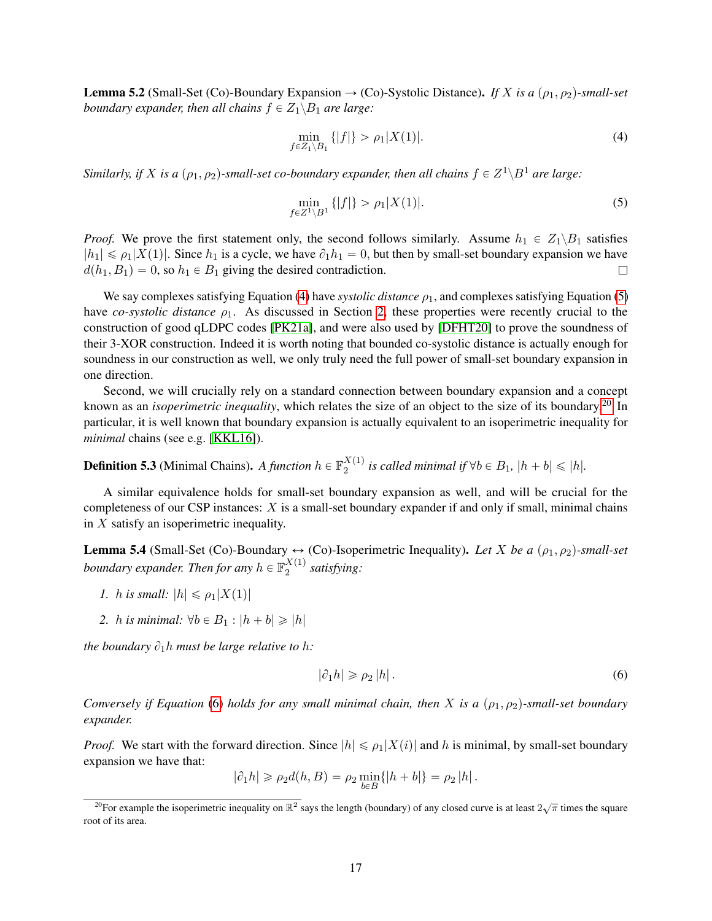**Lemma 5.2** (Small-Set (Co)-Boundary Expansion → (Co)-Systolic Distance)**.** *If $X$ is a $(\rho_1, \rho_2)$-small-set boundary expander, then all chains $f \in Z_1 \backslash B_1$ are large:*

$$\min_{f \in Z_1 \backslash B_1} \{|f|\} > \rho_1 |X(1)|. \tag{4}$$

*Similarly, if $X$ is a $(\rho_1, \rho_2)$-small-set co-boundary expander, then all chains $f \in Z^1 \backslash B^1$ are large:*

$$\min_{f \in Z^1 \backslash B^1} \{|f|\} > \rho_1 |X(1)|. \tag{5}$$

*Proof.* We prove the first statement only, the second follows similarly. Assume $h_1 \in Z_1 \backslash B_1$ satisfies $|h_1| \leqslant \rho_1 |X(1)|$. Since $h_1$ is a cycle, we have $\partial_1 h_1 = 0$, but then by small-set boundary expansion we have $d(h_1, B_1) = 0$, so $h_1 \in B_1$ giving the desired contradiction. □

We say complexes satisfying Equation (4) have *systolic distance* $\rho_1$, and complexes satisfying Equation (5) have *co-systolic distance* $\rho_1$. As discussed in Section 2, these properties were recently crucial to the construction of good qLDPC codes [PK21a], and were also used by [DFHT20] to prove the soundness of their 3-XOR construction. Indeed it is worth noting that bounded co-systolic distance is actually enough for soundness in our construction as well, we only truly need the full power of small-set boundary expansion in one direction.

Second, we will crucially rely on a standard connection between boundary expansion and a concept known as an *isoperimetric inequality*, which relates the size of an object to the size of its boundary.[20] In particular, it is well known that boundary expansion is actually equivalent to an isoperimetric inequality for *minimal* chains (see e.g. [KKL16]).

**Definition 5.3** (Minimal Chains)**.** *A function $h \in \mathbb{F}_2^{X(1)}$ is called minimal if $\forall b \in B_1$, $|h + b| \leqslant |h|$.*

A similar equivalence holds for small-set boundary expansion as well, and will be crucial for the completeness of our CSP instances: $X$ is a small-set boundary expander if and only if small, minimal chains in $X$ satisfy an isoperimetric inequality.

**Lemma 5.4** (Small-Set (Co)-Boundary ↔ (Co)-Isoperimetric Inequality)**.** *Let $X$ be a $(\rho_1, \rho_2)$-small-set boundary expander. Then for any $h \in \mathbb{F}_2^{X(1)}$ satisfying:*

1. *$h$ is small: $|h| \leqslant \rho_1 |X(1)|$*
2. *$h$ is minimal: $\forall b \in B_1 : |h + b| \geqslant |h|$*

*the boundary $\partial_1 h$ must be large relative to $h$:*

$$|\partial_1 h| \geqslant \rho_2 |h|. \tag{6}$$

*Conversely if Equation (6) holds for any small minimal chain, then $X$ is a $(\rho_1, \rho_2)$-small-set boundary expander.*

*Proof.* We start with the forward direction. Since $|h| \leqslant \rho_1 |X(i)|$ and $h$ is minimal, by small-set boundary expansion we have that:

$$|\partial_1 h| \geqslant \rho_2 d(h, B) = \rho_2 \min_{b \in B} \{|h + b|\} = \rho_2 |h|.$$

[20] For example the isoperimetric inequality on $\mathbb{R}^2$ says the length (boundary) of any closed curve is at least $2\sqrt{\pi}$ times the square root of its area.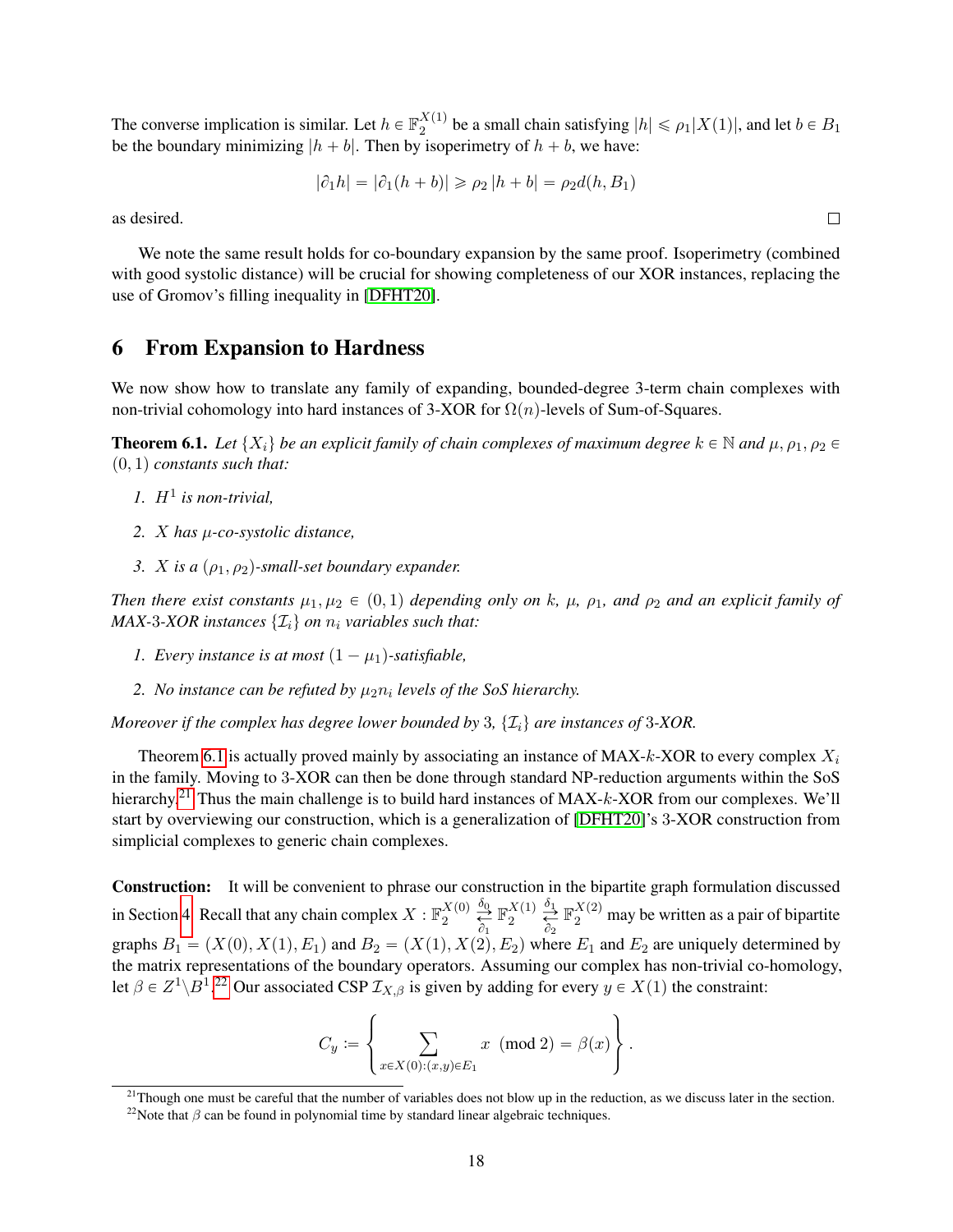The converse implication is similar. Let $h \in \mathbb{F}_2^{X(1)}$ be a small chain satisfying $|h| \leqslant \rho_1 |X(1)|$, and let $b \in B_1$ be the boundary minimizing $|h + b|$. Then by isoperimetry of $h + b$, we have:

$$|\partial_1 h| = |\partial_1 (h + b)| \geqslant \rho_2 \, |h + b| = \rho_2 d(h, B_1)$$

as desired. □

We note the same result holds for co-boundary expansion by the same proof. Isoperimetry (combined with good systolic distance) will be crucial for showing completeness of our XOR instances, replacing the use of Gromov's filling inequality in [DFHT20].

# 6 From Expansion to Hardness

We now show how to translate any family of expanding, bounded-degree 3-term chain complexes with non-trivial cohomology into hard instances of 3-XOR for $\Omega(n)$-levels of Sum-of-Squares.

**Theorem 6.1.** *Let $\{X_i\}$ be an explicit family of chain complexes of maximum degree $k \in \mathbb{N}$ and $\mu, \rho_1, \rho_2 \in (0, 1)$ constants such that:*

1. *$H^1$ is non-trivial,*
2. *$X$ has $\mu$-co-systolic distance,*
3. *$X$ is a $(\rho_1, \rho_2)$-small-set boundary expander.*

*Then there exist constants $\mu_1, \mu_2 \in (0, 1)$ depending only on $k$, $\mu$, $\rho_1$, and $\rho_2$ and an explicit family of MAX-3-XOR instances $\{\mathcal{I}_i\}$ on $n_i$ variables such that:*

1. *Every instance is at most $(1 - \mu_1)$-satisfiable,*
2. *No instance can be refuted by $\mu_2 n_i$ levels of the SoS hierarchy.*

*Moreover if the complex has degree lower bounded by 3, $\{\mathcal{I}_i\}$ are instances of 3-XOR.*

Theorem 6.1 is actually proved mainly by associating an instance of MAX-$k$-XOR to every complex $X_i$ in the family. Moving to 3-XOR can then be done through standard NP-reduction arguments within the SoS hierarchy.[21] Thus the main challenge is to build hard instances of MAX-$k$-XOR from our complexes. We'll start by overviewing our construction, which is a generalization of [DFHT20]'s 3-XOR construction from simplicial complexes to generic chain complexes.

**Construction:** It will be convenient to phrase our construction in the bipartite graph formulation discussed in Section 4. Recall that any chain complex $X : \mathbb{F}_2^{X(0)} \underset{\partial_1}{\overset{\delta_0}{\rightleftarrows}} \mathbb{F}_2^{X(1)} \underset{\partial_2}{\overset{\delta_1}{\rightleftarrows}} \mathbb{F}_2^{X(2)}$ may be written as a pair of bipartite graphs $B_1 = (X(0), X(1), E_1)$ and $B_2 = (X(1), X(2), E_2)$ where $E_1$ and $E_2$ are uniquely determined by the matrix representations of the boundary operators. Assuming our complex has non-trivial co-homology, let $\beta \in Z^1 \backslash B^1$.[22] Our associated CSP $\mathcal{I}_{X,\beta}$ is given by adding for every $y \in X(1)$ the constraint:

$$C_y := \left\{ \sum_{x \in X(0) : (x,y) \in E_1} x \pmod 2 = \beta(x) \right\}.$$

[21] Though one must be careful that the number of variables does not blow up in the reduction, as we discuss later in the section.

[22] Note that $\beta$ can be found in polynomial time by standard linear algebraic techniques.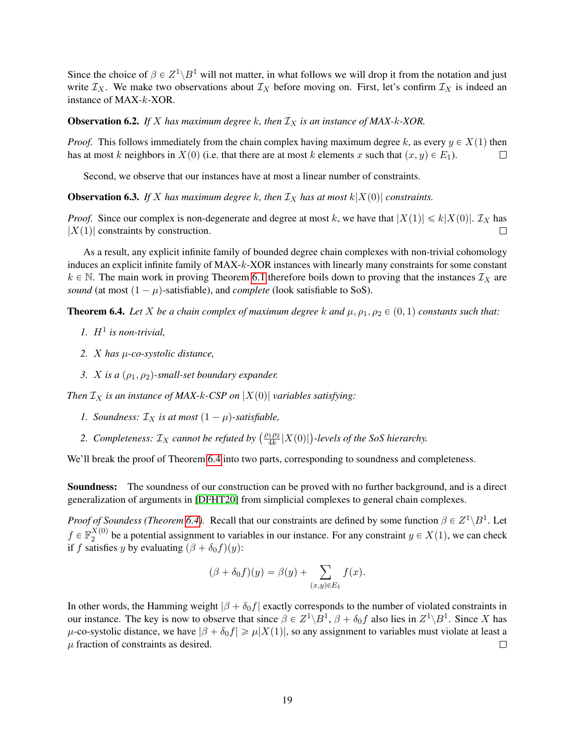Since the choice of $\beta \in Z^1 \backslash B^1$ will not matter, in what follows we will drop it from the notation and just write $\mathcal{I}_X$. We make two observations about $\mathcal{I}_X$ before moving on. First, let's confirm $\mathcal{I}_X$ is indeed an instance of MAX-$k$-XOR.

**Observation 6.2.** *If $X$ has maximum degree $k$, then $\mathcal{I}_X$ is an instance of MAX-$k$-XOR.*

*Proof.* This follows immediately from the chain complex having maximum degree $k$, as every $y \in X(1)$ then has at most $k$ neighbors in $X(0)$ (i.e. that there are at most $k$ elements $x$ such that $(x, y) \in E_1$). □

Second, we observe that our instances have at most a linear number of constraints.

**Observation 6.3.** *If $X$ has maximum degree $k$, then $\mathcal{I}_X$ has at most $k|X(0)|$ constraints.*

*Proof.* Since our complex is non-degenerate and degree at most $k$, we have that $|X(1)| \leqslant k|X(0)|$. $\mathcal{I}_X$ has $|X(1)|$ constraints by construction. □

As a result, any explicit infinite family of bounded degree chain complexes with non-trivial cohomology induces an explicit infinite family of MAX-$k$-XOR instances with linearly many constraints for some constant $k \in \mathbb{N}$. The main work in proving Theorem 6.1 therefore boils down to proving that the instances $\mathcal{I}_X$ are *sound* (at most $(1 - \mu)$-satisfiable), and *complete* (look satisfiable to SoS).

**Theorem 6.4.** *Let $X$ be a chain complex of maximum degree $k$ and $\mu, \rho_1, \rho_2 \in (0, 1)$ constants such that:*

1. *$H^1$ is non-trivial,*
2. *$X$ has $\mu$-co-systolic distance,*
3. *$X$ is a $(\rho_1, \rho_2)$-small-set boundary expander.*

*Then $\mathcal{I}_X$ is an instance of MAX-$k$-CSP on $|X(0)|$ variables satisfying:*

1. *Soundness: $\mathcal{I}_X$ is at most $(1 - \mu)$-satisfiable,*
2. *Completeness: $\mathcal{I}_X$ cannot be refuted by $\left(\frac{\rho_1 \rho_2}{4k}|X(0)|\right)$-levels of the SoS hierarchy.*

We'll break the proof of Theorem 6.4 into two parts, corresponding to soundness and completeness.

**Soundness:** The soundness of our construction can be proved with no further background, and is a direct generalization of arguments in [DFHT20] from simplicial complexes to general chain complexes.

*Proof of Soundess (Theorem 6.4).* Recall that our constraints are defined by some function $\beta \in Z^1 \backslash B^1$. Let $f \in \mathbb{F}_2^{X(0)}$ be a potential assignment to variables in our instance. For any constraint $y \in X(1)$, we can check if $f$ satisfies $y$ by evaluating $(\beta + \delta_0 f)(y)$:

$$(\beta + \delta_0 f)(y) = \beta(y) + \sum_{(x,y) \in E_1} f(x).$$

In other words, the Hamming weight $|\beta + \delta_0 f|$ exactly corresponds to the number of violated constraints in our instance. The key is now to observe that since $\beta \in Z^1 \backslash B^1$, $\beta + \delta_0 f$ also lies in $Z^1 \backslash B^1$. Since $X$ has $\mu$-co-systolic distance, we have $|\beta + \delta_0 f| \geqslant \mu|X(1)|$, so any assignment to variables must violate at least a $\mu$ fraction of constraints as desired. □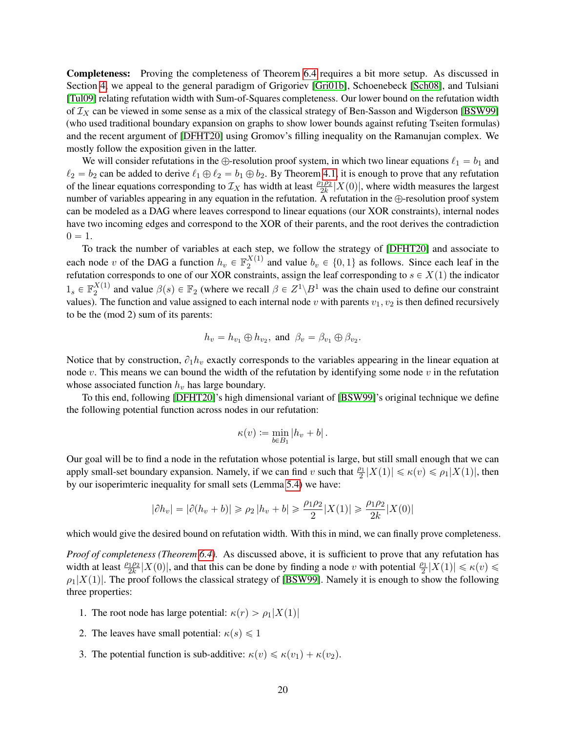**Completeness:** Proving the completeness of Theorem 6.4 requires a bit more setup. As discussed in Section 4, we appeal to the general paradigm of Grigoriev [Gri01b], Schoenebeck [Sch08], and Tulsiani [Tul09] relating refutation width with Sum-of-Squares completeness. Our lower bound on the refutation width of $\mathcal{I}_X$ can be viewed in some sense as a mix of the classical strategy of Ben-Sasson and Wigderson [BSW99] (who used traditional boundary expansion on graphs to show lower bounds against refuting Tseiten formulas) and the recent argument of [DFHT20] using Gromov's filling inequality on the Ramanujan complex. We mostly follow the exposition given in the latter.

We will consider refutations in the $\oplus$-resolution proof system, in which two linear equations $\ell_1 = b_1$ and $\ell_2 = b_2$ can be added to derive $\ell_1 \oplus \ell_2 = b_1 \oplus b_2$. By Theorem 4.1, it is enough to prove that any refutation of the linear equations corresponding to $\mathcal{I}_X$ has width at least $\frac{\rho_1 \rho_2}{2k}|X(0)|$, where width measures the largest number of variables appearing in any equation in the refutation. A refutation in the $\oplus$-resolution proof system can be modeled as a DAG where leaves correspond to linear equations (our XOR constraints), internal nodes have two incoming edges and correspond to the XOR of their parents, and the root derives the contradiction $0 = 1$.

To track the number of variables at each step, we follow the strategy of [DFHT20] and associate to each node $v$ of the DAG a function $h_v \in \mathbb{F}_2^{X(1)}$ and value $b_v \in \{0,1\}$ as follows. Since each leaf in the refutation corresponds to one of our XOR constraints, assign the leaf corresponding to $s \in X(1)$ the indicator $1_s \in \mathbb{F}_2^{X(1)}$ and value $\beta(s) \in \mathbb{F}_2$ (where we recall $\beta \in Z^1 \backslash B^1$ was the chain used to define our constraint values). The function and value assigned to each internal node $v$ with parents $v_1, v_2$ is then defined recursively to be the (mod 2) sum of its parents:

$$h_v = h_{v_1} \oplus h_{v_2}, \text{ and } \beta_v = \beta_{v_1} \oplus \beta_{v_2}.$$

Notice that by construction, $\partial_1 h_v$ exactly corresponds to the variables appearing in the linear equation at node $v$. This means we can bound the width of the refutation by identifying some node $v$ in the refutation whose associated function $h_v$ has large boundary.

To this end, following [DFHT20]'s high dimensional variant of [BSW99]'s original technique we define the following potential function across nodes in our refutation:

$$\kappa(v) := \min_{b \in B_1} |h_v + b|.$$

Our goal will be to find a node in the refutation whose potential is large, but still small enough that we can apply small-set boundary expansion. Namely, if we can find $v$ such that $\frac{\rho_1}{2}|X(1)| \leqslant \kappa(v) \leqslant \rho_1 |X(1)|$, then by our isoperimteric inequality for small sets (Lemma 5.4) we have:

$$|\partial h_v| = |\partial(h_v + b)| \geqslant \rho_2 |h_v + b| \geqslant \frac{\rho_1 \rho_2}{2}|X(1)| \geqslant \frac{\rho_1 \rho_2}{2k}|X(0)|$$

which would give the desired bound on refutation width. With this in mind, we can finally prove completeness.

*Proof of completeness (Theorem 6.4).* As discussed above, it is sufficient to prove that any refutation has width at least $\frac{\rho_1 \rho_2}{2k}|X(0)|$, and that this can be done by finding a node $v$ with potential $\frac{\rho_1}{2}|X(1)| \leqslant \kappa(v) \leqslant \rho_1 |X(1)|$. The proof follows the classical strategy of [BSW99]. Namely it is enough to show the following three properties:

1. The root node has large potential: $\kappa(r) > \rho_1 |X(1)|$
2. The leaves have small potential: $\kappa(s) \leqslant 1$
3. The potential function is sub-additive: $\kappa(v) \leqslant \kappa(v_1) + \kappa(v_2)$.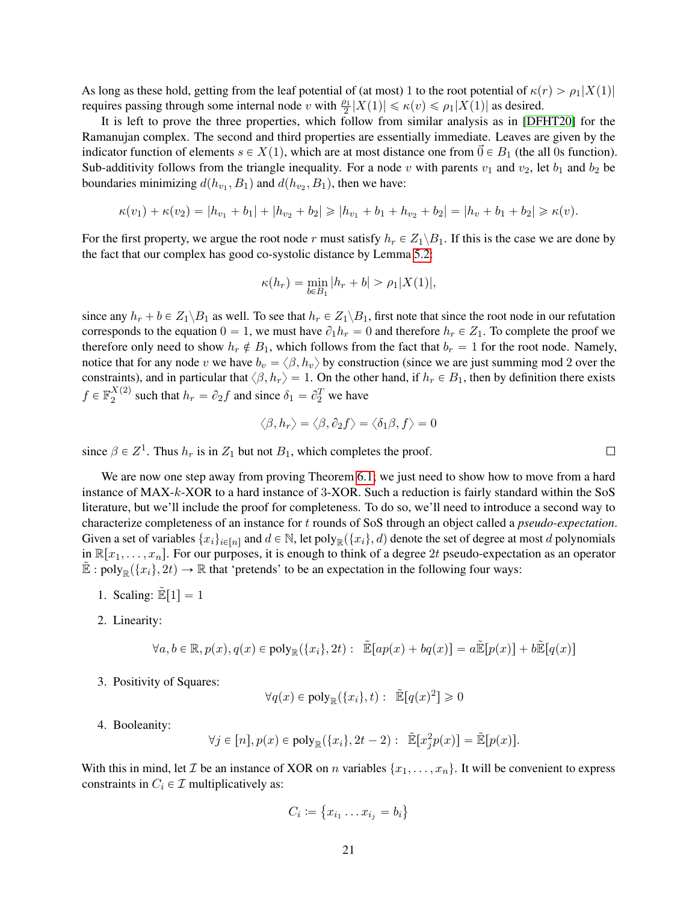As long as these hold, getting from the leaf potential of (at most) 1 to the root potential of $\kappa(r) > \rho_1|X(1)|$ requires passing through some internal node $v$ with $\frac{\rho_1}{2}|X(1)| \leqslant \kappa(v) \leqslant \rho_1|X(1)|$ as desired.

It is left to prove the three properties, which follow from similar analysis as in [DFHT20] for the Ramanujan complex. The second and third properties are essentially immediate. Leaves are given by the indicator function of elements $s \in X(1)$, which are at most distance one from $\vec{0} \in B_1$ (the all 0s function). Sub-additivity follows from the triangle inequality. For a node $v$ with parents $v_1$ and $v_2$, let $b_1$ and $b_2$ be boundaries minimizing $d(h_{v_1}, B_1)$ and $d(h_{v_2}, B_1)$, then we have:

$$\kappa(v_1) + \kappa(v_2) = |h_{v_1} + b_1| + |h_{v_2} + b_2| \geqslant |h_{v_1} + b_1 + h_{v_2} + b_2| = |h_v + b_1 + b_2| \geqslant \kappa(v).$$

For the first property, we argue the root node $r$ must satisfy $h_r \in Z_1 \backslash B_1$. If this is the case we are done by the fact that our complex has good co-systolic distance by Lemma 5.2:

$$\kappa(h_r) = \min_{b \in B_1} |h_r + b| > \rho_1|X(1)|,$$

since any $h_r + b \in Z_1 \backslash B_1$ as well. To see that $h_r \in Z_1 \backslash B_1$, first note that since the root node in our refutation corresponds to the equation $0 = 1$, we must have $\partial_1 h_r = 0$ and therefore $h_r \in Z_1$. To complete the proof we therefore only need to show $h_r \notin B_1$, which follows from the fact that $b_r = 1$ for the root node. Namely, notice that for any node $v$ we have $b_v = \langle \beta, h_v \rangle$ by construction (since we are just summing mod 2 over the constraints), and in particular that $\langle \beta, h_r \rangle = 1$. On the other hand, if $h_r \in B_1$, then by definition there exists $f \in \mathbb{F}_2^{X(2)}$ such that $h_r = \partial_2 f$ and since $\delta_1 = \partial_2^T$ we have

$$\langle \beta, h_r \rangle = \langle \beta, \partial_2 f \rangle = \langle \delta_1 \beta, f \rangle = 0$$

since $\beta \in Z^1$. Thus $h_r$ is in $Z_1$ but not $B_1$, which completes the proof. $\square$

We are now one step away from proving Theorem 6.1; we just need to show how to move from a hard instance of MAX-$k$-XOR to a hard instance of 3-XOR. Such a reduction is fairly standard within the SoS literature, but we'll include the proof for completeness. To do so, we'll need to introduce a second way to characterize completeness of an instance for $t$ rounds of SoS through an object called a *pseudo-expectation*. Given a set of variables $\{x_i\}_{i \in [n]}$ and $d \in \mathbb{N}$, let $\text{poly}_{\mathbb{R}}(\{x_i\}, d)$ denote the set of degree at most $d$ polynomials in $\mathbb{R}[x_1, \ldots, x_n]$. For our purposes, it is enough to think of a degree $2t$ pseudo-expectation as an operator $\tilde{\mathbb{E}} : \text{poly}_{\mathbb{R}}(\{x_i\}, 2t) \to \mathbb{R}$ that 'pretends' to be an expectation in the following four ways:

1. Scaling: $\tilde{\mathbb{E}}[1] = 1$

2. Linearity:
$$\forall a, b \in \mathbb{R}, p(x), q(x) \in \text{poly}_{\mathbb{R}}(\{x_i\}, 2t) : \ \ \tilde{\mathbb{E}}[ap(x) + bq(x)] = a\tilde{\mathbb{E}}[p(x)] + b\tilde{\mathbb{E}}[q(x)]$$

3. Positivity of Squares:
$$\forall q(x) \in \text{poly}_{\mathbb{R}}(\{x_i\}, t) : \ \ \tilde{\mathbb{E}}[q(x)^2] \geqslant 0$$

4. Booleanity:
$$\forall j \in [n], p(x) \in \text{poly}_{\mathbb{R}}(\{x_i\}, 2t-2) : \ \ \tilde{\mathbb{E}}[x_j^2 p(x)] = \tilde{\mathbb{E}}[p(x)].$$

With this in mind, let $\mathcal{I}$ be an instance of XOR on $n$ variables $\{x_1, \ldots, x_n\}$. It will be convenient to express constraints in $C_i \in \mathcal{I}$ multiplicatively as:

$$C_i := \{x_{i_1} \ldots x_{i_j} = b_i\}$$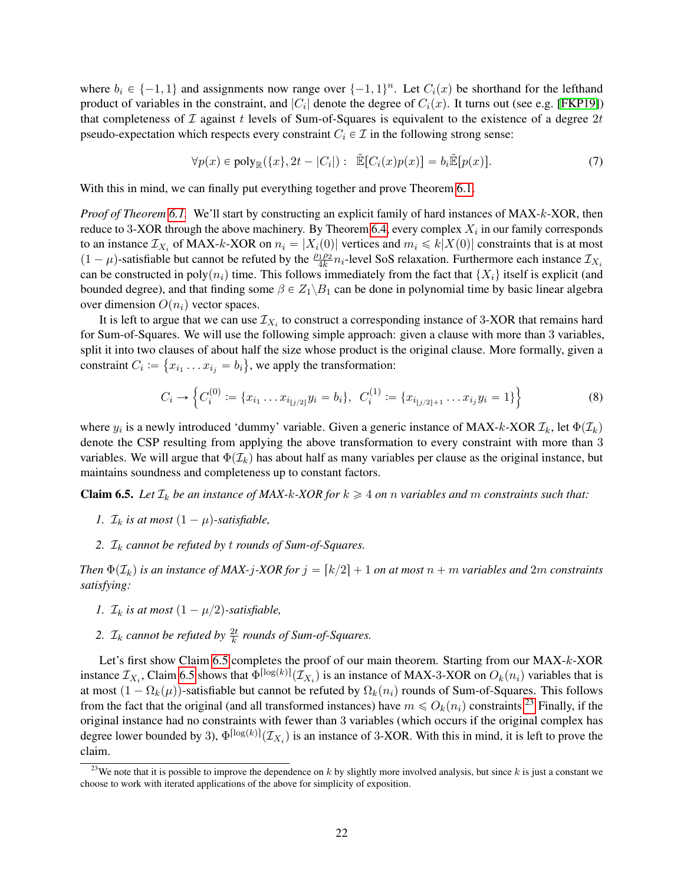where $b_i \in \{-1, 1\}$ and assignments now range over $\{-1, 1\}^n$. Let $C_i(x)$ be shorthand for the lefthand product of variables in the constraint, and $|C_i|$ denote the degree of $C_i(x)$. It turns out (see e.g. [FKP19]) that completeness of $\mathcal{I}$ against $t$ levels of Sum-of-Squares is equivalent to the existence of a degree $2t$ pseudo-expectation which respects every constraint $C_i \in \mathcal{I}$ in the following strong sense:

$$\forall p(x) \in \text{poly}_{\mathbb{R}}(\{x\}, 2t - |C_i|): \ \tilde{\mathbb{E}}[C_i(x)p(x)] = b_i \tilde{\mathbb{E}}[p(x)]. \tag{7}$$

With this in mind, we can finally put everything together and prove Theorem 6.1.

*Proof of Theorem 6.1.* We'll start by constructing an explicit family of hard instances of MAX-$k$-XOR, then reduce to 3-XOR through the above machinery. By Theorem 6.4, every complex $X_i$ in our family corresponds to an instance $\mathcal{I}_{X_i}$ of MAX-$k$-XOR on $n_i = |X_i(0)|$ vertices and $m_i \leqslant k|X(0)|$ constraints that is at most $(1-\mu)$-satisfiable but cannot be refuted by the $\frac{\rho_1\rho_2}{4k}n_i$-level SoS relaxation. Furthermore each instance $\mathcal{I}_{X_i}$ can be constructed in $\text{poly}(n_i)$ time. This follows immediately from the fact that $\{X_i\}$ itself is explicit (and bounded degree), and that finding some $\beta \in Z_1 \backslash B_1$ can be done in polynomial time by basic linear algebra over dimension $O(n_i)$ vector spaces.

It is left to argue that we can use $\mathcal{I}_{X_i}$ to construct a corresponding instance of 3-XOR that remains hard for Sum-of-Squares. We will use the following simple approach: given a clause with more than 3 variables, split it into two clauses of about half the size whose product is the original clause. More formally, given a constraint $C_i := \{x_{i_1} \ldots x_{i_j} = b_i\}$, we apply the transformation:

$$C_i \to \left\{ C_i^{(0)} := \{x_{i_1} \ldots x_{i_{\lfloor j/2 \rfloor}} y_i = b_i\},\ \ C_i^{(1)} := \{x_{i_{\lfloor j/2 \rfloor+1}} \ldots x_{i_j} y_i = 1\} \right\} \tag{8}$$

where $y_i$ is a newly introduced 'dummy' variable. Given a generic instance of MAX-$k$-XOR $\mathcal{I}_k$, let $\Phi(\mathcal{I}_k)$ denote the CSP resulting from applying the above transformation to every constraint with more than 3 variables. We will argue that $\Phi(\mathcal{I}_k)$ has about half as many variables per clause as the original instance, but maintains soundness and completeness up to constant factors.

**Claim 6.5.** *Let $\mathcal{I}_k$ be an instance of MAX-$k$-XOR for $k \geqslant 4$ on $n$ variables and $m$ constraints such that:*

1. *$\mathcal{I}_k$ is at most $(1-\mu)$-satisfiable,*
2. *$\mathcal{I}_k$ cannot be refuted by $t$ rounds of Sum-of-Squares.*

*Then $\Phi(\mathcal{I}_k)$ is an instance of MAX-$j$-XOR for $j = \lceil k/2 \rceil + 1$ on at most $n + m$ variables and $2m$ constraints satisfying:*

1. *$\mathcal{I}_k$ is at most $(1-\mu/2)$-satisfiable,*
2. *$\mathcal{I}_k$ cannot be refuted by $\frac{2t}{k}$ rounds of Sum-of-Squares.*

Let's first show Claim 6.5 completes the proof of our main theorem. Starting from our MAX-$k$-XOR instance $\mathcal{I}_{X_i}$, Claim 6.5 shows that $\Phi^{\lceil \log(k) \rceil}(\mathcal{I}_{X_i})$ is an instance of MAX-3-XOR on $O_k(n_i)$ variables that is at most $(1-\Omega_k(\mu))$-satisfiable but cannot be refuted by $\Omega_k(n_i)$ rounds of Sum-of-Squares. This follows from the fact that the original (and all transformed instances) have $m \leqslant O_k(n_i)$ constraints.[23] Finally, if the original instance had no constraints with fewer than 3 variables (which occurs if the original complex has degree lower bounded by 3), $\Phi^{\lceil \log(k) \rceil}(\mathcal{I}_{X_i})$ is an instance of 3-XOR. With this in mind, it is left to prove the claim.

[23] We note that it is possible to improve the dependence on $k$ by slightly more involved analysis, but since $k$ is just a constant we choose to work with iterated applications of the above for simplicity of exposition.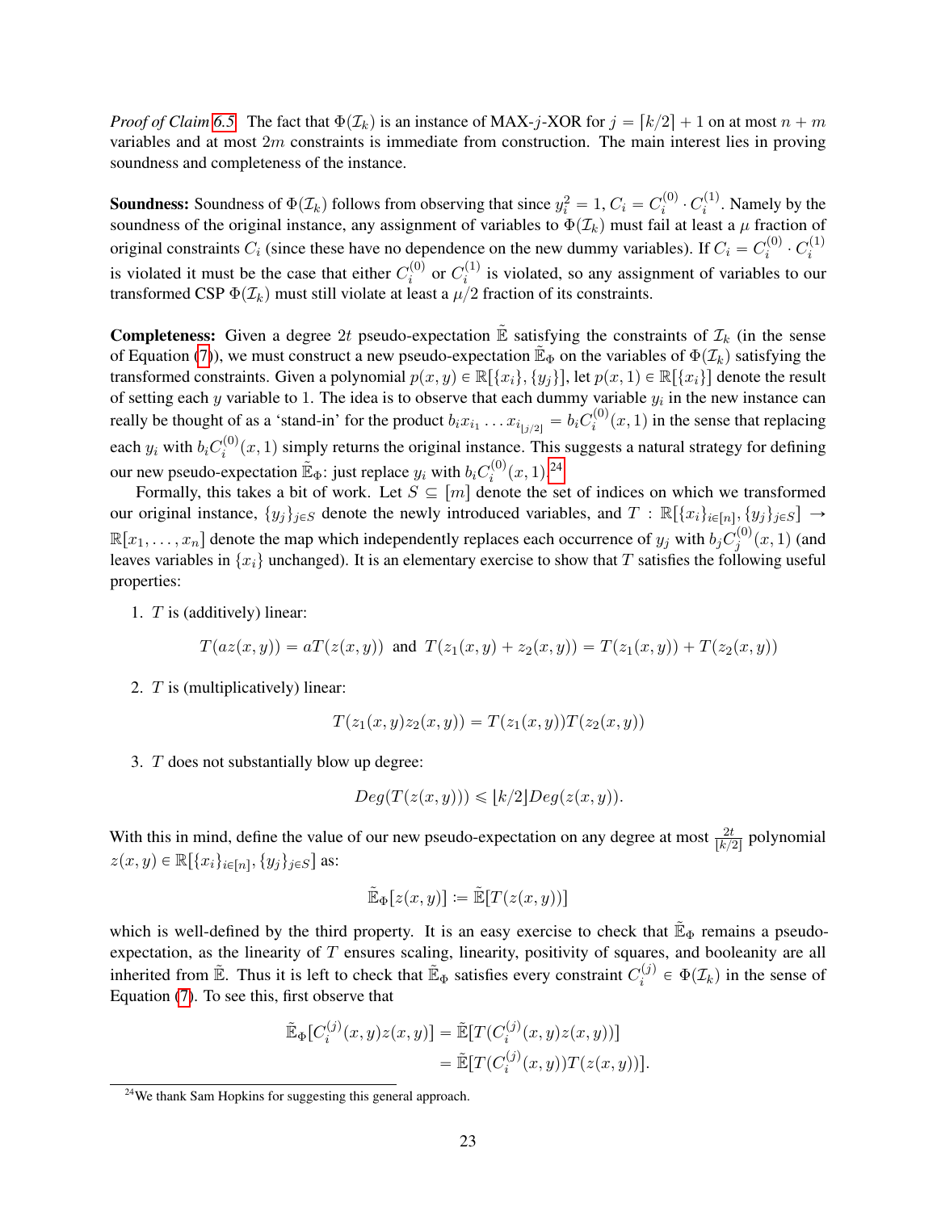*Proof of Claim 6.5.* The fact that $\Phi(\mathcal{I}_k)$ is an instance of MAX-$j$-XOR for $j = \lceil k/2 \rceil + 1$ on at most $n + m$ variables and at most $2m$ constraints is immediate from construction. The main interest lies in proving soundness and completeness of the instance.

**Soundness:** Soundness of $\Phi(\mathcal{I}_k)$ follows from observing that since $y_i^2 = 1$, $C_i = C_i^{(0)} \cdot C_i^{(1)}$. Namely by the soundness of the original instance, any assignment of variables to $\Phi(\mathcal{I}_k)$ must fail at least a $\mu$ fraction of original constraints $C_i$ (since these have no dependence on the new dummy variables). If $C_i = C_i^{(0)} \cdot C_i^{(1)}$ is violated it must be the case that either $C_i^{(0)}$ or $C_i^{(1)}$ is violated, so any assignment of variables to our transformed CSP $\Phi(\mathcal{I}_k)$ must still violate at least a $\mu/2$ fraction of its constraints.

**Completeness:** Given a degree $2t$ pseudo-expectation $\tilde{\mathbb{E}}$ satisfying the constraints of $\mathcal{I}_k$ (in the sense of Equation (7)), we must construct a new pseudo-expectation $\tilde{\mathbb{E}}_\Phi$ on the variables of $\Phi(\mathcal{I}_k)$ satisfying the transformed constraints. Given a polynomial $p(x, y) \in \mathbb{R}[\{x_i\}, \{y_j\}]$, let $p(x, 1) \in \mathbb{R}[\{x_i\}]$ denote the result of setting each $y$ variable to 1. The idea is to observe that each dummy variable $y_i$ in the new instance can really be thought of as a 'stand-in' for the product $b_i x_{i_1} \dots x_{i_{\lfloor j/2 \rfloor}} = b_i C_i^{(0)}(x, 1)$ in the sense that replacing each $y_i$ with $b_i C_i^{(0)}(x, 1)$ simply returns the original instance. This suggests a natural strategy for defining our new pseudo-expectation $\tilde{\mathbb{E}}_\Phi$: just replace $y_i$ with $b_i C_i^{(0)}(x, 1)$.[24]

Formally, this takes a bit of work. Let $S \subseteq [m]$ denote the set of indices on which we transformed our original instance, $\{y_j\}_{j \in S}$ denote the newly introduced variables, and $T : \mathbb{R}[\{x_i\}_{i \in [n]}, \{y_j\}_{j \in S}] \rightarrow \mathbb{R}[x_1, \dots, x_n]$ denote the map which independently replaces each occurrence of $y_j$ with $b_j C_j^{(0)}(x, 1)$ (and leaves variables in $\{x_i\}$ unchanged). It is an elementary exercise to show that $T$ satisfies the following useful properties:

1. $T$ is (additively) linear:

$$T(az(x, y)) = aT(z(x, y)) \text{ and } T(z_1(x, y) + z_2(x, y)) = T(z_1(x, y)) + T(z_2(x, y))$$

2. $T$ is (multiplicatively) linear:

$$T(z_1(x, y) z_2(x, y)) = T(z_1(x, y)) T(z_2(x, y))$$

3. $T$ does not substantially blow up degree:

$$Deg(T(z(x, y))) \leqslant \lfloor k/2 \rfloor Deg(z(x, y)).$$

With this in mind, define the value of our new pseudo-expectation on any degree at most $\frac{2t}{\lfloor k/2 \rfloor}$ polynomial $z(x, y) \in \mathbb{R}[\{x_i\}_{i \in [n]}, \{y_j\}_{j \in S}]$ as:

$$\tilde{\mathbb{E}}_\Phi[z(x, y)] \coloneqq \tilde{\mathbb{E}}[T(z(x, y))]$$

which is well-defined by the third property. It is an easy exercise to check that $\tilde{\mathbb{E}}_\Phi$ remains a pseudo-expectation, as the linearity of $T$ ensures scaling, linearity, positivity of squares, and booleanity are all inherited from $\tilde{\mathbb{E}}$. Thus it is left to check that $\tilde{\mathbb{E}}_\Phi$ satisfies every constraint $C_i^{(j)} \in \Phi(\mathcal{I}_k)$ in the sense of Equation (7). To see this, first observe that

$$\begin{aligned}
\tilde{\mathbb{E}}_\Phi[C_i^{(j)}(x, y) z(x, y)] &= \tilde{\mathbb{E}}[T(C_i^{(j)}(x, y) z(x, y))] \\
&= \tilde{\mathbb{E}}[T(C_i^{(j)}(x, y)) T(z(x, y))].
\end{aligned}$$

[24] We thank Sam Hopkins for suggesting this general approach.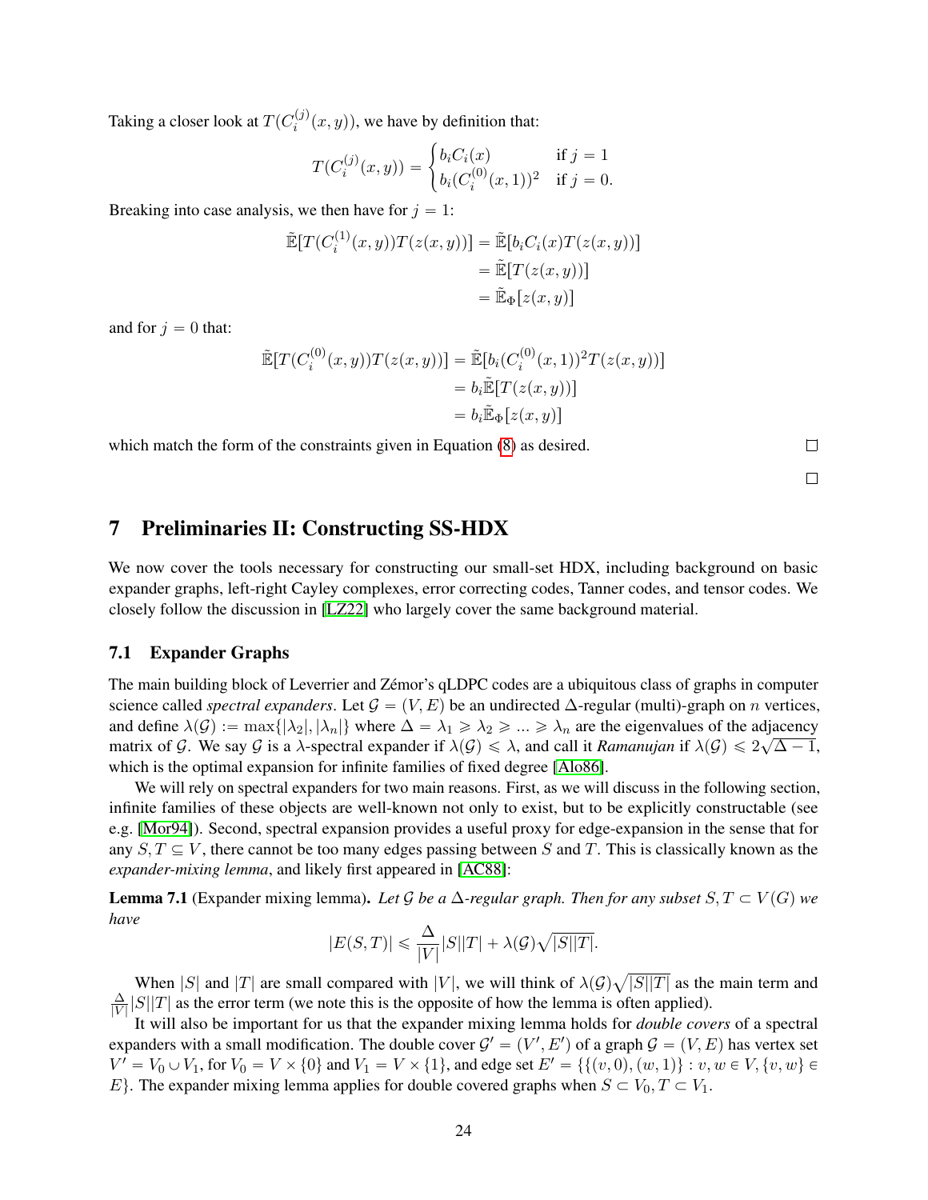Taking a closer look at $T(C_i^{(j)}(x,y))$, we have by definition that:

$$
T(C_i^{(j)}(x,y)) = \begin{cases} b_i C_i(x) & \text{if } j = 1 \\ b_i (C_i^{(0)}(x,1))^2 & \text{if } j = 0. \end{cases}
$$

Breaking into case analysis, we then have for $j = 1$:

$$
\begin{aligned}
\tilde{\mathbb{E}}[T(C_i^{(1)}(x,y))T(z(x,y))] &= \tilde{\mathbb{E}}[b_i C_i(x) T(z(x,y))] \\
&= \tilde{\mathbb{E}}[T(z(x,y))] \\
&= \tilde{\mathbb{E}}_\Phi[z(x,y)]
\end{aligned}
$$

and for $j = 0$ that:

$$
\begin{aligned}
\tilde{\mathbb{E}}[T(C_i^{(0)}(x,y))T(z(x,y))] &= \tilde{\mathbb{E}}[b_i (C_i^{(0)}(x,1))^2 T(z(x,y))] \\
&= b_i \tilde{\mathbb{E}}[T(z(x,y))] \\
&= b_i \tilde{\mathbb{E}}_\Phi[z(x,y)]
\end{aligned}
$$

which match the form of the constraints given in Equation (8) as desired. □

□

# 7 Preliminaries II: Constructing SS-HDX

We now cover the tools necessary for constructing our small-set HDX, including background on basic expander graphs, left-right Cayley complexes, error correcting codes, Tanner codes, and tensor codes. We closely follow the discussion in [LZ22] who largely cover the same background material.

## 7.1 Expander Graphs

The main building block of Leverrier and Zémor's qLDPC codes are a ubiquitous class of graphs in computer science called *spectral expanders*. Let $\mathcal{G} = (V, E)$ be an undirected $\Delta$-regular (multi)-graph on $n$ vertices, and define $\lambda(\mathcal{G}) := \max\{|\lambda_2|, |\lambda_n|\}$ where $\Delta = \lambda_1 \geqslant \lambda_2 \geqslant \ldots \geqslant \lambda_n$ are the eigenvalues of the adjacency matrix of $\mathcal{G}$. We say $\mathcal{G}$ is a $\lambda$-spectral expander if $\lambda(\mathcal{G}) \leqslant \lambda$, and call it *Ramanujan* if $\lambda(\mathcal{G}) \leqslant 2\sqrt{\Delta - 1}$, which is the optimal expansion for infinite families of fixed degree [Alo86].

We will rely on spectral expanders for two main reasons. First, as we will discuss in the following section, infinite families of these objects are well-known not only to exist, but to be explicitly constructable (see e.g. [Mor94]). Second, spectral expansion provides a useful proxy for edge-expansion in the sense that for any $S, T \subseteq V$, there cannot be too many edges passing between $S$ and $T$. This is classically known as the *expander-mixing lemma*, and likely first appeared in [AC88]:

**Lemma 7.1** (Expander mixing lemma)**.** *Let $\mathcal{G}$ be a $\Delta$-regular graph. Then for any subset $S, T \subset V(G)$ we have*

$$
|E(S,T)| \leqslant \frac{\Delta}{|V|}|S||T| + \lambda(\mathcal{G})\sqrt{|S||T|}.
$$

When $|S|$ and $|T|$ are small compared with $|V|$, we will think of $\lambda(\mathcal{G})\sqrt{|S||T|}$ as the main term and $\frac{\Delta}{|V|}|S||T|$ as the error term (we note this is the opposite of how the lemma is often applied).

It will also be important for us that the expander mixing lemma holds for *double covers* of a spectral expanders with a small modification. The double cover $\mathcal{G}' = (V', E')$ of a graph $\mathcal{G} = (V, E)$ has vertex set $V' = V_0 \cup V_1$, for $V_0 = V \times \{0\}$ and $V_1 = V \times \{1\}$, and edge set $E' = \{\{(v, 0), (w, 1)\} : v, w \in V, \{v, w\} \in E\}$. The expander mixing lemma applies for double covered graphs when $S \subset V_0, T \subset V_1$.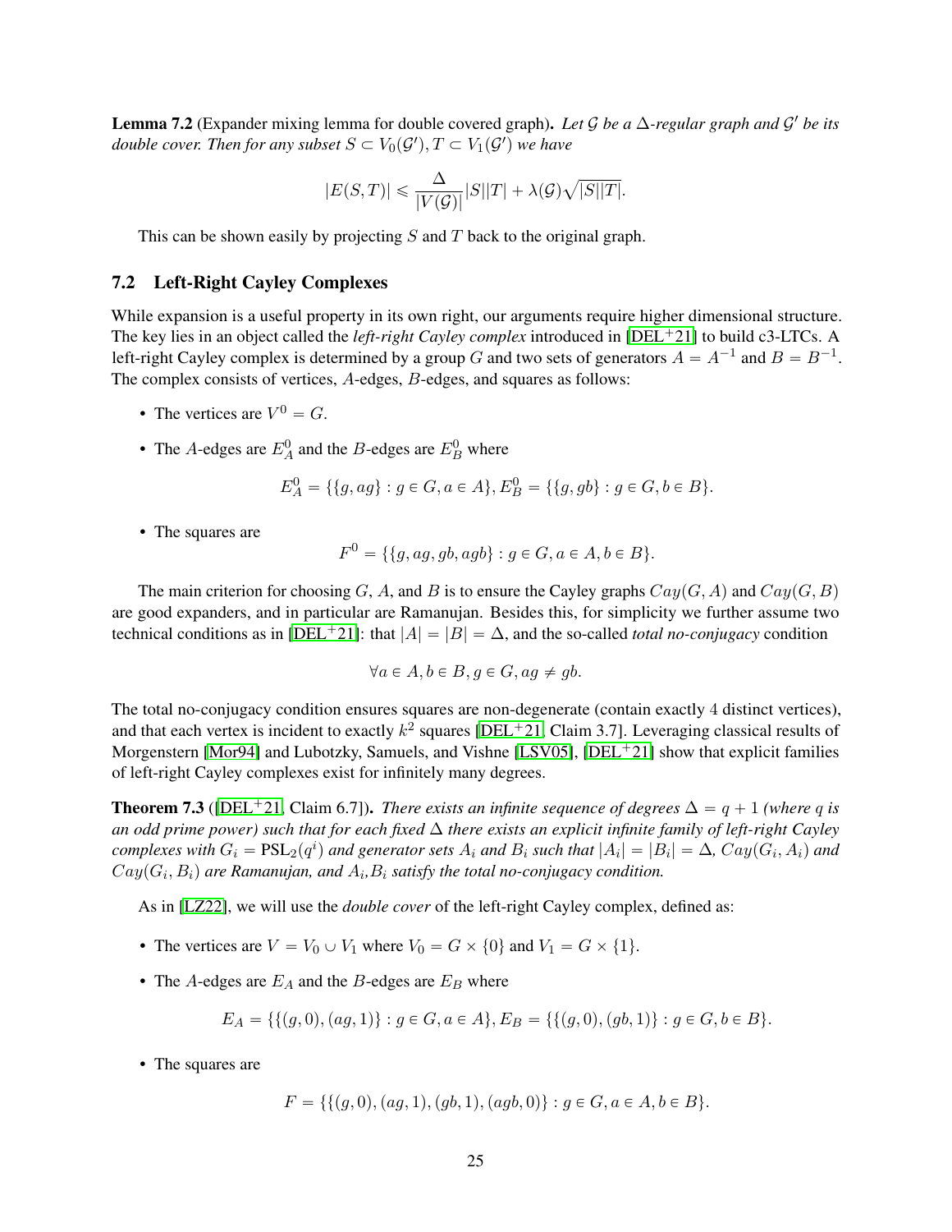**Lemma 7.2** (Expander mixing lemma for double covered graph)**.** *Let $\mathcal{G}$ be a $\Delta$-regular graph and $\mathcal{G}'$ be its double cover. Then for any subset $S \subset V_0(\mathcal{G}'), T \subset V_1(\mathcal{G}')$ we have*

$$|E(S,T)| \leqslant \frac{\Delta}{|V(\mathcal{G})|}|S||T| + \lambda(\mathcal{G})\sqrt{|S||T|}.$$

This can be shown easily by projecting $S$ and $T$ back to the original graph.

## 7.2 Left-Right Cayley Complexes

While expansion is a useful property in its own right, our arguments require higher dimensional structure. The key lies in an object called the *left-right Cayley complex* introduced in [DEL+21] to build c3-LTCs. A left-right Cayley complex is determined by a group $G$ and two sets of generators $A = A^{-1}$ and $B = B^{-1}$. The complex consists of vertices, $A$-edges, $B$-edges, and squares as follows:

- The vertices are $V^0 = G$.
- The $A$-edges are $E_A^0$ and the $B$-edges are $E_B^0$ where

$$E_A^0 = \{\{g, ag\} : g \in G, a \in A\}, E_B^0 = \{\{g, gb\} : g \in G, b \in B\}.$$

- The squares are

$$F^0 = \{\{g, ag, gb, agb\} : g \in G, a \in A, b \in B\}.$$

The main criterion for choosing $G$, $A$, and $B$ is to ensure the Cayley graphs $Cay(G, A)$ and $Cay(G, B)$ are good expanders, and in particular are Ramanujan. Besides this, for simplicity we further assume two technical conditions as in [DEL+21]: that $|A| = |B| = \Delta$, and the so-called *total no-conjugacy* condition

$$\forall a \in A, b \in B, g \in G, ag \neq gb.$$

The total no-conjugacy condition ensures squares are non-degenerate (contain exactly 4 distinct vertices), and that each vertex is incident to exactly $k^2$ squares [DEL+21, Claim 3.7]. Leveraging classical results of Morgenstern [Mor94] and Lubotzky, Samuels, and Vishne [LSV05], [DEL+21] show that explicit families of left-right Cayley complexes exist for infinitely many degrees.

**Theorem 7.3** ([DEL+21, Claim 6.7])**.** *There exists an infinite sequence of degrees $\Delta = q + 1$ (where $q$ is an odd prime power) such that for each fixed $\Delta$ there exists an explicit infinite family of left-right Cayley complexes with $G_i = \mathrm{PSL}_2(q^i)$ and generator sets $A_i$ and $B_i$ such that $|A_i| = |B_i| = \Delta$, $Cay(G_i, A_i)$ and $Cay(G_i, B_i)$ are Ramanujan, and $A_i$,$B_i$ satisfy the total no-conjugacy condition.*

As in [LZ22], we will use the *double cover* of the left-right Cayley complex, defined as:

- The vertices are $V = V_0 \cup V_1$ where $V_0 = G \times \{0\}$ and $V_1 = G \times \{1\}$.
- The $A$-edges are $E_A$ and the $B$-edges are $E_B$ where

$$E_A = \{\{(g, 0), (ag, 1)\} : g \in G, a \in A\}, E_B = \{\{(g, 0), (gb, 1)\} : g \in G, b \in B\}.$$

- The squares are

$$F = \{\{(g, 0), (ag, 1), (gb, 1), (agb, 0)\} : g \in G, a \in A, b \in B\}.$$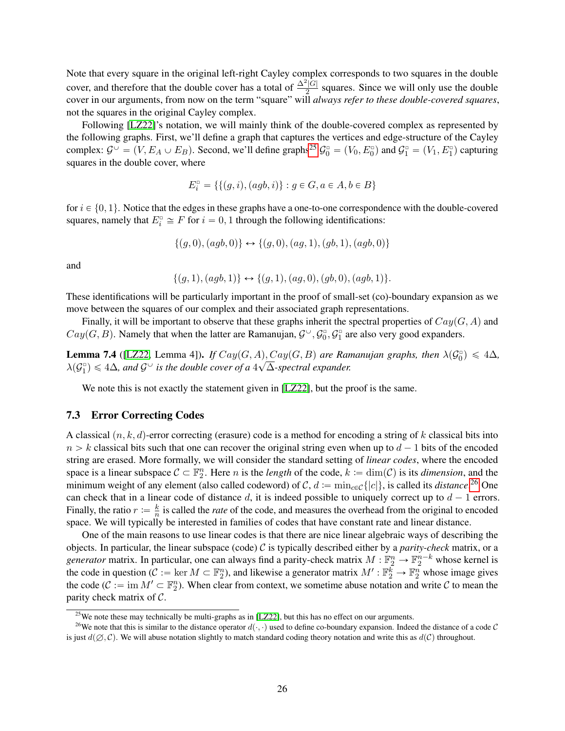Note that every square in the original left-right Cayley complex corresponds to two squares in the double cover, and therefore that the double cover has a total of $\frac{\Delta^2|G|}{2}$ squares. Since we will only use the double cover in our arguments, from now on the term "square" will *always refer to these double-covered squares*, not the squares in the original Cayley complex.

Following [LZ22]'s notation, we will mainly think of the double-covered complex as represented by the following graphs. First, we'll define a graph that captures the vertices and edge-structure of the Cayley complex: $\mathcal{G}^{\cup} = (V, E_A \cup E_B)$. Second, we'll define graphs[25] $\mathcal{G}_0^{\square} = (V_0, E_0^{\square})$ and $\mathcal{G}_1^{\square} = (V_1, E_1^{\square})$ capturing squares in the double cover, where

$$E_i^{\square} = \{\{(g, i), (agb, i)\} : g \in G, a \in A, b \in B\}$$

for $i \in \{0, 1\}$. Notice that the edges in these graphs have a one-to-one correspondence with the double-covered squares, namely that $E_i^{\square} \cong F$ for $i = 0, 1$ through the following identifications:

$$\{(g, 0), (agb, 0)\} \leftrightarrow \{(g, 0), (ag, 1), (gb, 1), (agb, 0)\}$$

and

$$\{(g, 1), (agb, 1)\} \leftrightarrow \{(g, 1), (ag, 0), (gb, 0), (agb, 1)\}.$$

These identifications will be particularly important in the proof of small-set (co)-boundary expansion as we move between the squares of our complex and their associated graph representations.

Finally, it will be important to observe that these graphs inherit the spectral properties of $Cay(G, A)$ and $Cay(G, B)$. Namely that when the latter are Ramanujan, $\mathcal{G}^{\cup}, \mathcal{G}_0^{\square}, \mathcal{G}_1^{\square}$ are also very good expanders.

**Lemma 7.4** ([LZ22, Lemma 4]). *If $Cay(G, A), Cay(G, B)$ are Ramanujan graphs, then $\lambda(\mathcal{G}_0^{\square}) \leqslant 4\Delta$, $\lambda(\mathcal{G}_1^{\square}) \leqslant 4\Delta$, and $\mathcal{G}^{\cup}$ is the double cover of a $4\sqrt{\Delta}$-spectral expander.*

We note this is not exactly the statement given in [LZ22], but the proof is the same.

### 7.3 Error Correcting Codes

A classical $(n, k, d)$-error correcting (erasure) code is a method for encoding a string of $k$ classical bits into $n > k$ classical bits such that one can recover the original string even when up to $d - 1$ bits of the encoded string are erased. More formally, we will consider the standard setting of *linear codes*, where the encoded space is a linear subspace $\mathcal{C} \subset \mathbb{F}_2^n$. Here $n$ is the *length* of the code, $k := \dim(\mathcal{C})$ is its *dimension*, and the minimum weight of any element (also called codeword) of $\mathcal{C}$, $d := \min_{c \in \mathcal{C}}\{|c|\}$, is called its *distance*.[26] One can check that in a linear code of distance $d$, it is indeed possible to uniquely correct up to $d - 1$ errors. Finally, the ratio $r := \frac{k}{n}$ is called the *rate* of the code, and measures the overhead from the original to encoded space. We will typically be interested in families of codes that have constant rate and linear distance.

One of the main reasons to use linear codes is that there are nice linear algebraic ways of describing the objects. In particular, the linear subspace (code) $\mathcal{C}$ is typically described either by a *parity-check* matrix, or a *generator* matrix. In particular, one can always find a parity-check matrix $M : \mathbb{F}_2^n \to \mathbb{F}_2^{n-k}$ whose kernel is the code in question ($\mathcal{C} := \ker M \subset \mathbb{F}_2^n$), and likewise a generator matrix $M' : \mathbb{F}_2^k \to \mathbb{F}_2^n$ whose image gives the code ($\mathcal{C} := \operatorname{im} M' \subset \mathbb{F}_2^n$). When clear from context, we sometime abuse notation and write $\mathcal{C}$ to mean the parity check matrix of $\mathcal{C}$.

---

[25] We note these may technically be multi-graphs as in [LZ22], but this has no effect on our arguments.

[26] We note that this is similar to the distance operator $d(\cdot, \cdot)$ used to define co-boundary expansion. Indeed the distance of a code $\mathcal{C}$ is just $d(\varnothing, \mathcal{C})$. We will abuse notation slightly to match standard coding theory notation and write this as $d(\mathcal{C})$ throughout.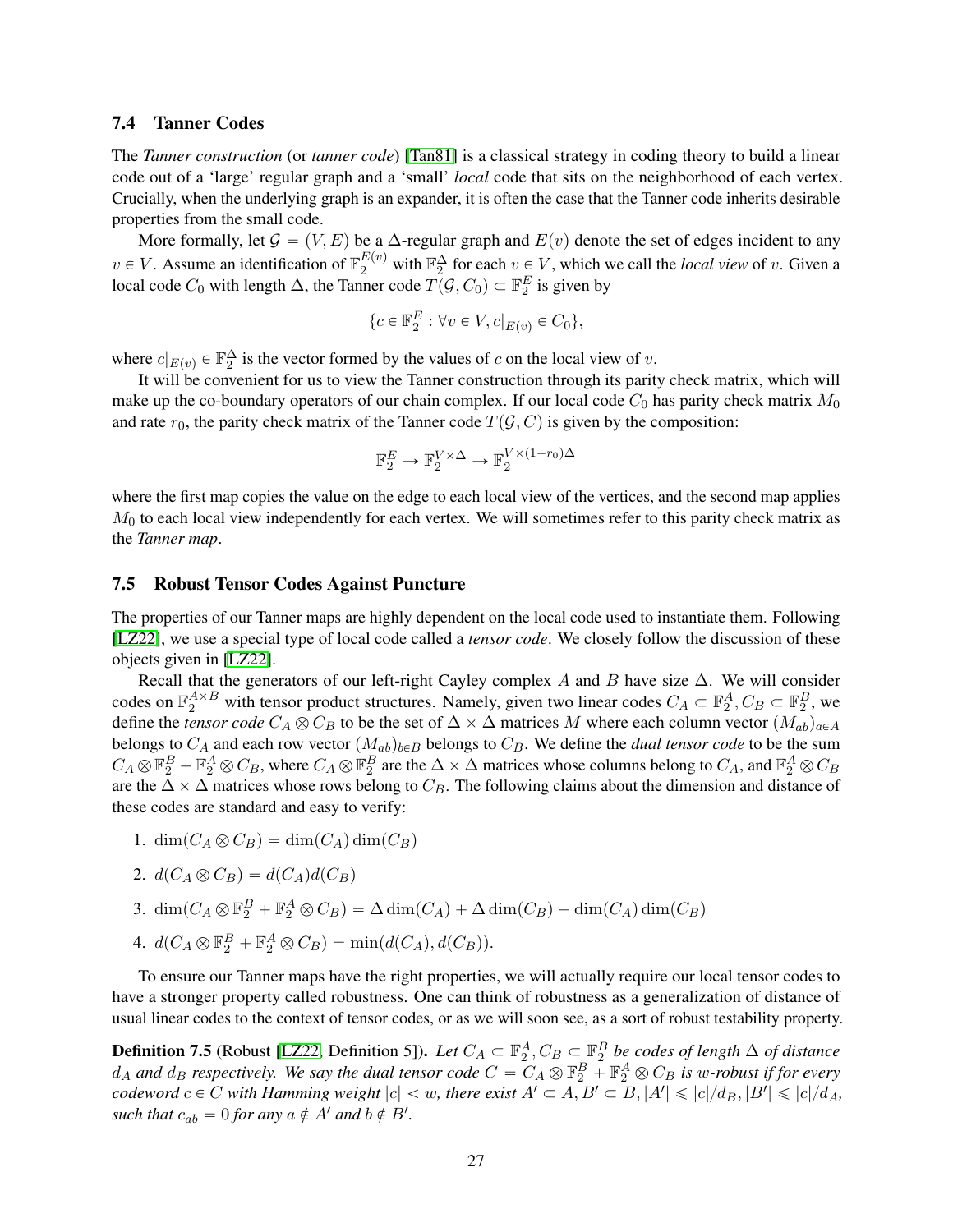### 7.4 Tanner Codes

The *Tanner construction* (or *tanner code*) [Tan81] is a classical strategy in coding theory to build a linear code out of a 'large' regular graph and a 'small' *local* code that sits on the neighborhood of each vertex. Crucially, when the underlying graph is an expander, it is often the case that the Tanner code inherits desirable properties from the small code.

More formally, let $\mathcal{G} = (V, E)$ be a $\Delta$-regular graph and $E(v)$ denote the set of edges incident to any $v \in V$. Assume an identification of $\mathbb{F}_2^{E(v)}$ with $\mathbb{F}_2^{\Delta}$ for each $v \in V$, which we call the *local view* of $v$. Given a local code $C_0$ with length $\Delta$, the Tanner code $T(\mathcal{G}, C_0) \subset \mathbb{F}_2^E$ is given by

$$\{c \in \mathbb{F}_2^E : \forall v \in V, c|_{E(v)} \in C_0\},$$

where $c|_{E(v)} \in \mathbb{F}_2^{\Delta}$ is the vector formed by the values of $c$ on the local view of $v$.

It will be convenient for us to view the Tanner construction through its parity check matrix, which will make up the co-boundary operators of our chain complex. If our local code $C_0$ has parity check matrix $M_0$ and rate $r_0$, the parity check matrix of the Tanner code $T(\mathcal{G}, C)$ is given by the composition:

$$\mathbb{F}_2^E \to \mathbb{F}_2^{V \times \Delta} \to \mathbb{F}_2^{V \times (1-r_0)\Delta}$$

where the first map copies the value on the edge to each local view of the vertices, and the second map applies $M_0$ to each local view independently for each vertex. We will sometimes refer to this parity check matrix as the *Tanner map*.

### 7.5 Robust Tensor Codes Against Puncture

The properties of our Tanner maps are highly dependent on the local code used to instantiate them. Following [LZ22], we use a special type of local code called a *tensor code*. We closely follow the discussion of these objects given in [LZ22].

Recall that the generators of our left-right Cayley complex $A$ and $B$ have size $\Delta$. We will consider codes on $\mathbb{F}_2^{A \times B}$ with tensor product structures. Namely, given two linear codes $C_A \subset \mathbb{F}_2^A, C_B \subset \mathbb{F}_2^B$, we define the *tensor code* $C_A \otimes C_B$ to be the set of $\Delta \times \Delta$ matrices $M$ where each column vector $(M_{ab})_{a \in A}$ belongs to $C_A$ and each row vector $(M_{ab})_{b \in B}$ belongs to $C_B$. We define the *dual tensor code* to be the sum $C_A \otimes \mathbb{F}_2^B + \mathbb{F}_2^A \otimes C_B$, where $C_A \otimes \mathbb{F}_2^B$ are the $\Delta \times \Delta$ matrices whose columns belong to $C_A$, and $\mathbb{F}_2^A \otimes C_B$ are the $\Delta \times \Delta$ matrices whose rows belong to $C_B$. The following claims about the dimension and distance of these codes are standard and easy to verify:

1. $\dim(C_A \otimes C_B) = \dim(C_A)\dim(C_B)$
2. $d(C_A \otimes C_B) = d(C_A)d(C_B)$
3. $\dim(C_A \otimes \mathbb{F}_2^B + \mathbb{F}_2^A \otimes C_B) = \Delta \dim(C_A) + \Delta \dim(C_B) - \dim(C_A)\dim(C_B)$
4. $d(C_A \otimes \mathbb{F}_2^B + \mathbb{F}_2^A \otimes C_B) = \min(d(C_A), d(C_B))$.

To ensure our Tanner maps have the right properties, we will actually require our local tensor codes to have a stronger property called robustness. One can think of robustness as a generalization of distance of usual linear codes to the context of tensor codes, or as we will soon see, as a sort of robust testability property.

**Definition 7.5** (Robust [LZ22, Definition 5]). *Let $C_A \subset \mathbb{F}_2^A, C_B \subset \mathbb{F}_2^B$ be codes of length $\Delta$ of distance $d_A$ and $d_B$ respectively. We say the dual tensor code $C = C_A \otimes \mathbb{F}_2^B + \mathbb{F}_2^A \otimes C_B$ is $w$-robust if for every codeword $c \in C$ with Hamming weight $|c| < w$, there exist $A' \subset A, B' \subset B, |A'| \leqslant |c|/d_B, |B'| \leqslant |c|/d_A$, such that $c_{ab} = 0$ for any $a \notin A'$ and $b \notin B'$.*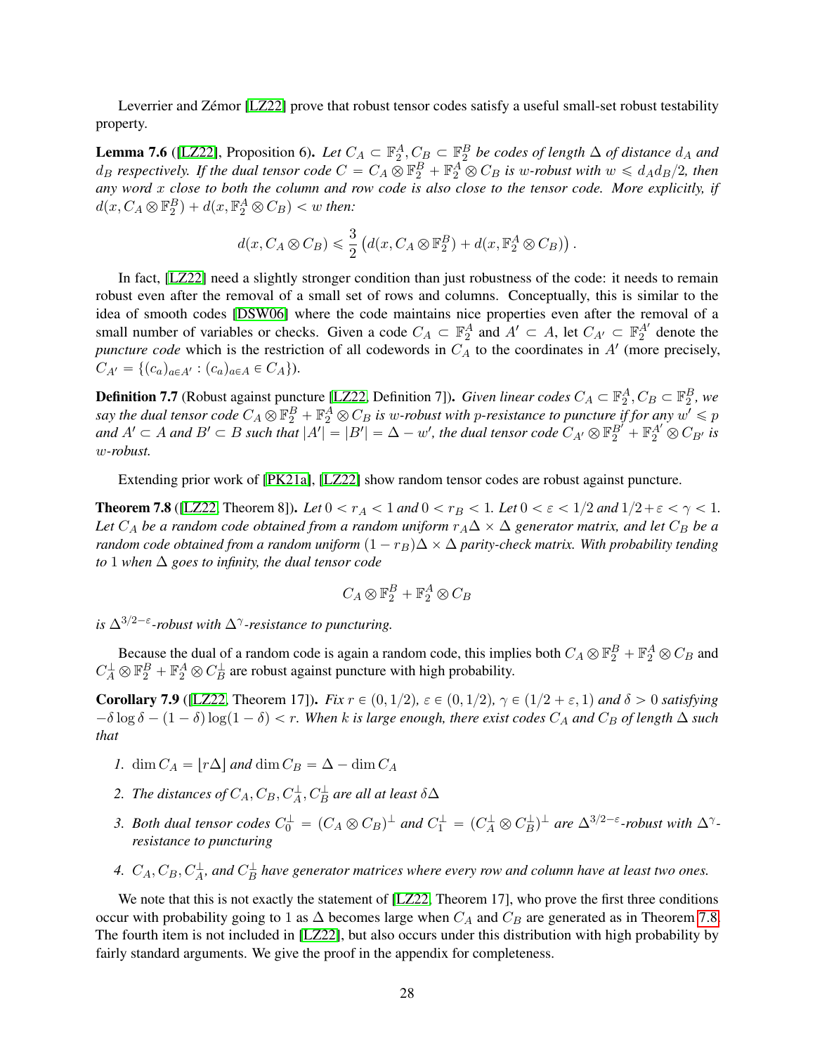Leverrier and Zémor [LZ22] prove that robust tensor codes satisfy a useful small-set robust testability property.

**Lemma 7.6** ([LZ22], Proposition 6)**.** *Let $C_A \subset \mathbb{F}_2^A, C_B \subset \mathbb{F}_2^B$ be codes of length $\Delta$ of distance $d_A$ and $d_B$ respectively. If the dual tensor code $C = C_A \otimes \mathbb{F}_2^B + \mathbb{F}_2^A \otimes C_B$ is $w$-robust with $w \leqslant d_A d_B/2$, then any word $x$ close to both the column and row code is also close to the tensor code. More explicitly, if $d(x, C_A \otimes \mathbb{F}_2^B) + d(x, \mathbb{F}_2^A \otimes C_B) < w$ then:*

$$d(x, C_A \otimes C_B) \leqslant \frac{3}{2}\left(d(x, C_A \otimes \mathbb{F}_2^B) + d(x, \mathbb{F}_2^A \otimes C_B)\right).$$

In fact, [LZ22] need a slightly stronger condition than just robustness of the code: it needs to remain robust even after the removal of a small set of rows and columns. Conceptually, this is similar to the idea of smooth codes [DSW06] where the code maintains nice properties even after the removal of a small number of variables or checks. Given a code $C_A \subset \mathbb{F}_2^A$ and $A' \subset A$, let $C_{A'} \subset \mathbb{F}_2^{A'}$ denote the *puncture code* which is the restriction of all codewords in $C_A$ to the coordinates in $A'$ (more precisely, $C_{A'} = \{(c_a)_{a \in A'} : (c_a)_{a \in A} \in C_A\}$).

**Definition 7.7** (Robust against puncture [LZ22, Definition 7])**.** *Given linear codes $C_A \subset \mathbb{F}_2^A, C_B \subset \mathbb{F}_2^B$, we say the dual tensor code $C_A \otimes \mathbb{F}_2^B + \mathbb{F}_2^A \otimes C_B$ is $w$-robust with $p$-resistance to puncture if for any $w' \leqslant p$ and $A' \subset A$ and $B' \subset B$ such that $|A'| = |B'| = \Delta - w'$, the dual tensor code $C_{A'} \otimes \mathbb{F}_2^{B'} + \mathbb{F}_2^{A'} \otimes C_{B'}$ is $w$-robust.*

Extending prior work of [PK21a], [LZ22] show random tensor codes are robust against puncture.

**Theorem 7.8** ([LZ22, Theorem 8])**.** *Let $0 < r_A < 1$ and $0 < r_B < 1$. Let $0 < \varepsilon < 1/2$ and $1/2 + \varepsilon < \gamma < 1$. Let $C_A$ be a random code obtained from a random uniform $r_A \Delta \times \Delta$ generator matrix, and let $C_B$ be a random code obtained from a random uniform $(1 - r_B)\Delta \times \Delta$ parity-check matrix. With probability tending to 1 when $\Delta$ goes to infinity, the dual tensor code*

$$C_A \otimes \mathbb{F}_2^B + \mathbb{F}_2^A \otimes C_B$$

*is $\Delta^{3/2-\varepsilon}$-robust with $\Delta^{\gamma}$-resistance to puncturing.*

Because the dual of a random code is again a random code, this implies both $C_A \otimes \mathbb{F}_2^B + \mathbb{F}_2^A \otimes C_B$ and $C_A^\perp \otimes \mathbb{F}_2^B + \mathbb{F}_2^A \otimes C_B^\perp$ are robust against puncture with high probability.

**Corollary 7.9** ([LZ22, Theorem 17])**.** *Fix $r \in (0, 1/2)$, $\varepsilon \in (0, 1/2)$, $\gamma \in (1/2 + \varepsilon, 1)$ and $\delta > 0$ satisfying $-\delta \log \delta - (1 - \delta)\log(1 - \delta) < r$. When $k$ is large enough, there exist codes $C_A$ and $C_B$ of length $\Delta$ such that*

1. *$\dim C_A = \lfloor r\Delta \rfloor$ and $\dim C_B = \Delta - \dim C_A$*
2. *The distances of $C_A, C_B, C_A^\perp, C_B^\perp$ are all at least $\delta\Delta$*
3. *Both dual tensor codes $C_0^\perp = (C_A \otimes C_B)^\perp$ and $C_1^\perp = (C_A^\perp \otimes C_B^\perp)^\perp$ are $\Delta^{3/2-\varepsilon}$-robust with $\Delta^{\gamma}$-resistance to puncturing*
4. *$C_A, C_B, C_A^\perp$, and $C_B^\perp$ have generator matrices where every row and column have at least two ones.*

We note that this is not exactly the statement of [LZ22, Theorem 17], who prove the first three conditions occur with probability going to 1 as $\Delta$ becomes large when $C_A$ and $C_B$ are generated as in Theorem 7.8. The fourth item is not included in [LZ22], but also occurs under this distribution with high probability by fairly standard arguments. We give the proof in the appendix for completeness.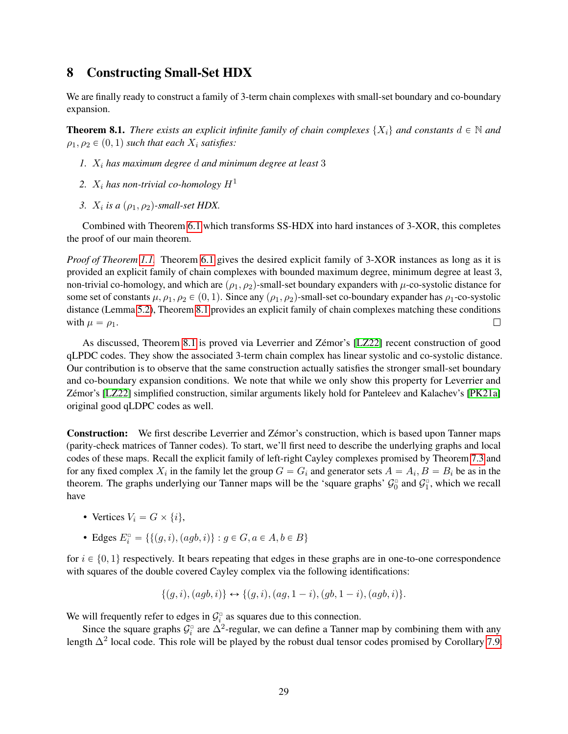# 8 Constructing Small-Set HDX

We are finally ready to construct a family of 3-term chain complexes with small-set boundary and co-boundary expansion.

**Theorem 8.1.** *There exists an explicit infinite family of chain complexes $\{X_i\}$ and constants $d \in \mathbb{N}$ and $\rho_1, \rho_2 \in (0, 1)$ such that each $X_i$ satisfies:*

1. *$X_i$ has maximum degree $d$ and minimum degree at least 3*
2. *$X_i$ has non-trivial co-homology $H^1$*
3. *$X_i$ is a $(\rho_1, \rho_2)$-small-set HDX.*

Combined with Theorem 6.1 which transforms SS-HDX into hard instances of 3-XOR, this completes the proof of our main theorem.

*Proof of Theorem 1.1.* Theorem 6.1 gives the desired explicit family of 3-XOR instances as long as it is provided an explicit family of chain complexes with bounded maximum degree, minimum degree at least 3, non-trivial co-homology, and which are $(\rho_1, \rho_2)$-small-set boundary expanders with $\mu$-co-systolic distance for some set of constants $\mu, \rho_1, \rho_2 \in (0, 1)$. Since any $(\rho_1, \rho_2)$-small-set co-boundary expander has $\rho_1$-co-systolic distance (Lemma 5.2), Theorem 8.1 provides an explicit family of chain complexes matching these conditions with $\mu = \rho_1$. □

As discussed, Theorem 8.1 is proved via Leverrier and Zémor's [LZ22] recent construction of good qLPDC codes. They show the associated 3-term chain complex has linear systolic and co-systolic distance. Our contribution is to observe that the same construction actually satisfies the stronger small-set boundary and co-boundary expansion conditions. We note that while we only show this property for Leverrier and Zémor's [LZ22] simplified construction, similar arguments likely hold for Panteleev and Kalachev's [PK21a] original good qLDPC codes as well.

**Construction:** We first describe Leverrier and Zémor's construction, which is based upon Tanner maps (parity-check matrices of Tanner codes). To start, we'll first need to describe the underlying graphs and local codes of these maps. Recall the explicit family of left-right Cayley complexes promised by Theorem 7.3 and for any fixed complex $X_i$ in the family let the group $G = G_i$ and generator sets $A = A_i, B = B_i$ be as in the theorem. The graphs underlying our Tanner maps will be the 'square graphs' $\mathcal{G}_0^{\square}$ and $\mathcal{G}_1^{\square}$, which we recall have

- Vertices $V_i = G \times \{i\}$,
- Edges $E_i^{\square} = \{\{(g, i), (agb, i)\} : g \in G, a \in A, b \in B\}$

for $i \in \{0, 1\}$ respectively. It bears repeating that edges in these graphs are in one-to-one correspondence with squares of the double covered Cayley complex via the following identifications:

$$\{(g, i), (agb, i)\} \leftrightarrow \{(g, i), (ag, 1 - i), (gb, 1 - i), (agb, i)\}.$$

We will frequently refer to edges in $\mathcal{G}_i^{\square}$ as squares due to this connection.

Since the square graphs $\mathcal{G}_i^{\square}$ are $\Delta^2$-regular, we can define a Tanner map by combining them with any length $\Delta^2$ local code. This role will be played by the robust dual tensor codes promised by Corollary 7.9.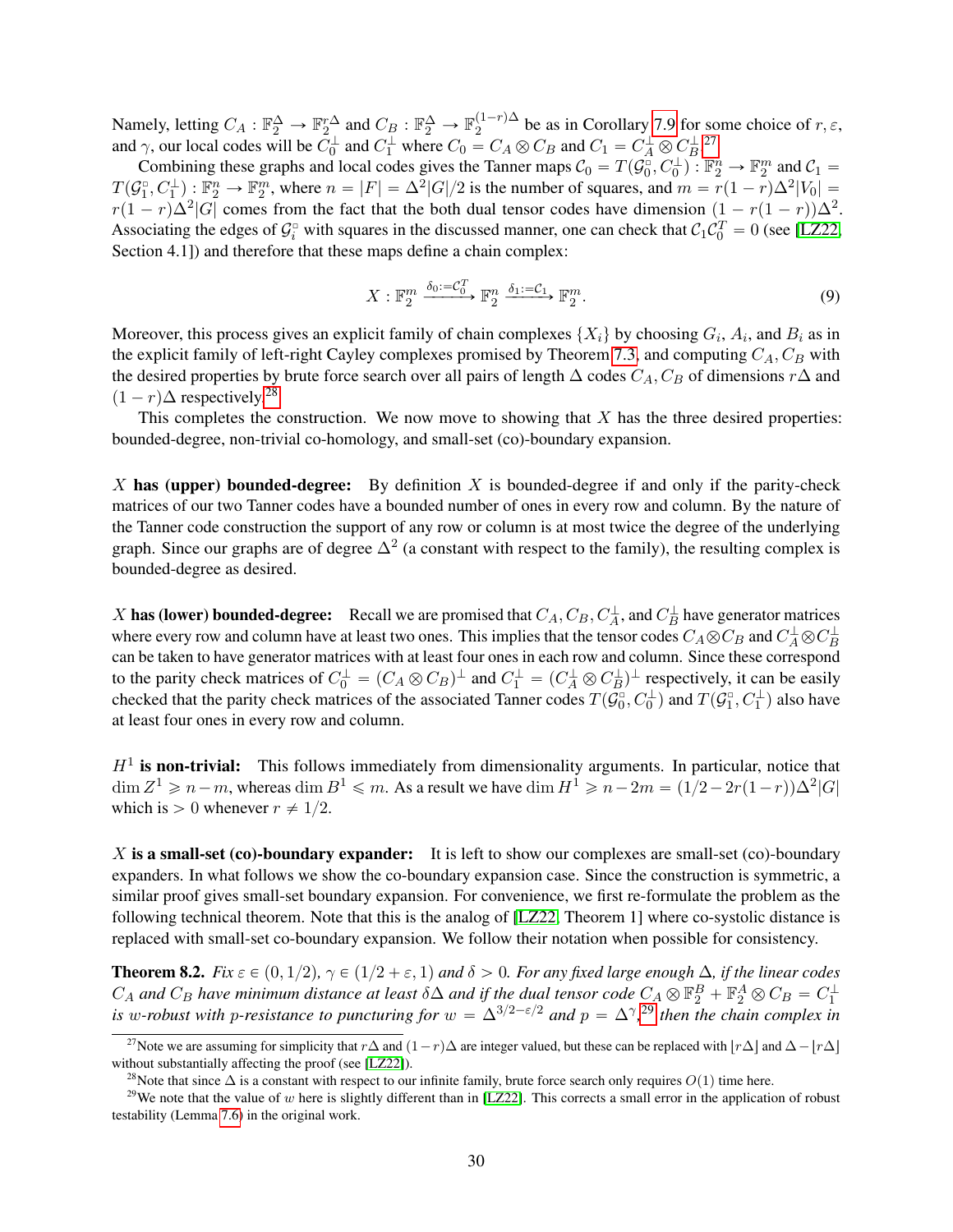Namely, letting $C_A : \mathbb{F}_2^\Delta \to \mathbb{F}_2^{r\Delta}$ and $C_B : \mathbb{F}_2^\Delta \to \mathbb{F}_2^{(1-r)\Delta}$ be as in Corollary 7.9 for some choice of $r, \varepsilon$, and $\gamma$, our local codes will be $C_0^\perp$ and $C_1^\perp$ where $C_0 = C_A \otimes C_B$ and $C_1 = C_A^\perp \otimes C_B^\perp$.[27]

Combining these graphs and local codes gives the Tanner maps $\mathcal{C}_0 = T(\mathcal{G}_0^\square, C_0^\perp) : \mathbb{F}_2^n \to \mathbb{F}_2^m$ and $\mathcal{C}_1 = T(\mathcal{G}_1^\square, C_1^\perp) : \mathbb{F}_2^n \to \mathbb{F}_2^m$, where $n = |F| = \Delta^2|G|/2$ is the number of squares, and $m = r(1-r)\Delta^2|V_0| = r(1-r)\Delta^2|G|$ comes from the fact that the both dual tensor codes have dimension $(1 - r(1-r))\Delta^2$. Associating the edges of $\mathcal{G}_i^\square$ with squares in the discussed manner, one can check that $\mathcal{C}_1\mathcal{C}_0^T = 0$ (see [LZ22, Section 4.1]) and therefore that these maps define a chain complex:

$$X : \mathbb{F}_2^m \xrightarrow{\delta_0 := \mathcal{C}_0^T} \mathbb{F}_2^n \xrightarrow{\delta_1 := \mathcal{C}_1} \mathbb{F}_2^m. \tag{9}$$

Moreover, this process gives an explicit family of chain complexes $\{X_i\}$ by choosing $G_i$, $A_i$, and $B_i$ as in the explicit family of left-right Cayley complexes promised by Theorem 7.3, and computing $C_A, C_B$ with the desired properties by brute force search over all pairs of length $\Delta$ codes $C_A, C_B$ of dimensions $r\Delta$ and $(1-r)\Delta$ respectively.[28]

This completes the construction. We now move to showing that $X$ has the three desired properties: bounded-degree, non-trivial co-homology, and small-set (co)-boundary expansion.

**$X$ has (upper) bounded-degree:** By definition $X$ is bounded-degree if and only if the parity-check matrices of our two Tanner codes have a bounded number of ones in every row and column. By the nature of the Tanner code construction the support of any row or column is at most twice the degree of the underlying graph. Since our graphs are of degree $\Delta^2$ (a constant with respect to the family), the resulting complex is bounded-degree as desired.

**$X$ has (lower) bounded-degree:** Recall we are promised that $C_A, C_B, C_A^\perp$, and $C_B^\perp$ have generator matrices where every row and column have at least two ones. This implies that the tensor codes $C_A \otimes C_B$ and $C_A^\perp \otimes C_B^\perp$ can be taken to have generator matrices with at least four ones in each row and column. Since these correspond to the parity check matrices of $C_0^\perp = (C_A \otimes C_B)^\perp$ and $C_1^\perp = (C_A^\perp \otimes C_B^\perp)^\perp$ respectively, it can be easily checked that the parity check matrices of the associated Tanner codes $T(\mathcal{G}_0^\square, C_0^\perp)$ and $T(\mathcal{G}_1^\square, C_1^\perp)$ also have at least four ones in every row and column.

**$H^1$ is non-trivial:** This follows immediately from dimensionality arguments. In particular, notice that $\dim Z^1 \geqslant n - m$, whereas $\dim B^1 \leqslant m$. As a result we have $\dim H^1 \geqslant n - 2m = (1/2 - 2r(1-r))\Delta^2|G|$ which is $> 0$ whenever $r \neq 1/2$.

**$X$ is a small-set (co)-boundary expander:** It is left to show our complexes are small-set (co)-boundary expanders. In what follows we show the co-boundary expansion case. Since the construction is symmetric, a similar proof gives small-set boundary expansion. For convenience, we first re-formulate the problem as the following technical theorem. Note that this is the analog of [LZ22, Theorem 1] where co-systolic distance is replaced with small-set co-boundary expansion. We follow their notation when possible for consistency.

**Theorem 8.2.** *Fix $\varepsilon \in (0, 1/2)$, $\gamma \in (1/2 + \varepsilon, 1)$ and $\delta > 0$. For any fixed large enough $\Delta$, if the linear codes $C_A$ and $C_B$ have minimum distance at least $\delta\Delta$ and if the dual tensor code $C_A \otimes \mathbb{F}_2^B + \mathbb{F}_2^A \otimes C_B = C_1^\perp$ is $w$-robust with $p$-resistance to puncturing for $w = \Delta^{3/2-\varepsilon/2}$ and $p = \Delta^\gamma$,[29] then the chain complex in*

---

[27] Note we are assuming for simplicity that $r\Delta$ and $(1-r)\Delta$ are integer valued, but these can be replaced with $\lfloor r\Delta \rfloor$ and $\Delta - \lfloor r\Delta \rfloor$ without substantially affecting the proof (see [LZ22]).

[28] Note that since $\Delta$ is a constant with respect to our infinite family, brute force search only requires $O(1)$ time here.

[29] We note that the value of $w$ here is slightly different than in [LZ22]. This corrects a small error in the application of robust testability (Lemma 7.6) in the original work.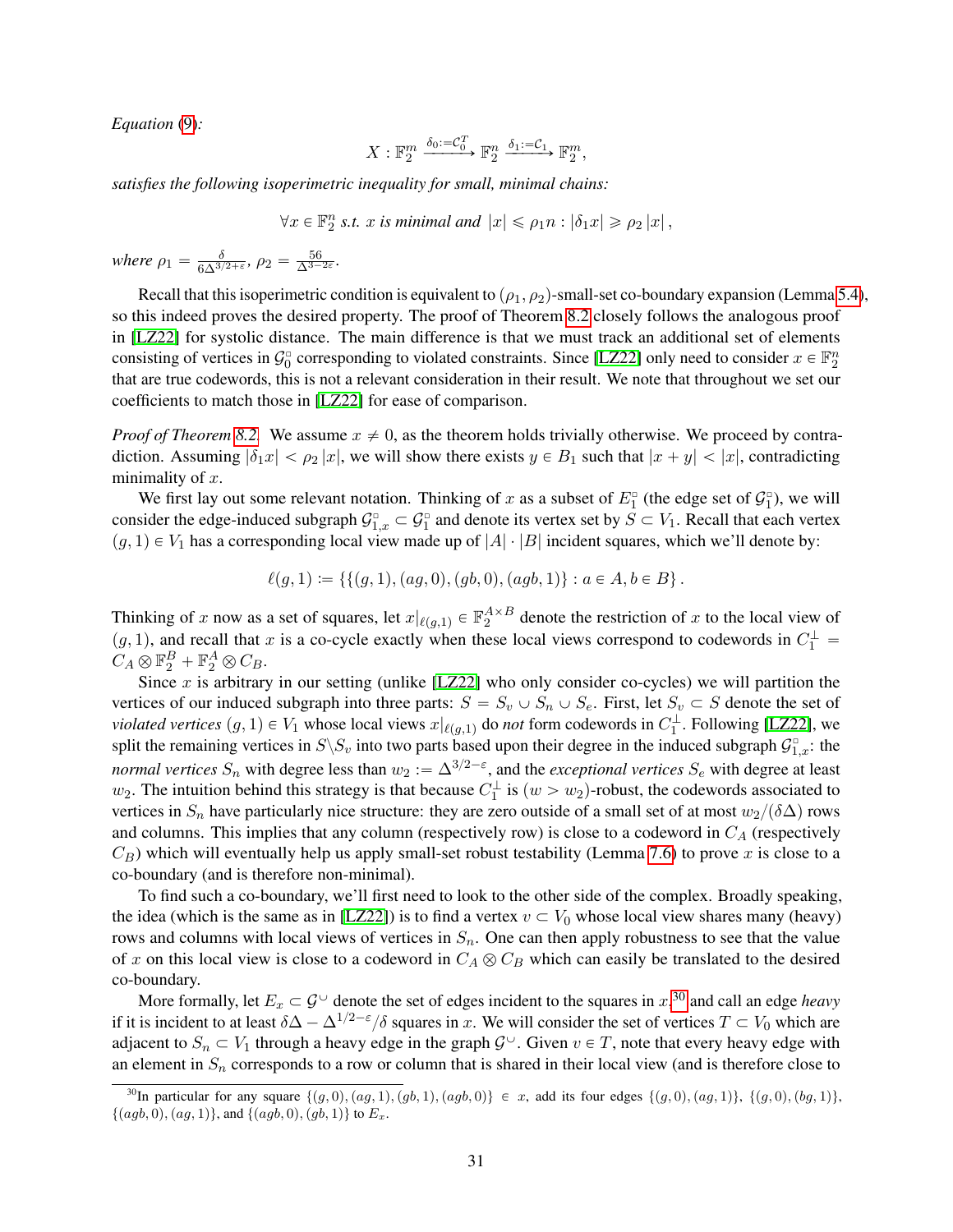*Equation* (9)*:*

$$X : \mathbb{F}_2^m \xrightarrow{\delta_0 := \mathcal{C}_0^T} \mathbb{F}_2^n \xrightarrow{\delta_1 := \mathcal{C}_1} \mathbb{F}_2^m,$$

*satisfies the following isoperimetric inequality for small, minimal chains:*

$$\forall x \in \mathbb{F}_2^n \text{ s.t. } x \text{ is minimal and } |x| \leqslant \rho_1 n : |\delta_1 x| \geqslant \rho_2 |x|,$$

*where* $\rho_1 = \frac{\delta}{6\Delta^{3/2+\varepsilon}}$, $\rho_2 = \frac{56}{\Delta^{3-2\varepsilon}}$.

Recall that this isoperimetric condition is equivalent to $(\rho_1, \rho_2)$-small-set co-boundary expansion (Lemma 5.4), so this indeed proves the desired property. The proof of Theorem 8.2 closely follows the analogous proof in [LZ22] for systolic distance. The main difference is that we must track an additional set of elements consisting of vertices in $\mathcal{G}_0^\square$ corresponding to violated constraints. Since [LZ22] only need to consider $x \in \mathbb{F}_2^n$ that are true codewords, this is not a relevant consideration in their result. We note that throughout we set our coefficients to match those in [LZ22] for ease of comparison.

*Proof of Theorem 8.2.* We assume $x \neq 0$, as the theorem holds trivially otherwise. We proceed by contradiction. Assuming $|\delta_1 x| < \rho_2 |x|$, we will show there exists $y \in B_1$ such that $|x + y| < |x|$, contradicting minimality of $x$.

We first lay out some relevant notation. Thinking of $x$ as a subset of $E_1^\square$ (the edge set of $\mathcal{G}_1^\square$), we will consider the edge-induced subgraph $\mathcal{G}_{1,x}^\square \subset \mathcal{G}_1^\square$ and denote its vertex set by $S \subset V_1$. Recall that each vertex $(g, 1) \in V_1$ has a corresponding local view made up of $|A| \cdot |B|$ incident squares, which we'll denote by:

$$\ell(g, 1) := \{\{(g, 1), (ag, 0), (gb, 0), (agb, 1)\} : a \in A, b \in B\}.$$

Thinking of $x$ now as a set of squares, let $x|_{\ell(g,1)} \in \mathbb{F}_2^{A \times B}$ denote the restriction of $x$ to the local view of $(g, 1)$, and recall that $x$ is a co-cycle exactly when these local views correspond to codewords in $C_1^\perp = C_A \otimes \mathbb{F}_2^B + \mathbb{F}_2^A \otimes C_B$.

Since $x$ is arbitrary in our setting (unlike [LZ22] who only consider co-cycles) we will partition the vertices of our induced subgraph into three parts: $S = S_v \cup S_n \cup S_e$. First, let $S_v \subset S$ denote the set of *violated vertices* $(g, 1) \in V_1$ whose local views $x|_{\ell(g,1)}$ do *not* form codewords in $C_1^\perp$. Following [LZ22], we split the remaining vertices in $S \backslash S_v$ into two parts based upon their degree in the induced subgraph $\mathcal{G}_{1,x}^\square$: the *normal vertices* $S_n$ with degree less than $w_2 := \Delta^{3/2-\varepsilon}$, and the *exceptional vertices* $S_e$ with degree at least $w_2$. The intuition behind this strategy is that because $C_1^\perp$ is $(w > w_2)$-robust, the codewords associated to vertices in $S_n$ have particularly nice structure: they are zero outside of a small set of at most $w_2/(\delta\Delta)$ rows and columns. This implies that any column (respectively row) is close to a codeword in $C_A$ (respectively $C_B$) which will eventually help us apply small-set robust testability (Lemma 7.6) to prove $x$ is close to a co-boundary (and is therefore non-minimal).

To find such a co-boundary, we'll first need to look to the other side of the complex. Broadly speaking, the idea (which is the same as in [LZ22]) is to find a vertex $v \subset V_0$ whose local view shares many (heavy) rows and columns with local views of vertices in $S_n$. One can then apply robustness to see that the value of $x$ on this local view is close to a codeword in $C_A \otimes C_B$ which can easily be translated to the desired co-boundary.

More formally, let $E_x \subset \mathcal{G}^\cup$ denote the set of edges incident to the squares in $x$.[30] and call an edge *heavy* if it is incident to at least $\delta\Delta - \Delta^{1/2-\varepsilon}/\delta$ squares in $x$. We will consider the set of vertices $T \subset V_0$ which are adjacent to $S_n \subset V_1$ through a heavy edge in the graph $\mathcal{G}^\cup$. Given $v \in T$, note that every heavy edge with an element in $S_n$ corresponds to a row or column that is shared in their local view (and is therefore close to

[30] In particular for any square $\{(g, 0), (ag, 1), (gb, 1), (agb, 0)\} \in x$, add its four edges $\{(g, 0), (ag, 1)\}$, $\{(g, 0), (bg, 1)\}$, $\{(agb, 0), (ag, 1)\}$, and $\{(agb, 0), (gb, 1)\}$ to $E_x$.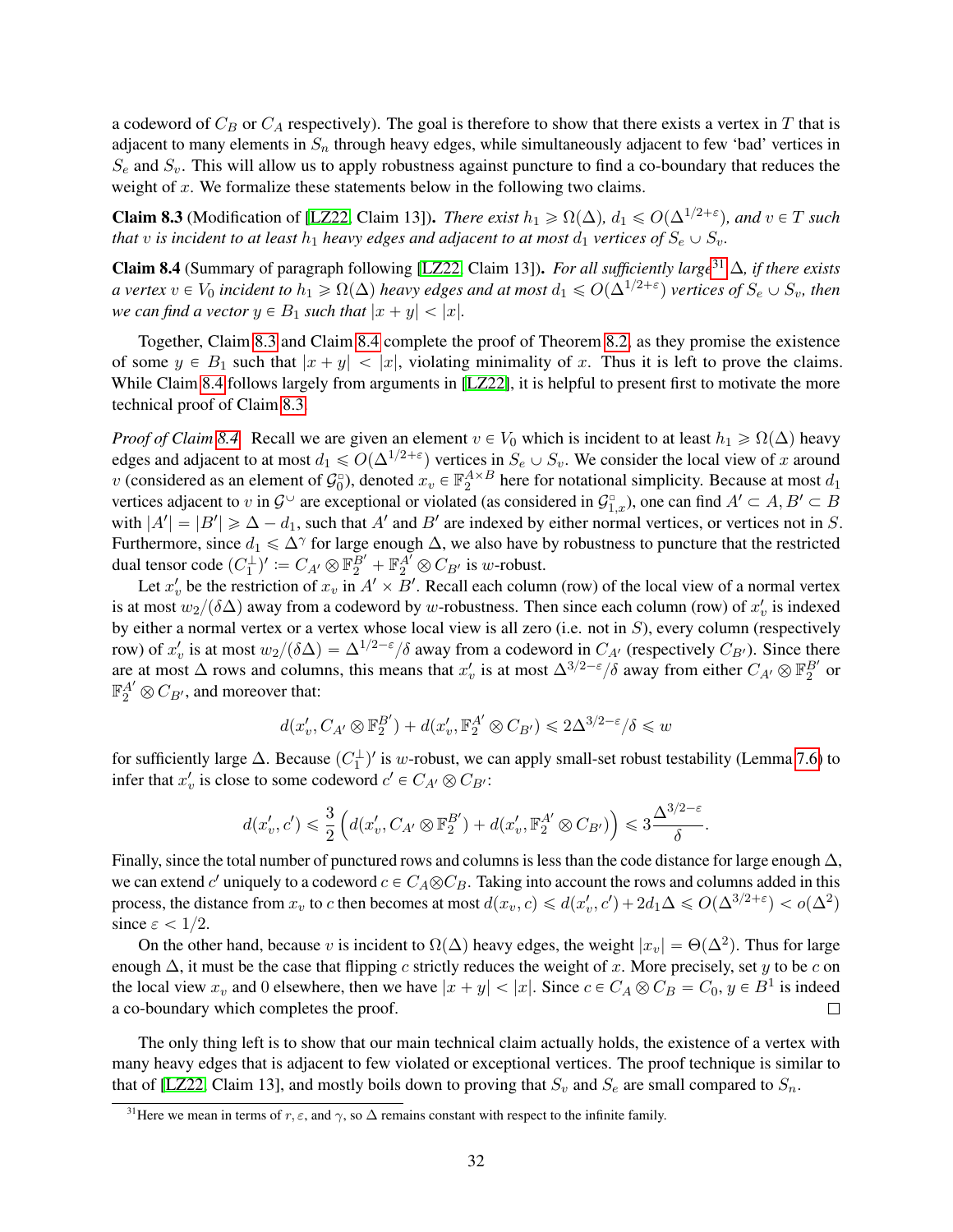a codeword of $C_B$ or $C_A$ respectively). The goal is therefore to show that there exists a vertex in $T$ that is adjacent to many elements in $S_n$ through heavy edges, while simultaneously adjacent to few 'bad' vertices in $S_e$ and $S_v$. This will allow us to apply robustness against puncture to find a co-boundary that reduces the weight of $x$. We formalize these statements below in the following two claims.

**Claim 8.3** (Modification of [LZ22, Claim 13]). *There exist $h_1 \geqslant \Omega(\Delta)$, $d_1 \leqslant O(\Delta^{1/2+\varepsilon})$, and $v \in T$ such that $v$ is incident to at least $h_1$ heavy edges and adjacent to at most $d_1$ vertices of $S_e \cup S_v$.*

**Claim 8.4** (Summary of paragraph following [LZ22, Claim 13]). *For all sufficiently large[31] $\Delta$, if there exists a vertex $v \in V_0$ incident to $h_1 \geqslant \Omega(\Delta)$ heavy edges and at most $d_1 \leqslant O(\Delta^{1/2+\varepsilon})$ vertices of $S_e \cup S_v$, then we can find a vector $y \in B_1$ such that $|x + y| < |x|$.*

Together, Claim 8.3 and Claim 8.4 complete the proof of Theorem 8.2, as they promise the existence of some $y \in B_1$ such that $|x + y| < |x|$, violating minimality of $x$. Thus it is left to prove the claims. While Claim 8.4 follows largely from arguments in [LZ22], it is helpful to present first to motivate the more technical proof of Claim 8.3.

*Proof of Claim 8.4.* Recall we are given an element $v \in V_0$ which is incident to at least $h_1 \geqslant \Omega(\Delta)$ heavy edges and adjacent to at most $d_1 \leqslant O(\Delta^{1/2+\varepsilon})$ vertices in $S_e \cup S_v$. We consider the local view of $x$ around $v$ (considered as an element of $\mathcal{G}_0^{\square}$), denoted $x_v \in \mathbb{F}_2^{A\times B}$ here for notational simplicity. Because at most $d_1$ vertices adjacent to $v$ in $\mathcal{G}^{\cup}$ are exceptional or violated (as considered in $\mathcal{G}_{1,x}^{\square}$), one can find $A' \subset A, B' \subset B$ with $|A'| = |B'| \geqslant \Delta - d_1$, such that $A'$ and $B'$ are indexed by either normal vertices, or vertices not in $S$. Furthermore, since $d_1 \leqslant \Delta^{\gamma}$ for large enough $\Delta$, we also have by robustness to puncture that the restricted dual tensor code $(C_1^{\perp})' := C_{A'} \otimes \mathbb{F}_2^{B'} + \mathbb{F}_2^{A'} \otimes C_{B'}$ is $w$-robust.

Let $x'_v$ be the restriction of $x_v$ in $A' \times B'$. Recall each column (row) of the local view of a normal vertex is at most $w_2/(\delta\Delta)$ away from a codeword by $w$-robustness. Then since each column (row) of $x'_v$ is indexed by either a normal vertex or a vertex whose local view is all zero (i.e. not in $S$), every column (respectively row) of $x'_v$ is at most $w_2/(\delta\Delta) = \Delta^{1/2-\varepsilon}/\delta$ away from a codeword in $C_{A'}$ (respectively $C_{B'}$). Since there are at most $\Delta$ rows and columns, this means that $x'_v$ is at most $\Delta^{3/2-\varepsilon}/\delta$ away from either $C_{A'} \otimes \mathbb{F}_2^{B'}$ or $\mathbb{F}_2^{A'} \otimes C_{B'}$, and moreover that:

$$d(x'_v, C_{A'} \otimes \mathbb{F}_2^{B'}) + d(x'_v, \mathbb{F}_2^{A'} \otimes C_{B'}) \leqslant 2\Delta^{3/2-\varepsilon}/\delta \leqslant w$$

for sufficiently large $\Delta$. Because $(C_1^{\perp})'$ is $w$-robust, we can apply small-set robust testability (Lemma 7.6) to infer that $x'_v$ is close to some codeword $c' \in C_{A'} \otimes C_{B'}$:

$$d(x'_v, c') \leqslant \frac{3}{2}\left(d(x'_v, C_{A'} \otimes \mathbb{F}_2^{B'}) + d(x'_v, \mathbb{F}_2^{A'} \otimes C_{B'})\right) \leqslant 3\frac{\Delta^{3/2-\varepsilon}}{\delta}.$$

Finally, since the total number of punctured rows and columns is less than the code distance for large enough $\Delta$, we can extend $c'$ uniquely to a codeword $c \in C_A \otimes C_B$. Taking into account the rows and columns added in this process, the distance from $x_v$ to $c$ then becomes at most $d(x_v, c) \leqslant d(x'_v, c') + 2d_1\Delta \leqslant O(\Delta^{3/2+\varepsilon}) < o(\Delta^2)$ since $\varepsilon < 1/2$.

On the other hand, because $v$ is incident to $\Omega(\Delta)$ heavy edges, the weight $|x_v| = \Theta(\Delta^2)$. Thus for large enough $\Delta$, it must be the case that flipping $c$ strictly reduces the weight of $x$. More precisely, set $y$ to be $c$ on the local view $x_v$ and 0 elsewhere, then we have $|x + y| < |x|$. Since $c \in C_A \otimes C_B = C_0$, $y \in B^1$ is indeed a co-boundary which completes the proof. □

The only thing left is to show that our main technical claim actually holds, the existence of a vertex with many heavy edges that is adjacent to few violated or exceptional vertices. The proof technique is similar to that of [LZ22, Claim 13], and mostly boils down to proving that $S_v$ and $S_e$ are small compared to $S_n$.

[31] Here we mean in terms of $r, \varepsilon$, and $\gamma$, so $\Delta$ remains constant with respect to the infinite family.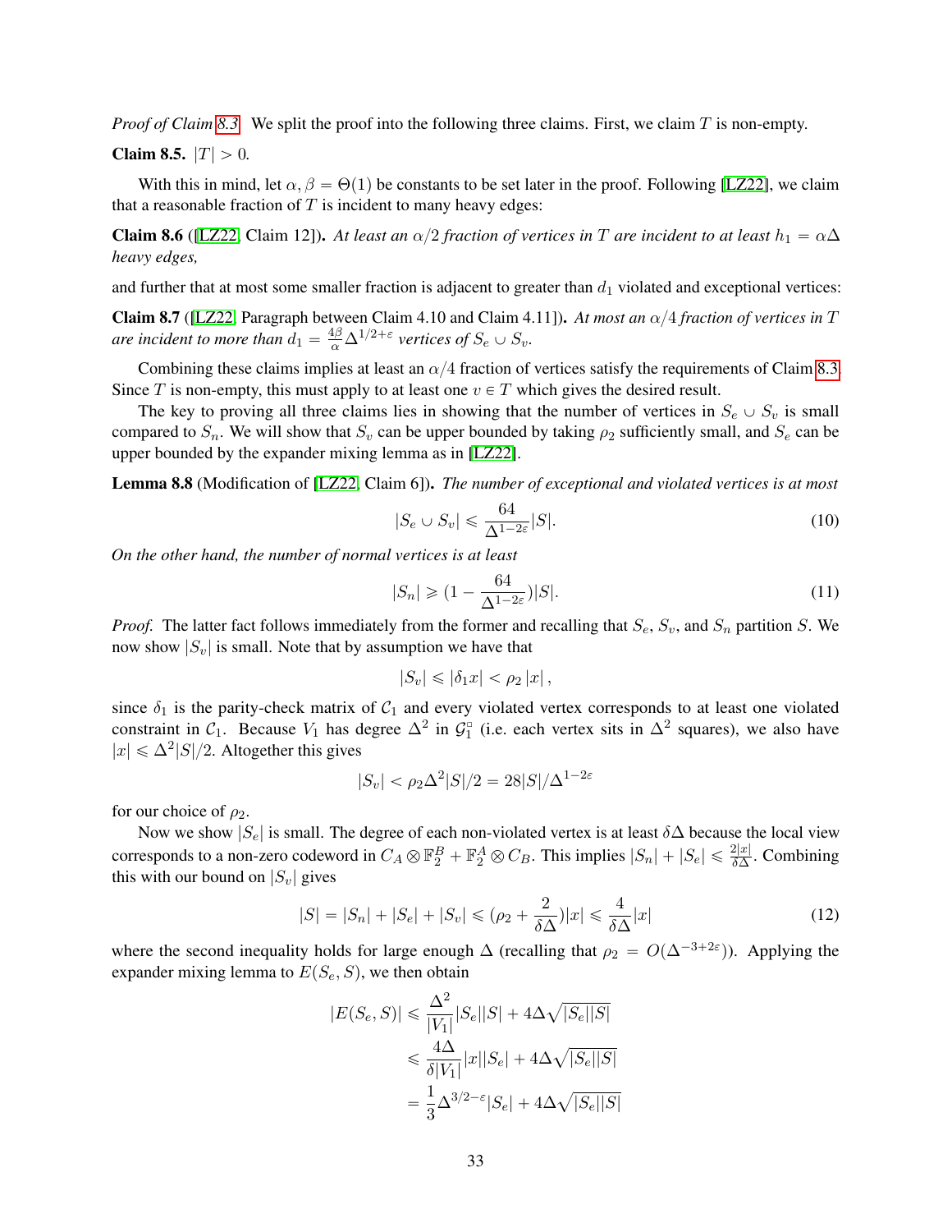*Proof of Claim 8.3.* We split the proof into the following three claims. First, we claim $T$ is non-empty.

**Claim 8.5.** $|T| > 0$.

With this in mind, let $\alpha, \beta = \Theta(1)$ be constants to be set later in the proof. Following [LZ22], we claim that a reasonable fraction of $T$ is incident to many heavy edges:

**Claim 8.6** ([LZ22, Claim 12]). *At least an $\alpha/2$ fraction of vertices in $T$ are incident to at least $h_1 = \alpha\Delta$ heavy edges,*

and further that at most some smaller fraction is adjacent to greater than $d_1$ violated and exceptional vertices:

**Claim 8.7** ([LZ22, Paragraph between Claim 4.10 and Claim 4.11]). *At most an $\alpha/4$ fraction of vertices in $T$ are incident to more than $d_1 = \frac{4\beta}{\alpha}\Delta^{1/2+\varepsilon}$ vertices of $S_e \cup S_v$.*

Combining these claims implies at least an $\alpha/4$ fraction of vertices satisfy the requirements of Claim 8.3. Since $T$ is non-empty, this must apply to at least one $v \in T$ which gives the desired result.

The key to proving all three claims lies in showing that the number of vertices in $S_e \cup S_v$ is small compared to $S_n$. We will show that $S_v$ can be upper bounded by taking $\rho_2$ sufficiently small, and $S_e$ can be upper bounded by the expander mixing lemma as in [LZ22].

**Lemma 8.8** (Modification of [LZ22, Claim 6]). *The number of exceptional and violated vertices is at most*

$$|S_e \cup S_v| \leqslant \frac{64}{\Delta^{1-2\varepsilon}}|S|. \tag{10}$$

*On the other hand, the number of normal vertices is at least*

$$|S_n| \geqslant (1 - \frac{64}{\Delta^{1-2\varepsilon}})|S|. \tag{11}$$

*Proof.* The latter fact follows immediately from the former and recalling that $S_e$, $S_v$, and $S_n$ partition $S$. We now show $|S_v|$ is small. Note that by assumption we have that

$$|S_v| \leqslant |\delta_1 x| < \rho_2 |x|,$$

since $\delta_1$ is the parity-check matrix of $\mathcal{C}_1$ and every violated vertex corresponds to at least one violated constraint in $\mathcal{C}_1$. Because $V_1$ has degree $\Delta^2$ in $\mathcal{G}_1^\square$ (i.e. each vertex sits in $\Delta^2$ squares), we also have $|x| \leqslant \Delta^2|S|/2$. Altogether this gives

$$|S_v| < \rho_2\Delta^2|S|/2 = 28|S|/\Delta^{1-2\varepsilon}$$

for our choice of $\rho_2$.

Now we show $|S_e|$ is small. The degree of each non-violated vertex is at least $\delta\Delta$ because the local view corresponds to a non-zero codeword in $C_A \otimes \mathbb{F}_2^B + \mathbb{F}_2^A \otimes C_B$. This implies $|S_n| + |S_e| \leqslant \frac{2|x|}{\delta\Delta}$. Combining this with our bound on $|S_v|$ gives

$$|S| = |S_n| + |S_e| + |S_v| \leqslant (\rho_2 + \frac{2}{\delta\Delta})|x| \leqslant \frac{4}{\delta\Delta}|x| \tag{12}$$

where the second inequality holds for large enough $\Delta$ (recalling that $\rho_2 = O(\Delta^{-3+2\varepsilon})$). Applying the expander mixing lemma to $E(S_e, S)$, we then obtain

$$\begin{aligned}
|E(S_e, S)| &\leqslant \frac{\Delta^2}{|V_1|}|S_e||S| + 4\Delta\sqrt{|S_e||S|} \\
&\leqslant \frac{4\Delta}{\delta|V_1|}|x||S_e| + 4\Delta\sqrt{|S_e||S|} \\
&= \frac{1}{3}\Delta^{3/2-\varepsilon}|S_e| + 4\Delta\sqrt{|S_e||S|}
\end{aligned}$$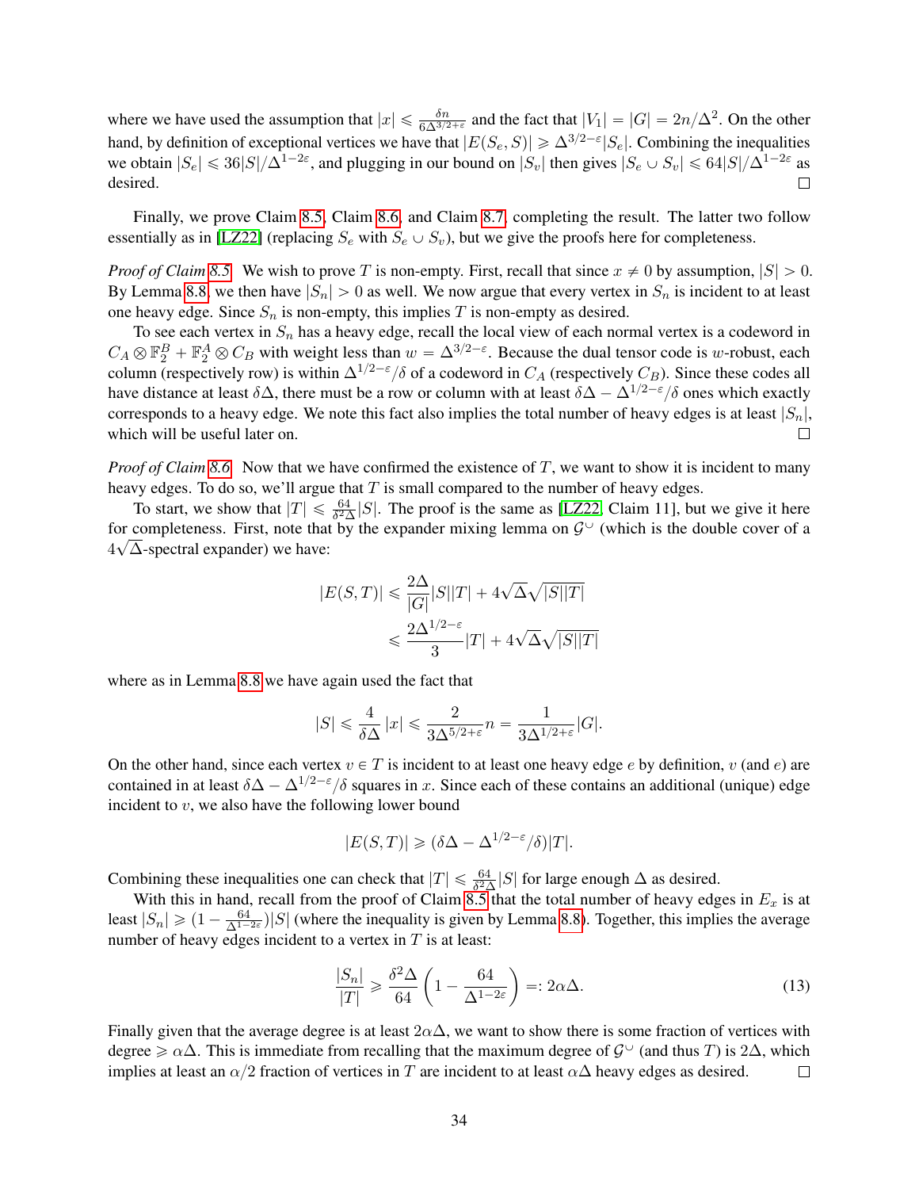where we have used the assumption that $|x| \leqslant \frac{\delta n}{6\Delta^{3/2+\varepsilon}}$ and the fact that $|V_1| = |G| = 2n/\Delta^2$. On the other hand, by definition of exceptional vertices we have that $|E(S_e, S)| \geqslant \Delta^{3/2-\varepsilon}|S_e|$. Combining the inequalities we obtain $|S_e| \leqslant 36|S|/\Delta^{1-2\varepsilon}$, and plugging in our bound on $|S_v|$ then gives $|S_e \cup S_v| \leqslant 64|S|/\Delta^{1-2\varepsilon}$ as desired. $\square$

Finally, we prove Claim 8.5, Claim 8.6, and Claim 8.7, completing the result. The latter two follow essentially as in [LZ22] (replacing $S_e$ with $S_e \cup S_v$), but we give the proofs here for completeness.

*Proof of Claim 8.5.* We wish to prove $T$ is non-empty. First, recall that since $x \neq 0$ by assumption, $|S| > 0$. By Lemma 8.8, we then have $|S_n| > 0$ as well. We now argue that every vertex in $S_n$ is incident to at least one heavy edge. Since $S_n$ is non-empty, this implies $T$ is non-empty as desired.

To see each vertex in $S_n$ has a heavy edge, recall the local view of each normal vertex is a codeword in $C_A \otimes \mathbb{F}_2^B + \mathbb{F}_2^A \otimes C_B$ with weight less than $w = \Delta^{3/2-\varepsilon}$. Because the dual tensor code is $w$-robust, each column (respectively row) is within $\Delta^{1/2-\varepsilon}/\delta$ of a codeword in $C_A$ (respectively $C_B$). Since these codes all have distance at least $\delta\Delta$, there must be a row or column with at least $\delta\Delta - \Delta^{1/2-\varepsilon}/\delta$ ones which exactly corresponds to a heavy edge. We note this fact also implies the total number of heavy edges is at least $|S_n|$, which will be useful later on. $\square$

*Proof of Claim 8.6.* Now that we have confirmed the existence of $T$, we want to show it is incident to many heavy edges. To do so, we'll argue that $T$ is small compared to the number of heavy edges.

To start, we show that $|T| \leqslant \frac{64}{\delta^2\Delta}|S|$. The proof is the same as [LZ22, Claim 11], but we give it here for completeness. First, note that by the expander mixing lemma on $\mathcal{G}^{\cup}$ (which is the double cover of a $4\sqrt{\Delta}$-spectral expander) we have:

$$
\begin{aligned}
|E(S,T)| &\leqslant \frac{2\Delta}{|G|}|S||T| + 4\sqrt{\Delta}\sqrt{|S||T|} \\
&\leqslant \frac{2\Delta^{1/2-\varepsilon}}{3}|T| + 4\sqrt{\Delta}\sqrt{|S||T|}
\end{aligned}
$$

where as in Lemma 8.8 we have again used the fact that

$$
|S| \leqslant \frac{4}{\delta\Delta}|x| \leqslant \frac{2}{3\Delta^{5/2+\varepsilon}}n = \frac{1}{3\Delta^{1/2+\varepsilon}}|G|.
$$

On the other hand, since each vertex $v \in T$ is incident to at least one heavy edge $e$ by definition, $v$ (and $e$) are contained in at least $\delta\Delta - \Delta^{1/2-\varepsilon}/\delta$ squares in $x$. Since each of these contains an additional (unique) edge incident to $v$, we also have the following lower bound

$$
|E(S,T)| \geqslant (\delta\Delta - \Delta^{1/2-\varepsilon}/\delta)|T|.
$$

Combining these inequalities one can check that $|T| \leqslant \frac{64}{\delta^2\Delta}|S|$ for large enough $\Delta$ as desired.

With this in hand, recall from the proof of Claim 8.5 that the total number of heavy edges in $E_x$ is at least $|S_n| \geqslant (1 - \frac{64}{\Delta^{1-2\varepsilon}})|S|$ (where the inequality is given by Lemma 8.8). Together, this implies the average number of heavy edges incident to a vertex in $T$ is at least:

$$
\frac{|S_n|}{|T|} \geqslant \frac{\delta^2\Delta}{64}\left(1 - \frac{64}{\Delta^{1-2\varepsilon}}\right) =: 2\alpha\Delta. \tag{13}
$$

Finally given that the average degree is at least $2\alpha\Delta$, we want to show there is some fraction of vertices with degree $\geqslant \alpha\Delta$. This is immediate from recalling that the maximum degree of $\mathcal{G}^{\cup}$ (and thus $T$) is $2\Delta$, which implies at least an $\alpha/2$ fraction of vertices in $T$ are incident to at least $\alpha\Delta$ heavy edges as desired. $\square$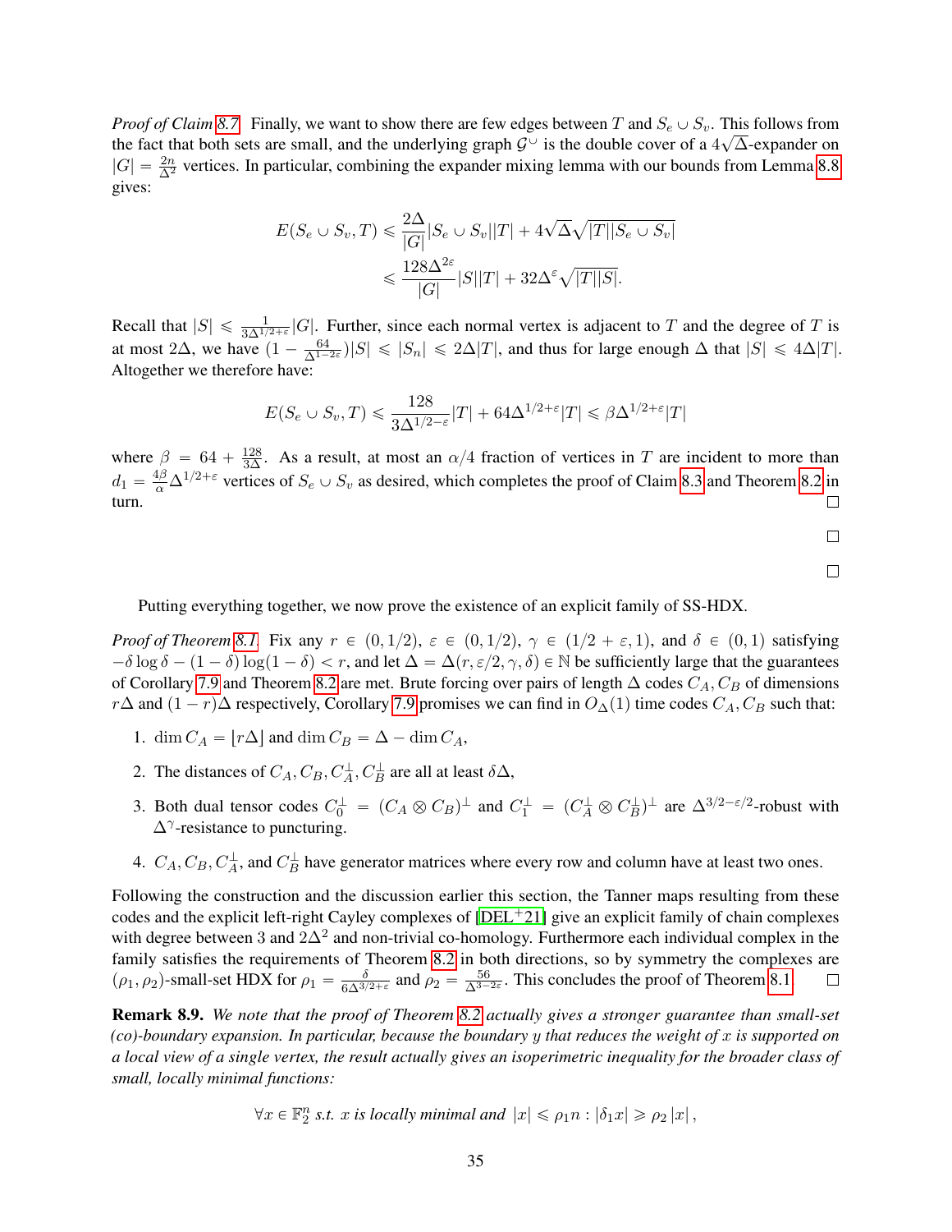*Proof of Claim 8.7.* Finally, we want to show there are few edges between $T$ and $S_e \cup S_v$. This follows from the fact that both sets are small, and the underlying graph $\mathcal{G}^{\cup}$ is the double cover of a $4\sqrt{\Delta}$-expander on $|G| = \frac{2n}{\Delta^2}$ vertices. In particular, combining the expander mixing lemma with our bounds from Lemma 8.8 gives:

$$
\begin{aligned}
E(S_e \cup S_v, T) &\leqslant \frac{2\Delta}{|G|}|S_e \cup S_v||T| + 4\sqrt{\Delta}\sqrt{|T||S_e \cup S_v|} \\
&\leqslant \frac{128\Delta^{2\varepsilon}}{|G|}|S||T| + 32\Delta^{\varepsilon}\sqrt{|T||S|}.
\end{aligned}
$$

Recall that $|S| \leqslant \frac{1}{3\Delta^{1/2+\varepsilon}}|G|$. Further, since each normal vertex is adjacent to $T$ and the degree of $T$ is at most $2\Delta$, we have $(1 - \frac{64}{\Delta^{1-2\varepsilon}})|S| \leqslant |S_n| \leqslant 2\Delta|T|$, and thus for large enough $\Delta$ that $|S| \leqslant 4\Delta|T|$. Altogether we therefore have:

$$
E(S_e \cup S_v, T) \leqslant \frac{128}{3\Delta^{1/2-\varepsilon}}|T| + 64\Delta^{1/2+\varepsilon}|T| \leqslant \beta\Delta^{1/2+\varepsilon}|T|
$$

where $\beta = 64 + \frac{128}{3\Delta}$. As a result, at most an $\alpha/4$ fraction of vertices in $T$ are incident to more than $d_1 = \frac{4\beta}{\alpha}\Delta^{1/2+\varepsilon}$ vertices of $S_e \cup S_v$ as desired, which completes the proof of Claim 8.3 and Theorem 8.2 in turn. □

□

□

Putting everything together, we now prove the existence of an explicit family of SS-HDX.

*Proof of Theorem 8.1.* Fix any $r \in (0, 1/2)$, $\varepsilon \in (0, 1/2)$, $\gamma \in (1/2 + \varepsilon, 1)$, and $\delta \in (0, 1)$ satisfying $-\delta \log \delta - (1 - \delta) \log(1 - \delta) < r$, and let $\Delta = \Delta(r, \varepsilon/2, \gamma, \delta) \in \mathbb{N}$ be sufficiently large that the guarantees of Corollary 7.9 and Theorem 8.2 are met. Brute forcing over pairs of length $\Delta$ codes $C_A, C_B$ of dimensions $r\Delta$ and $(1 - r)\Delta$ respectively, Corollary 7.9 promises we can find in $O_\Delta(1)$ time codes $C_A, C_B$ such that:

1. $\dim C_A = \lfloor r\Delta \rfloor$ and $\dim C_B = \Delta - \dim C_A$,
2. The distances of $C_A, C_B, C_A^\perp, C_B^\perp$ are all at least $\delta\Delta$,
3. Both dual tensor codes $C_0^\perp = (C_A \otimes C_B)^\perp$ and $C_1^\perp = (C_A^\perp \otimes C_B^\perp)^\perp$ are $\Delta^{3/2-\varepsilon/2}$-robust with $\Delta^\gamma$-resistance to puncturing.
4. $C_A, C_B, C_A^\perp$, and $C_B^\perp$ have generator matrices where every row and column have at least two ones.

Following the construction and the discussion earlier this section, the Tanner maps resulting from these codes and the explicit left-right Cayley complexes of [DEL+21] give an explicit family of chain complexes with degree between 3 and $2\Delta^2$ and non-trivial co-homology. Furthermore each individual complex in the family satisfies the requirements of Theorem 8.2 in both directions, so by symmetry the complexes are $(\rho_1, \rho_2)$-small-set HDX for $\rho_1 = \frac{\delta}{6\Delta^{3/2+\varepsilon}}$ and $\rho_2 = \frac{56}{\Delta^{3-2\varepsilon}}$. This concludes the proof of Theorem 8.1. □

**Remark 8.9.** *We note that the proof of Theorem 8.2 actually gives a stronger guarantee than small-set (co)-boundary expansion. In particular, because the boundary $y$ that reduces the weight of $x$ is supported on a local view of a single vertex, the result actually gives an isoperimetric inequality for the broader class of small, locally minimal functions:*

$$
\forall x \in \mathbb{F}_2^n \text{ s.t. } x \text{ is locally minimal and } |x| \leqslant \rho_1 n : |\delta_1 x| \geqslant \rho_2 |x|,
$$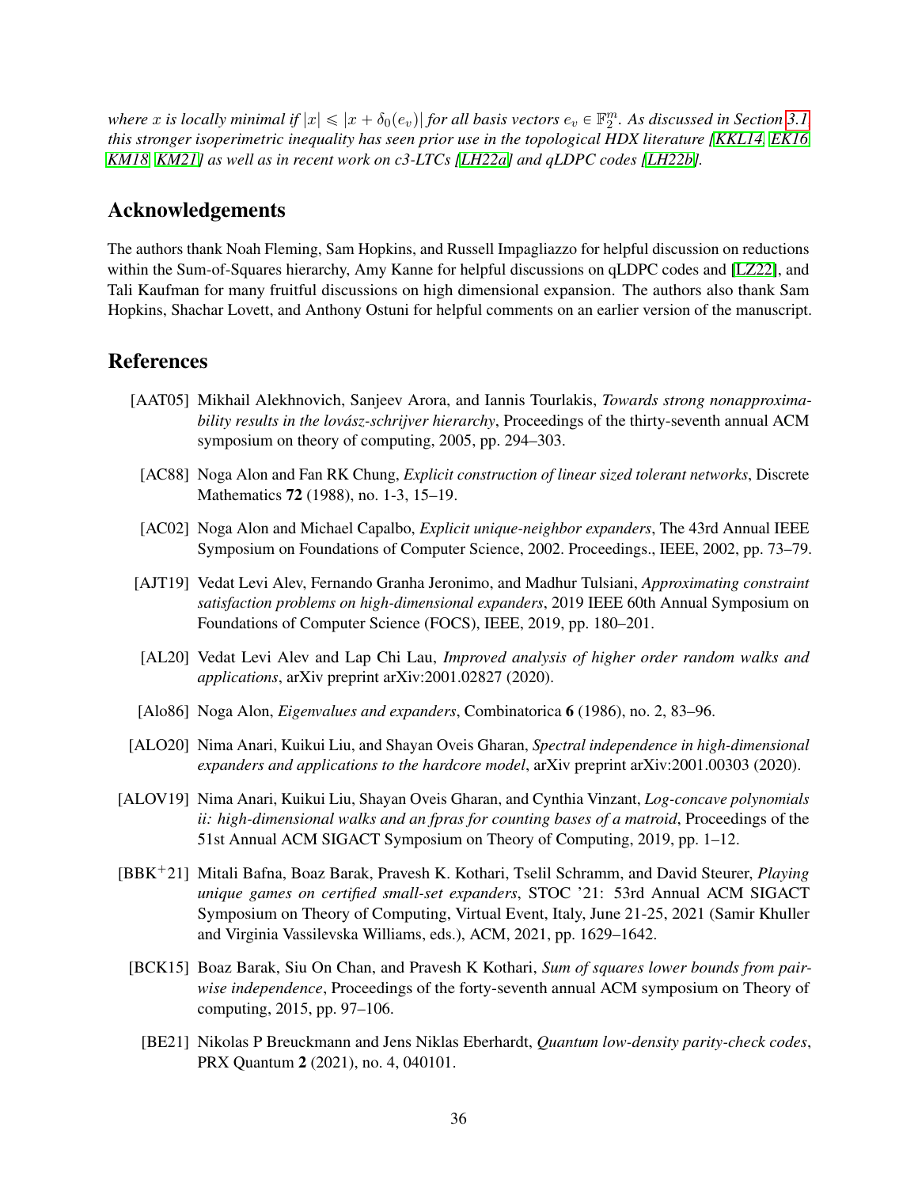*where $x$ is locally minimal if $|x| \leqslant |x + \delta_0(e_v)|$ for all basis vectors $e_v \in \mathbb{F}_2^m$. As discussed in Section 3.1 this stronger isoperimetric inequality has seen prior use in the topological HDX literature [KKL14, EK16, KM18, KM21] as well as in recent work on c3-LTCs [LH22a] and qLDPC codes [LH22b].*

## Acknowledgements

The authors thank Noah Fleming, Sam Hopkins, and Russell Impagliazzo for helpful discussion on reductions within the Sum-of-Squares hierarchy, Amy Kanne for helpful discussions on qLDPC codes and [LZ22], and Tali Kaufman for many fruitful discussions on high dimensional expansion. The authors also thank Sam Hopkins, Shachar Lovett, and Anthony Ostuni for helpful comments on an earlier version of the manuscript.

## References

[AAT05] Mikhail Alekhnovich, Sanjeev Arora, and Iannis Tourlakis, *Towards strong nonapproximability results in the lovász-schrijver hierarchy*, Proceedings of the thirty-seventh annual ACM symposium on theory of computing, 2005, pp. 294–303.

[AC88] Noga Alon and Fan RK Chung, *Explicit construction of linear sized tolerant networks*, Discrete Mathematics **72** (1988), no. 1-3, 15–19.

[AC02] Noga Alon and Michael Capalbo, *Explicit unique-neighbor expanders*, The 43rd Annual IEEE Symposium on Foundations of Computer Science, 2002. Proceedings., IEEE, 2002, pp. 73–79.

[AJT19] Vedat Levi Alev, Fernando Granha Jeronimo, and Madhur Tulsiani, *Approximating constraint satisfaction problems on high-dimensional expanders*, 2019 IEEE 60th Annual Symposium on Foundations of Computer Science (FOCS), IEEE, 2019, pp. 180–201.

[AL20] Vedat Levi Alev and Lap Chi Lau, *Improved analysis of higher order random walks and applications*, arXiv preprint arXiv:2001.02827 (2020).

[Alo86] Noga Alon, *Eigenvalues and expanders*, Combinatorica **6** (1986), no. 2, 83–96.

[ALO20] Nima Anari, Kuikui Liu, and Shayan Oveis Gharan, *Spectral independence in high-dimensional expanders and applications to the hardcore model*, arXiv preprint arXiv:2001.00303 (2020).

[ALOV19] Nima Anari, Kuikui Liu, Shayan Oveis Gharan, and Cynthia Vinzant, *Log-concave polynomials ii: high-dimensional walks and an fpras for counting bases of a matroid*, Proceedings of the 51st Annual ACM SIGACT Symposium on Theory of Computing, 2019, pp. 1–12.

[BBK+21] Mitali Bafna, Boaz Barak, Pravesh K. Kothari, Tselil Schramm, and David Steurer, *Playing unique games on certified small-set expanders*, STOC '21: 53rd Annual ACM SIGACT Symposium on Theory of Computing, Virtual Event, Italy, June 21-25, 2021 (Samir Khuller and Virginia Vassilevska Williams, eds.), ACM, 2021, pp. 1629–1642.

[BCK15] Boaz Barak, Siu On Chan, and Pravesh K Kothari, *Sum of squares lower bounds from pairwise independence*, Proceedings of the forty-seventh annual ACM symposium on Theory of computing, 2015, pp. 97–106.

[BE21] Nikolas P Breuckmann and Jens Niklas Eberhardt, *Quantum low-density parity-check codes*, PRX Quantum **2** (2021), no. 4, 040101.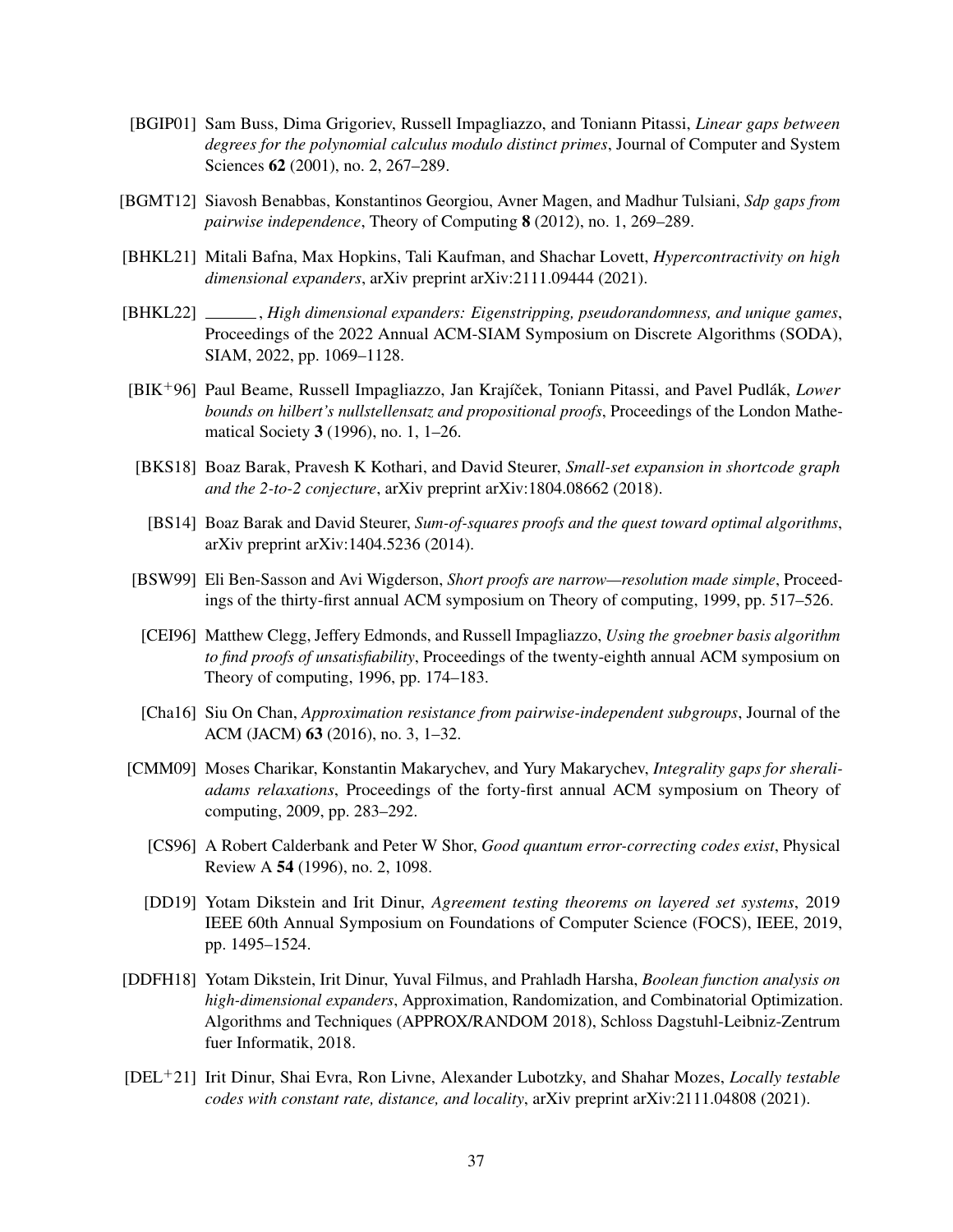[BGIP01] Sam Buss, Dima Grigoriev, Russell Impagliazzo, and Toniann Pitassi, *Linear gaps between degrees for the polynomial calculus modulo distinct primes*, Journal of Computer and System Sciences **62** (2001), no. 2, 267–289.

[BGMT12] Siavosh Benabbas, Konstantinos Georgiou, Avner Magen, and Madhur Tulsiani, *Sdp gaps from pairwise independence*, Theory of Computing **8** (2012), no. 1, 269–289.

[BHKL21] Mitali Bafna, Max Hopkins, Tali Kaufman, and Shachar Lovett, *Hypercontractivity on high dimensional expanders*, arXiv preprint arXiv:2111.09444 (2021).

[BHKL22] ______, *High dimensional expanders: Eigenstripping, pseudorandomness, and unique games*, Proceedings of the 2022 Annual ACM-SIAM Symposium on Discrete Algorithms (SODA), SIAM, 2022, pp. 1069–1128.

[BIK+96] Paul Beame, Russell Impagliazzo, Jan Krajíček, Toniann Pitassi, and Pavel Pudlák, *Lower bounds on hilbert's nullstellensatz and propositional proofs*, Proceedings of the London Mathematical Society **3** (1996), no. 1, 1–26.

[BKS18] Boaz Barak, Pravesh K Kothari, and David Steurer, *Small-set expansion in shortcode graph and the 2-to-2 conjecture*, arXiv preprint arXiv:1804.08662 (2018).

[BS14] Boaz Barak and David Steurer, *Sum-of-squares proofs and the quest toward optimal algorithms*, arXiv preprint arXiv:1404.5236 (2014).

[BSW99] Eli Ben-Sasson and Avi Wigderson, *Short proofs are narrow—resolution made simple*, Proceedings of the thirty-first annual ACM symposium on Theory of computing, 1999, pp. 517–526.

[CEI96] Matthew Clegg, Jeffery Edmonds, and Russell Impagliazzo, *Using the groebner basis algorithm to find proofs of unsatisfiability*, Proceedings of the twenty-eighth annual ACM symposium on Theory of computing, 1996, pp. 174–183.

[Cha16] Siu On Chan, *Approximation resistance from pairwise-independent subgroups*, Journal of the ACM (JACM) **63** (2016), no. 3, 1–32.

[CMM09] Moses Charikar, Konstantin Makarychev, and Yury Makarychev, *Integrality gaps for sherali-adams relaxations*, Proceedings of the forty-first annual ACM symposium on Theory of computing, 2009, pp. 283–292.

[CS96] A Robert Calderbank and Peter W Shor, *Good quantum error-correcting codes exist*, Physical Review A **54** (1996), no. 2, 1098.

[DD19] Yotam Dikstein and Irit Dinur, *Agreement testing theorems on layered set systems*, 2019 IEEE 60th Annual Symposium on Foundations of Computer Science (FOCS), IEEE, 2019, pp. 1495–1524.

[DDFH18] Yotam Dikstein, Irit Dinur, Yuval Filmus, and Prahladh Harsha, *Boolean function analysis on high-dimensional expanders*, Approximation, Randomization, and Combinatorial Optimization. Algorithms and Techniques (APPROX/RANDOM 2018), Schloss Dagstuhl-Leibniz-Zentrum fuer Informatik, 2018.

[DEL+21] Irit Dinur, Shai Evra, Ron Livne, Alexander Lubotzky, and Shahar Mozes, *Locally testable codes with constant rate, distance, and locality*, arXiv preprint arXiv:2111.04808 (2021).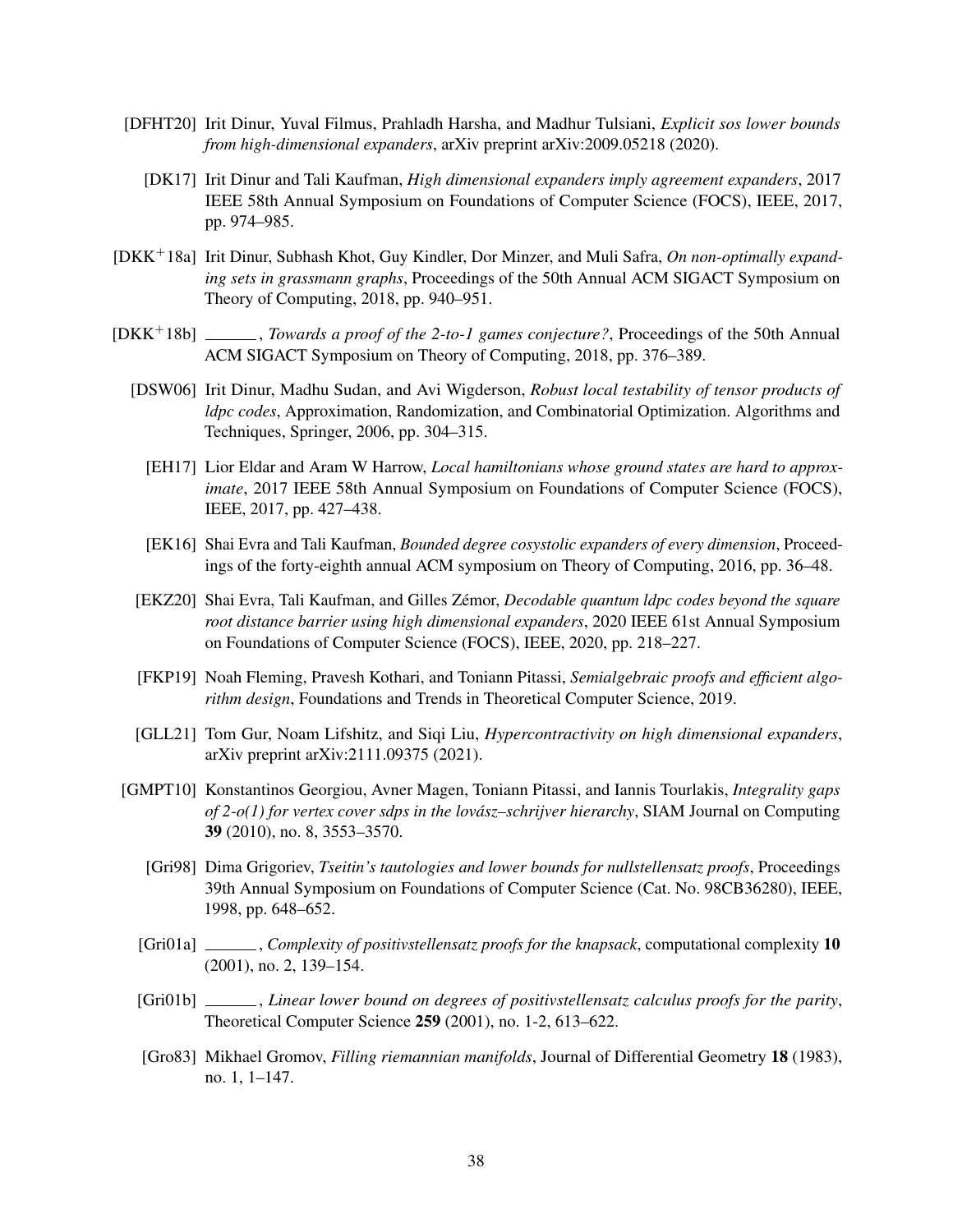[DFHT20] Irit Dinur, Yuval Filmus, Prahladh Harsha, and Madhur Tulsiani, *Explicit sos lower bounds from high-dimensional expanders*, arXiv preprint arXiv:2009.05218 (2020).

[DK17] Irit Dinur and Tali Kaufman, *High dimensional expanders imply agreement expanders*, 2017 IEEE 58th Annual Symposium on Foundations of Computer Science (FOCS), IEEE, 2017, pp. 974–985.

[DKK+18a] Irit Dinur, Subhash Khot, Guy Kindler, Dor Minzer, and Muli Safra, *On non-optimally expanding sets in grassmann graphs*, Proceedings of the 50th Annual ACM SIGACT Symposium on Theory of Computing, 2018, pp. 940–951.

[DKK+18b] ______, *Towards a proof of the 2-to-1 games conjecture?*, Proceedings of the 50th Annual ACM SIGACT Symposium on Theory of Computing, 2018, pp. 376–389.

[DSW06] Irit Dinur, Madhu Sudan, and Avi Wigderson, *Robust local testability of tensor products of ldpc codes*, Approximation, Randomization, and Combinatorial Optimization. Algorithms and Techniques, Springer, 2006, pp. 304–315.

[EH17] Lior Eldar and Aram W Harrow, *Local hamiltonians whose ground states are hard to approximate*, 2017 IEEE 58th Annual Symposium on Foundations of Computer Science (FOCS), IEEE, 2017, pp. 427–438.

[EK16] Shai Evra and Tali Kaufman, *Bounded degree cosystolic expanders of every dimension*, Proceedings of the forty-eighth annual ACM symposium on Theory of Computing, 2016, pp. 36–48.

[EKZ20] Shai Evra, Tali Kaufman, and Gilles Zémor, *Decodable quantum ldpc codes beyond the square root distance barrier using high dimensional expanders*, 2020 IEEE 61st Annual Symposium on Foundations of Computer Science (FOCS), IEEE, 2020, pp. 218–227.

[FKP19] Noah Fleming, Pravesh Kothari, and Toniann Pitassi, *Semialgebraic proofs and efficient algorithm design*, Foundations and Trends in Theoretical Computer Science, 2019.

[GLL21] Tom Gur, Noam Lifshitz, and Siqi Liu, *Hypercontractivity on high dimensional expanders*, arXiv preprint arXiv:2111.09375 (2021).

[GMPT10] Konstantinos Georgiou, Avner Magen, Toniann Pitassi, and Iannis Tourlakis, *Integrality gaps of 2-o(1) for vertex cover sdps in the lovász–schrijver hierarchy*, SIAM Journal on Computing **39** (2010), no. 8, 3553–3570.

[Gri98] Dima Grigoriev, *Tseitin's tautologies and lower bounds for nullstellensatz proofs*, Proceedings 39th Annual Symposium on Foundations of Computer Science (Cat. No. 98CB36280), IEEE, 1998, pp. 648–652.

[Gri01a] ______, *Complexity of positivstellensatz proofs for the knapsack*, computational complexity **10** (2001), no. 2, 139–154.

[Gri01b] ______, *Linear lower bound on degrees of positivstellensatz calculus proofs for the parity*, Theoretical Computer Science **259** (2001), no. 1-2, 613–622.

[Gro83] Mikhael Gromov, *Filling riemannian manifolds*, Journal of Differential Geometry **18** (1983), no. 1, 1–147.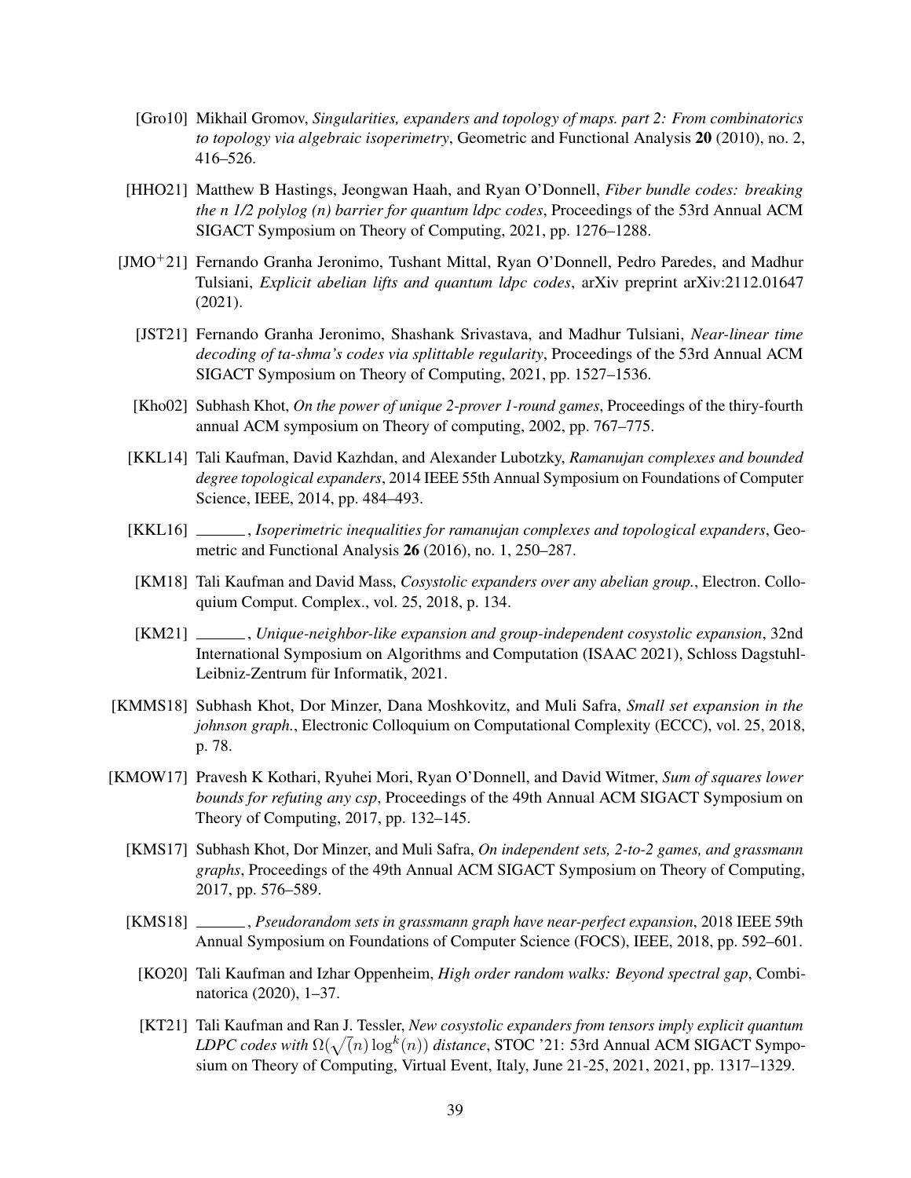[Gro10] Mikhail Gromov, *Singularities, expanders and topology of maps. part 2: From combinatorics to topology via algebraic isoperimetry*, Geometric and Functional Analysis **20** (2010), no. 2, 416–526.

[HHO21] Matthew B Hastings, Jeongwan Haah, and Ryan O'Donnell, *Fiber bundle codes: breaking the n 1/2 polylog (n) barrier for quantum ldpc codes*, Proceedings of the 53rd Annual ACM SIGACT Symposium on Theory of Computing, 2021, pp. 1276–1288.

[JMO$^+$21] Fernando Granha Jeronimo, Tushant Mittal, Ryan O'Donnell, Pedro Paredes, and Madhur Tulsiani, *Explicit abelian lifts and quantum ldpc codes*, arXiv preprint arXiv:2112.01647 (2021).

[JST21] Fernando Granha Jeronimo, Shashank Srivastava, and Madhur Tulsiani, *Near-linear time decoding of ta-shma's codes via splittable regularity*, Proceedings of the 53rd Annual ACM SIGACT Symposium on Theory of Computing, 2021, pp. 1527–1536.

[Kho02] Subhash Khot, *On the power of unique 2-prover 1-round games*, Proceedings of the thiry-fourth annual ACM symposium on Theory of computing, 2002, pp. 767–775.

[KKL14] Tali Kaufman, David Kazhdan, and Alexander Lubotzky, *Ramanujan complexes and bounded degree topological expanders*, 2014 IEEE 55th Annual Symposium on Foundations of Computer Science, IEEE, 2014, pp. 484–493.

[KKL16] ______, *Isoperimetric inequalities for ramanujan complexes and topological expanders*, Geometric and Functional Analysis **26** (2016), no. 1, 250–287.

[KM18] Tali Kaufman and David Mass, *Cosystolic expanders over any abelian group.*, Electron. Colloquium Comput. Complex., vol. 25, 2018, p. 134.

[KM21] ______, *Unique-neighbor-like expansion and group-independent cosystolic expansion*, 32nd International Symposium on Algorithms and Computation (ISAAC 2021), Schloss Dagstuhl-Leibniz-Zentrum für Informatik, 2021.

[KMMS18] Subhash Khot, Dor Minzer, Dana Moshkovitz, and Muli Safra, *Small set expansion in the johnson graph.*, Electronic Colloquium on Computational Complexity (ECCC), vol. 25, 2018, p. 78.

[KMOW17] Pravesh K Kothari, Ryuhei Mori, Ryan O'Donnell, and David Witmer, *Sum of squares lower bounds for refuting any csp*, Proceedings of the 49th Annual ACM SIGACT Symposium on Theory of Computing, 2017, pp. 132–145.

[KMS17] Subhash Khot, Dor Minzer, and Muli Safra, *On independent sets, 2-to-2 games, and grassmann graphs*, Proceedings of the 49th Annual ACM SIGACT Symposium on Theory of Computing, 2017, pp. 576–589.

[KMS18] ______, *Pseudorandom sets in grassmann graph have near-perfect expansion*, 2018 IEEE 59th Annual Symposium on Foundations of Computer Science (FOCS), IEEE, 2018, pp. 592–601.

[KO20] Tali Kaufman and Izhar Oppenheim, *High order random walks: Beyond spectral gap*, Combinatorica (2020), 1–37.

[KT21] Tali Kaufman and Ran J. Tessler, *New cosystolic expanders from tensors imply explicit quantum LDPC codes with $\Omega(\sqrt(n)\log^k(n))$ distance*, STOC '21: 53rd Annual ACM SIGACT Symposium on Theory of Computing, Virtual Event, Italy, June 21-25, 2021, 2021, pp. 1317–1329.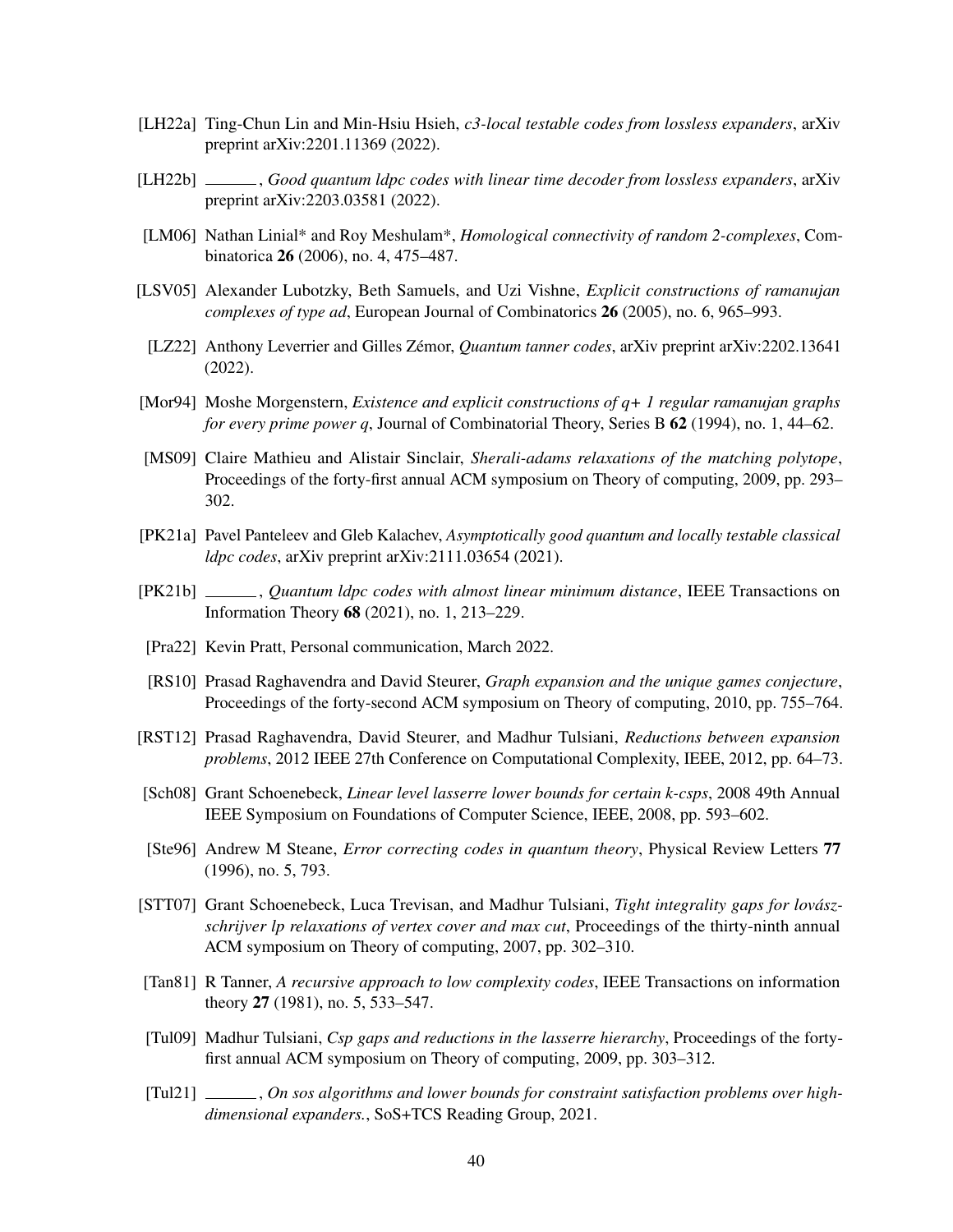[LH22a] Ting-Chun Lin and Min-Hsiu Hsieh, *c3-local testable codes from lossless expanders*, arXiv preprint arXiv:2201.11369 (2022).

[LH22b] ______, *Good quantum ldpc codes with linear time decoder from lossless expanders*, arXiv preprint arXiv:2203.03581 (2022).

[LM06] Nathan Linial* and Roy Meshulam*, *Homological connectivity of random 2-complexes*, Combinatorica **26** (2006), no. 4, 475–487.

[LSV05] Alexander Lubotzky, Beth Samuels, and Uzi Vishne, *Explicit constructions of ramanujan complexes of type ad*, European Journal of Combinatorics **26** (2005), no. 6, 965–993.

[LZ22] Anthony Leverrier and Gilles Zémor, *Quantum tanner codes*, arXiv preprint arXiv:2202.13641 (2022).

[Mor94] Moshe Morgenstern, *Existence and explicit constructions of q+ 1 regular ramanujan graphs for every prime power q*, Journal of Combinatorial Theory, Series B **62** (1994), no. 1, 44–62.

[MS09] Claire Mathieu and Alistair Sinclair, *Sherali-adams relaxations of the matching polytope*, Proceedings of the forty-first annual ACM symposium on Theory of computing, 2009, pp. 293–302.

[PK21a] Pavel Panteleev and Gleb Kalachev, *Asymptotically good quantum and locally testable classical ldpc codes*, arXiv preprint arXiv:2111.03654 (2021).

[PK21b] ______, *Quantum ldpc codes with almost linear minimum distance*, IEEE Transactions on Information Theory **68** (2021), no. 1, 213–229.

[Pra22] Kevin Pratt, Personal communication, March 2022.

[RS10] Prasad Raghavendra and David Steurer, *Graph expansion and the unique games conjecture*, Proceedings of the forty-second ACM symposium on Theory of computing, 2010, pp. 755–764.

[RST12] Prasad Raghavendra, David Steurer, and Madhur Tulsiani, *Reductions between expansion problems*, 2012 IEEE 27th Conference on Computational Complexity, IEEE, 2012, pp. 64–73.

[Sch08] Grant Schoenebeck, *Linear level lasserre lower bounds for certain k-csps*, 2008 49th Annual IEEE Symposium on Foundations of Computer Science, IEEE, 2008, pp. 593–602.

[Ste96] Andrew M Steane, *Error correcting codes in quantum theory*, Physical Review Letters **77** (1996), no. 5, 793.

[STT07] Grant Schoenebeck, Luca Trevisan, and Madhur Tulsiani, *Tight integrality gaps for lovász-schrijver lp relaxations of vertex cover and max cut*, Proceedings of the thirty-ninth annual ACM symposium on Theory of computing, 2007, pp. 302–310.

[Tan81] R Tanner, *A recursive approach to low complexity codes*, IEEE Transactions on information theory **27** (1981), no. 5, 533–547.

[Tul09] Madhur Tulsiani, *Csp gaps and reductions in the lasserre hierarchy*, Proceedings of the forty-first annual ACM symposium on Theory of computing, 2009, pp. 303–312.

[Tul21] ______, *On sos algorithms and lower bounds for constraint satisfaction problems over high-dimensional expanders.*, SoS+TCS Reading Group, 2021.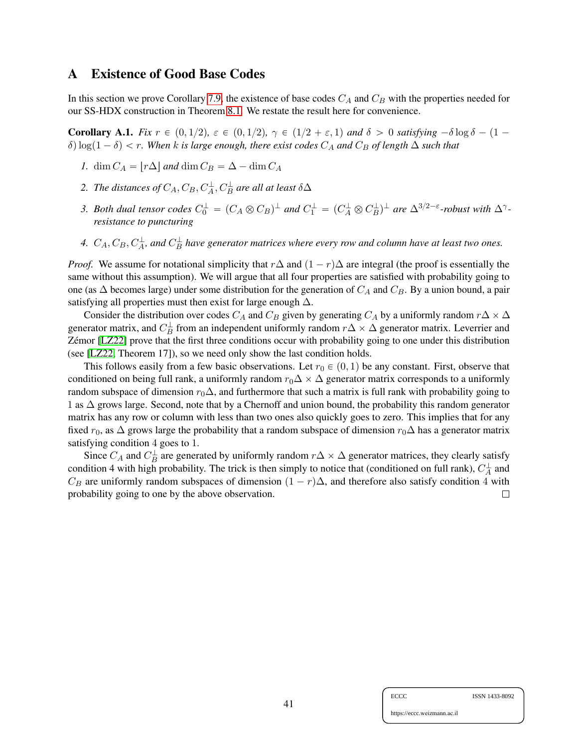# A Existence of Good Base Codes

In this section we prove Corollary 7.9, the existence of base codes $C_A$ and $C_B$ with the properties needed for our SS-HDX construction in Theorem 8.1. We restate the result here for convenience.

**Corollary A.1.** *Fix $r \in (0, 1/2)$, $\varepsilon \in (0, 1/2)$, $\gamma \in (1/2 + \varepsilon, 1)$ and $\delta > 0$ satisfying $-\delta \log \delta - (1 - \delta)\log(1 - \delta) < r$. When $k$ is large enough, there exist codes $C_A$ and $C_B$ of length $\Delta$ such that*

1. *$\dim C_A = \lfloor r\Delta \rfloor$ and $\dim C_B = \Delta - \dim C_A$*
2. *The distances of $C_A, C_B, C_A^\perp, C_B^\perp$ are all at least $\delta\Delta$*
3. *Both dual tensor codes $C_0^\perp = (C_A \otimes C_B)^\perp$ and $C_1^\perp = (C_A^\perp \otimes C_B^\perp)^\perp$ are $\Delta^{3/2-\varepsilon}$-robust with $\Delta^\gamma$-resistance to puncturing*
4. *$C_A, C_B, C_A^\perp$, and $C_B^\perp$ have generator matrices where every row and column have at least two ones.*

*Proof.* We assume for notational simplicity that $r\Delta$ and $(1 - r)\Delta$ are integral (the proof is essentially the same without this assumption). We will argue that all four properties are satisfied with probability going to one (as $\Delta$ becomes large) under some distribution for the generation of $C_A$ and $C_B$. By a union bound, a pair satisfying all properties must then exist for large enough $\Delta$.

Consider the distribution over codes $C_A$ and $C_B$ given by generating $C_A$ by a uniformly random $r\Delta \times \Delta$ generator matrix, and $C_B^\perp$ from an independent uniformly random $r\Delta \times \Delta$ generator matrix. Leverrier and Zémor [LZ22] prove that the first three conditions occur with probability going to one under this distribution (see [LZ22, Theorem 17]), so we need only show the last condition holds.

This follows easily from a few basic observations. Let $r_0 \in (0, 1)$ be any constant. First, observe that conditioned on being full rank, a uniformly random $r_0\Delta \times \Delta$ generator matrix corresponds to a uniformly random subspace of dimension $r_0\Delta$, and furthermore that such a matrix is full rank with probability going to 1 as $\Delta$ grows large. Second, note that by a Chernoff and union bound, the probability this random generator matrix has any row or column with less than two ones also quickly goes to zero. This implies that for any fixed $r_0$, as $\Delta$ grows large the probability that a random subspace of dimension $r_0\Delta$ has a generator matrix satisfying condition 4 goes to 1.

Since $C_A$ and $C_B^\perp$ are generated by uniformly random $r\Delta \times \Delta$ generator matrices, they clearly satisfy condition 4 with high probability. The trick is then simply to notice that (conditioned on full rank), $C_A^\perp$ and $C_B$ are uniformly random subspaces of dimension $(1 - r)\Delta$, and therefore also satisfy condition 4 with probability going to one by the above observation. $\square$